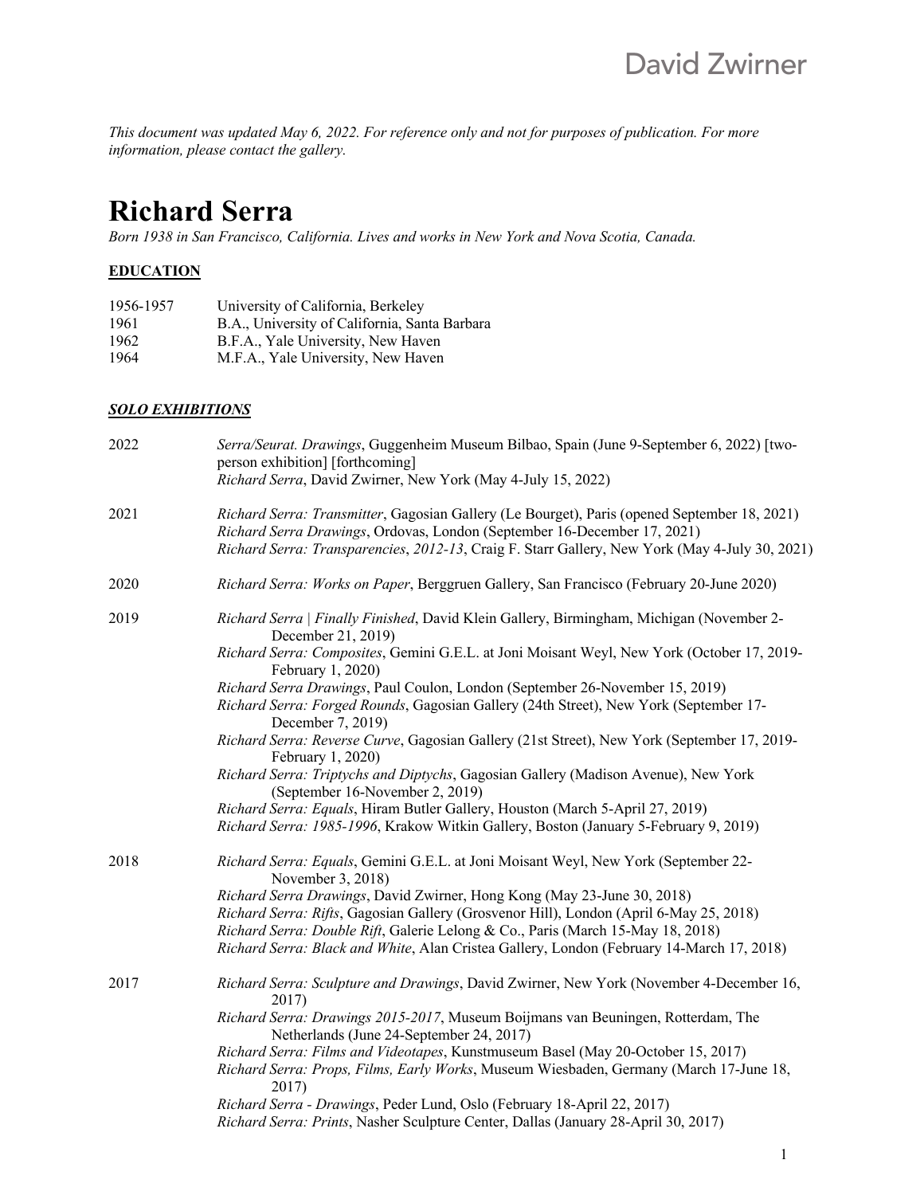*This document was updated May 6, 2022. For reference only and not for purposes of publication. For more information, please contact the gallery.*

# Richard Serra

*Born 1938 in San Francisco, California. Lives and works in New York and Nova Scotia, Canada.*

## EDUCATION

| | |
|---|---|
| 1956-1957 | University of California, Berkeley |
| 1961 | B.A., University of California, Santa Barbara |
| 1962 | B.F.A., Yale University, New Haven |
| 1964 | M.F.A., Yale University, New Haven |

## *SOLO EXHIBITIONS*

**2022**

*Serra/Seurat. Drawings*, Guggenheim Museum Bilbao, Spain (June 9-September 6, 2022) [two-person exhibition] [forthcoming]
*Richard Serra*, David Zwirner, New York (May 4-July 15, 2022)

**2021**

*Richard Serra: Transmitter*, Gagosian Gallery (Le Bourget), Paris (opened September 18, 2021)
*Richard Serra Drawings*, Ordovas, London (September 16-December 17, 2021)
*Richard Serra: Transparencies, 2012-13*, Craig F. Starr Gallery, New York (May 4-July 30, 2021)

**2020**

*Richard Serra: Works on Paper*, Berggruen Gallery, San Francisco (February 20-June 2020)

**2019**

*Richard Serra | Finally Finished*, David Klein Gallery, Birmingham, Michigan (November 2-December 21, 2019)
*Richard Serra: Composites*, Gemini G.E.L. at Joni Moisant Weyl, New York (October 17, 2019-February 1, 2020)
*Richard Serra Drawings*, Paul Coulon, London (September 26-November 15, 2019)
*Richard Serra: Forged Rounds*, Gagosian Gallery (24th Street), New York (September 17-December 7, 2019)
*Richard Serra: Reverse Curve*, Gagosian Gallery (21st Street), New York (September 17, 2019-February 1, 2020)
*Richard Serra: Triptychs and Diptychs*, Gagosian Gallery (Madison Avenue), New York (September 16-November 2, 2019)
*Richard Serra: Equals*, Hiram Butler Gallery, Houston (March 5-April 27, 2019)
*Richard Serra: 1985-1996*, Krakow Witkin Gallery, Boston (January 5-February 9, 2019)

**2018**

*Richard Serra: Equals*, Gemini G.E.L. at Joni Moisant Weyl, New York (September 22-November 3, 2018)
*Richard Serra Drawings*, David Zwirner, Hong Kong (May 23-June 30, 2018)
*Richard Serra: Rifts*, Gagosian Gallery (Grosvenor Hill), London (April 6-May 25, 2018)
*Richard Serra: Double Rift*, Galerie Lelong & Co., Paris (March 15-May 18, 2018)
*Richard Serra: Black and White*, Alan Cristea Gallery, London (February 14-March 17, 2018)

**2017**

*Richard Serra: Sculpture and Drawings*, David Zwirner, New York (November 4-December 16, 2017)
*Richard Serra: Drawings 2015-2017*, Museum Boijmans van Beuningen, Rotterdam, The Netherlands (June 24-September 24, 2017)
*Richard Serra: Films and Videotapes*, Kunstmuseum Basel (May 20-October 15, 2017)
*Richard Serra: Props, Films, Early Works*, Museum Wiesbaden, Germany (March 17-June 18, 2017)
*Richard Serra - Drawings*, Peder Lund, Oslo (February 18-April 22, 2017)
*Richard Serra: Prints*, Nasher Sculpture Center, Dallas (January 28-April 30, 2017)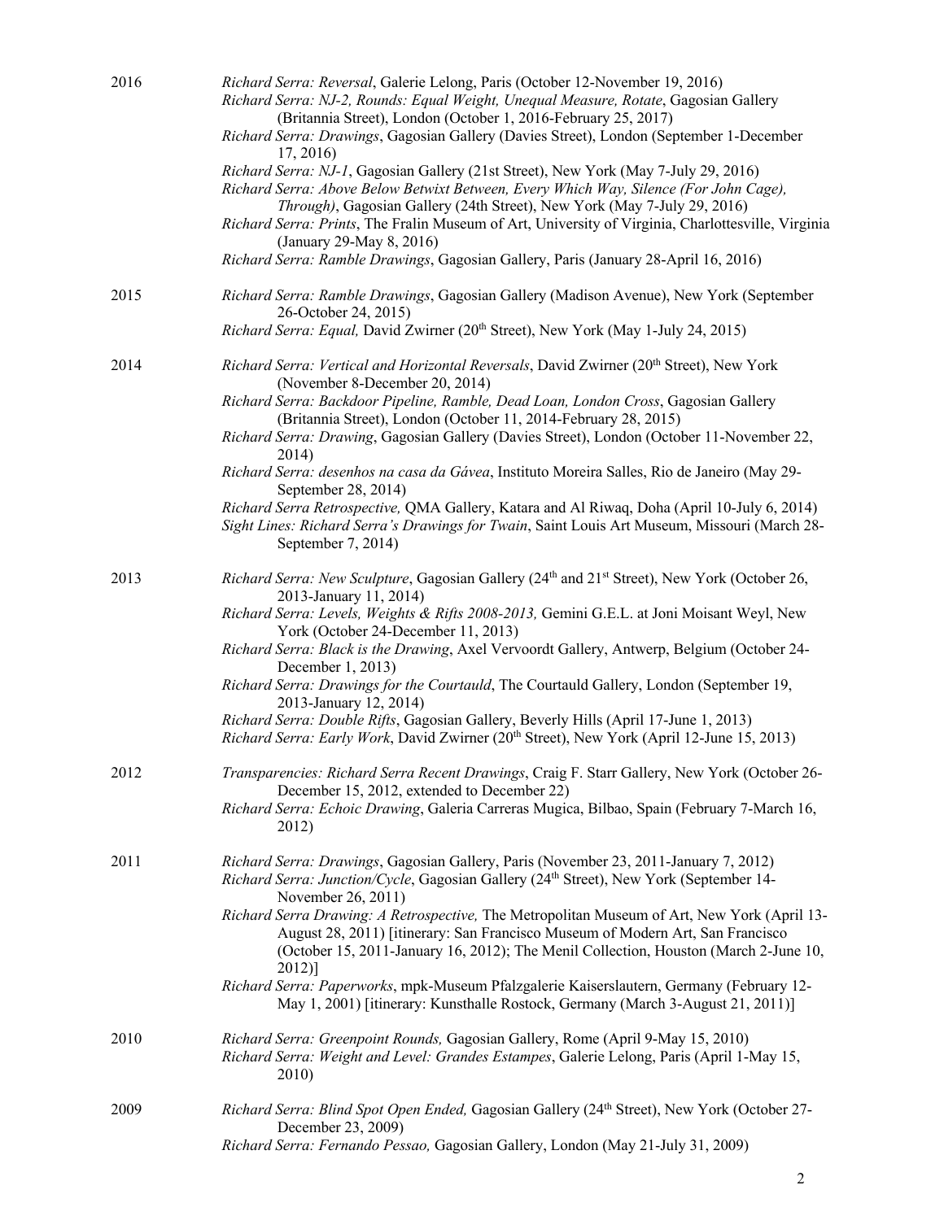2016

*Richard Serra: Reversal*, Galerie Lelong, Paris (October 12-November 19, 2016)

*Richard Serra: NJ-2, Rounds: Equal Weight, Unequal Measure, Rotate*, Gagosian Gallery (Britannia Street), London (October 1, 2016-February 25, 2017)

*Richard Serra: Drawings*, Gagosian Gallery (Davies Street), London (September 1-December 17, 2016)

*Richard Serra: NJ-1*, Gagosian Gallery (21st Street), New York (May 7-July 29, 2016)

*Richard Serra: Above Below Betwixt Between, Every Which Way, Silence (For John Cage), Through)*, Gagosian Gallery (24th Street), New York (May 7-July 29, 2016)

*Richard Serra: Prints*, The Fralin Museum of Art, University of Virginia, Charlottesville, Virginia (January 29-May 8, 2016)

*Richard Serra: Ramble Drawings*, Gagosian Gallery, Paris (January 28-April 16, 2016)

2015

*Richard Serra: Ramble Drawings*, Gagosian Gallery (Madison Avenue), New York (September 26-October 24, 2015)

*Richard Serra: Equal,* David Zwirner (20th Street), New York (May 1-July 24, 2015)

2014

*Richard Serra: Vertical and Horizontal Reversals*, David Zwirner (20th Street), New York (November 8-December 20, 2014)

*Richard Serra: Backdoor Pipeline, Ramble, Dead Loan, London Cross*, Gagosian Gallery (Britannia Street), London (October 11, 2014-February 28, 2015)

*Richard Serra: Drawing*, Gagosian Gallery (Davies Street), London (October 11-November 22, 2014)

*Richard Serra: desenhos na casa da Gávea*, Instituto Moreira Salles, Rio de Janeiro (May 29-September 28, 2014)

*Richard Serra Retrospective,* QMA Gallery, Katara and Al Riwaq, Doha (April 10-July 6, 2014)

*Sight Lines: Richard Serra's Drawings for Twain*, Saint Louis Art Museum, Missouri (March 28-September 7, 2014)

2013

*Richard Serra: New Sculpture*, Gagosian Gallery (24th and 21st Street), New York (October 26, 2013-January 11, 2014)

*Richard Serra: Levels, Weights & Rifts 2008-2013,* Gemini G.E.L. at Joni Moisant Weyl, New York (October 24-December 11, 2013)

*Richard Serra: Black is the Drawing*, Axel Vervoordt Gallery, Antwerp, Belgium (October 24-December 1, 2013)

*Richard Serra: Drawings for the Courtauld*, The Courtauld Gallery, London (September 19, 2013-January 12, 2014)

*Richard Serra: Double Rifts*, Gagosian Gallery, Beverly Hills (April 17-June 1, 2013)

*Richard Serra: Early Work*, David Zwirner (20th Street), New York (April 12-June 15, 2013)

2012

*Transparencies: Richard Serra Recent Drawings*, Craig F. Starr Gallery, New York (October 26-December 15, 2012, extended to December 22)

*Richard Serra: Echoic Drawing*, Galeria Carreras Mugica, Bilbao, Spain (February 7-March 16, 2012)

2011

*Richard Serra: Drawings*, Gagosian Gallery, Paris (November 23, 2011-January 7, 2012)

*Richard Serra: Junction/Cycle*, Gagosian Gallery (24th Street), New York (September 14-November 26, 2011)

*Richard Serra Drawing: A Retrospective,* The Metropolitan Museum of Art, New York (April 13-August 28, 2011) [itinerary: San Francisco Museum of Modern Art, San Francisco (October 15, 2011-January 16, 2012); The Menil Collection, Houston (March 2-June 10, 2012)]

*Richard Serra: Paperworks*, mpk-Museum Pfalzgalerie Kaiserslautern, Germany (February 12-May 1, 2001) [itinerary: Kunsthalle Rostock, Germany (March 3-August 21, 2011)]

2010

*Richard Serra: Greenpoint Rounds,* Gagosian Gallery, Rome (April 9-May 15, 2010)

*Richard Serra: Weight and Level: Grandes Estampes*, Galerie Lelong, Paris (April 1-May 15, 2010)

2009

*Richard Serra: Blind Spot Open Ended,* Gagosian Gallery (24th Street), New York (October 27-December 23, 2009)

*Richard Serra: Fernando Pessao,* Gagosian Gallery, London (May 21-July 31, 2009)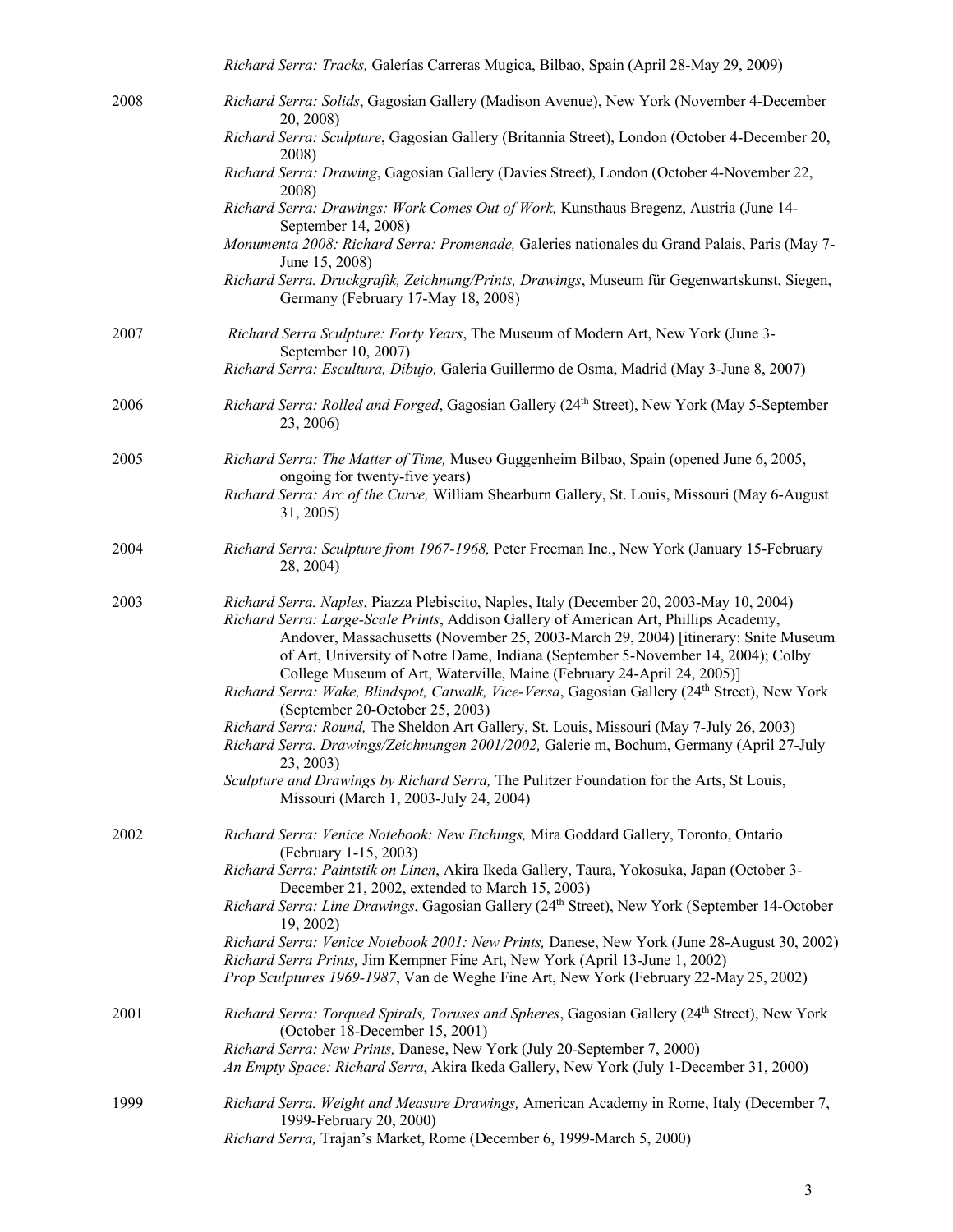*Richard Serra: Tracks,* Galerías Carreras Mugica, Bilbao, Spain (April 28-May 29, 2009)

**2008**

*Richard Serra: Solids*, Gagosian Gallery (Madison Avenue), New York (November 4-December 20, 2008)

*Richard Serra: Sculpture*, Gagosian Gallery (Britannia Street), London (October 4-December 20, 2008)

*Richard Serra: Drawing*, Gagosian Gallery (Davies Street), London (October 4-November 22, 2008)

*Richard Serra: Drawings: Work Comes Out of Work,* Kunsthaus Bregenz, Austria (June 14-September 14, 2008)

*Monumenta 2008: Richard Serra: Promenade,* Galeries nationales du Grand Palais, Paris (May 7-June 15, 2008)

*Richard Serra. Druckgrafik, Zeichnung/Prints, Drawings*, Museum für Gegenwartskunst, Siegen, Germany (February 17-May 18, 2008)

**2007**

*Richard Serra Sculpture: Forty Years*, The Museum of Modern Art, New York (June 3-September 10, 2007)

*Richard Serra: Escultura, Dibujo,* Galeria Guillermo de Osma, Madrid (May 3-June 8, 2007)

**2006**

*Richard Serra: Rolled and Forged*, Gagosian Gallery (24th Street), New York (May 5-September 23, 2006)

**2005**

*Richard Serra: The Matter of Time,* Museo Guggenheim Bilbao, Spain (opened June 6, 2005, ongoing for twenty-five years)

*Richard Serra: Arc of the Curve,* William Shearburn Gallery, St. Louis, Missouri (May 6-August 31, 2005)

**2004**

*Richard Serra: Sculpture from 1967-1968,* Peter Freeman Inc., New York (January 15-February 28, 2004)

**2003**

*Richard Serra. Naples*, Piazza Plebiscito, Naples, Italy (December 20, 2003-May 10, 2004)

*Richard Serra: Large-Scale Prints*, Addison Gallery of American Art, Phillips Academy, Andover, Massachusetts (November 25, 2003-March 29, 2004) [itinerary: Snite Museum of Art, University of Notre Dame, Indiana (September 5-November 14, 2004); Colby College Museum of Art, Waterville, Maine (February 24-April 24, 2005)]

*Richard Serra: Wake, Blindspot, Catwalk, Vice-Versa*, Gagosian Gallery (24th Street), New York (September 20-October 25, 2003)

*Richard Serra: Round,* The Sheldon Art Gallery, St. Louis, Missouri (May 7-July 26, 2003)

*Richard Serra. Drawings/Zeichnungen 2001/2002,* Galerie m, Bochum, Germany (April 27-July 23, 2003)

*Sculpture and Drawings by Richard Serra,* The Pulitzer Foundation for the Arts, St Louis, Missouri (March 1, 2003-July 24, 2004)

**2002**

*Richard Serra: Venice Notebook: New Etchings,* Mira Goddard Gallery, Toronto, Ontario (February 1-15, 2003)

*Richard Serra: Paintstik on Linen*, Akira Ikeda Gallery, Taura, Yokosuka, Japan (October 3-December 21, 2002, extended to March 15, 2003)

*Richard Serra: Line Drawings*, Gagosian Gallery (24th Street), New York (September 14-October 19, 2002)

*Richard Serra: Venice Notebook 2001: New Prints,* Danese, New York (June 28-August 30, 2002)

*Richard Serra Prints,* Jim Kempner Fine Art, New York (April 13-June 1, 2002)

*Prop Sculptures 1969-1987*, Van de Weghe Fine Art, New York (February 22-May 25, 2002)

**2001**

*Richard Serra: Torqued Spirals, Toruses and Spheres*, Gagosian Gallery (24th Street), New York (October 18-December 15, 2001)

*Richard Serra: New Prints,* Danese, New York (July 20-September 7, 2000)

*An Empty Space: Richard Serra*, Akira Ikeda Gallery, New York (July 1-December 31, 2000)

**1999**

*Richard Serra. Weight and Measure Drawings,* American Academy in Rome, Italy (December 7, 1999-February 20, 2000)

*Richard Serra,* Trajan's Market, Rome (December 6, 1999-March 5, 2000)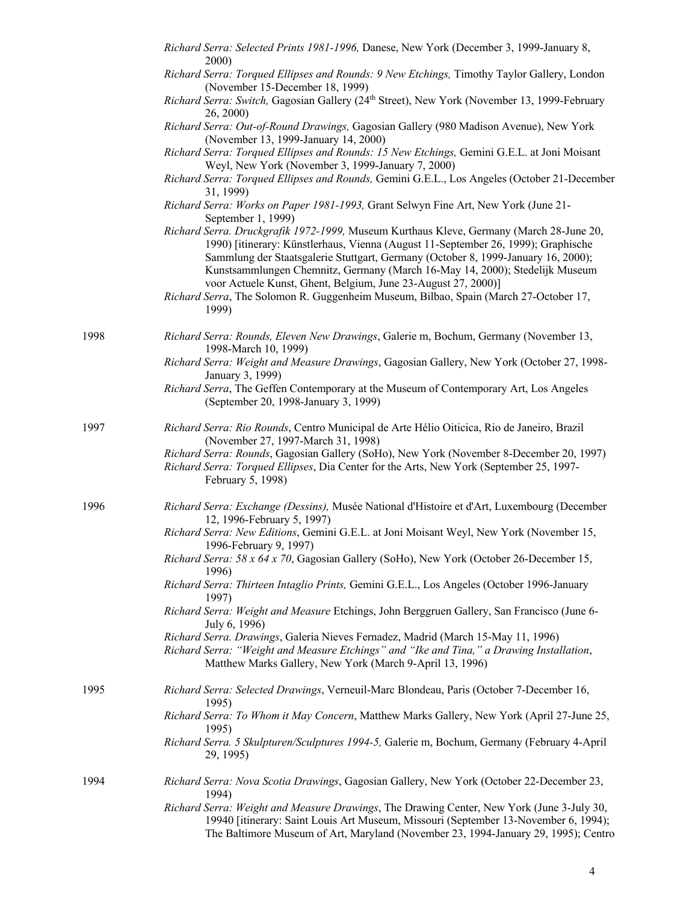*Richard Serra: Selected Prints 1981-1996,* Danese, New York (December 3, 1999-January 8, 2000)

*Richard Serra: Torqued Ellipses and Rounds: 9 New Etchings,* Timothy Taylor Gallery, London (November 15-December 18, 1999)

*Richard Serra: Switch,* Gagosian Gallery (24th Street), New York (November 13, 1999-February 26, 2000)

*Richard Serra: Out-of-Round Drawings,* Gagosian Gallery (980 Madison Avenue), New York (November 13, 1999-January 14, 2000)

*Richard Serra: Torqued Ellipses and Rounds: 15 New Etchings,* Gemini G.E.L. at Joni Moisant Weyl, New York (November 3, 1999-January 7, 2000)

*Richard Serra: Torqued Ellipses and Rounds,* Gemini G.E.L., Los Angeles (October 21-December 31, 1999)

*Richard Serra: Works on Paper 1981-1993,* Grant Selwyn Fine Art, New York (June 21-September 1, 1999)

*Richard Serra. Druckgrafik 1972-1999,* Museum Kurthaus Kleve, Germany (March 28-June 20, 1990) [itinerary: Künstlerhaus, Vienna (August 11-September 26, 1999); Graphische Sammlung der Staatsgalerie Stuttgart, Germany (October 8, 1999-January 16, 2000); Kunstsammlungen Chemnitz, Germany (March 16-May 14, 2000); Stedelijk Museum voor Actuele Kunst, Ghent, Belgium, June 23-August 27, 2000)]

*Richard Serra*, The Solomon R. Guggenheim Museum, Bilbao, Spain (March 27-October 17, 1999)

1998

*Richard Serra: Rounds, Eleven New Drawings*, Galerie m, Bochum, Germany (November 13, 1998-March 10, 1999)

*Richard Serra: Weight and Measure Drawings*, Gagosian Gallery, New York (October 27, 1998-January 3, 1999)

*Richard Serra*, The Geffen Contemporary at the Museum of Contemporary Art, Los Angeles (September 20, 1998-January 3, 1999)

1997

*Richard Serra: Rio Rounds*, Centro Municipal de Arte Hélio Oiticica, Rio de Janeiro, Brazil (November 27, 1997-March 31, 1998)

*Richard Serra: Rounds*, Gagosian Gallery (SoHo), New York (November 8-December 20, 1997)

*Richard Serra: Torqued Ellipses*, Dia Center for the Arts, New York (September 25, 1997-February 5, 1998)

1996

*Richard Serra: Exchange (Dessins),* Musée National d'Histoire et d'Art, Luxembourg (December 12, 1996-February 5, 1997)

*Richard Serra: New Editions*, Gemini G.E.L. at Joni Moisant Weyl, New York (November 15, 1996-February 9, 1997)

*Richard Serra: 58 x 64 x 70*, Gagosian Gallery (SoHo), New York (October 26-December 15, 1996)

*Richard Serra: Thirteen Intaglio Prints,* Gemini G.E.L., Los Angeles (October 1996-January 1997)

*Richard Serra: Weight and Measure* Etchings, John Berggruen Gallery, San Francisco (June 6-July 6, 1996)

*Richard Serra. Drawings*, Galeria Nieves Fernadez, Madrid (March 15-May 11, 1996)

*Richard Serra: "Weight and Measure Etchings" and "Ike and Tina," a Drawing Installation*, Matthew Marks Gallery, New York (March 9-April 13, 1996)

1995

*Richard Serra: Selected Drawings*, Verneuil-Marc Blondeau, Paris (October 7-December 16, 1995)

*Richard Serra: To Whom it May Concern*, Matthew Marks Gallery, New York (April 27-June 25, 1995)

*Richard Serra. 5 Skulpturen/Sculptures 1994-5,* Galerie m, Bochum, Germany (February 4-April 29, 1995)

1994

*Richard Serra: Nova Scotia Drawings*, Gagosian Gallery, New York (October 22-December 23, 1994)

*Richard Serra: Weight and Measure Drawings*, The Drawing Center, New York (June 3-July 30, 19940 [itinerary: Saint Louis Art Museum, Missouri (September 13-November 6, 1994); The Baltimore Museum of Art, Maryland (November 23, 1994-January 29, 1995); Centro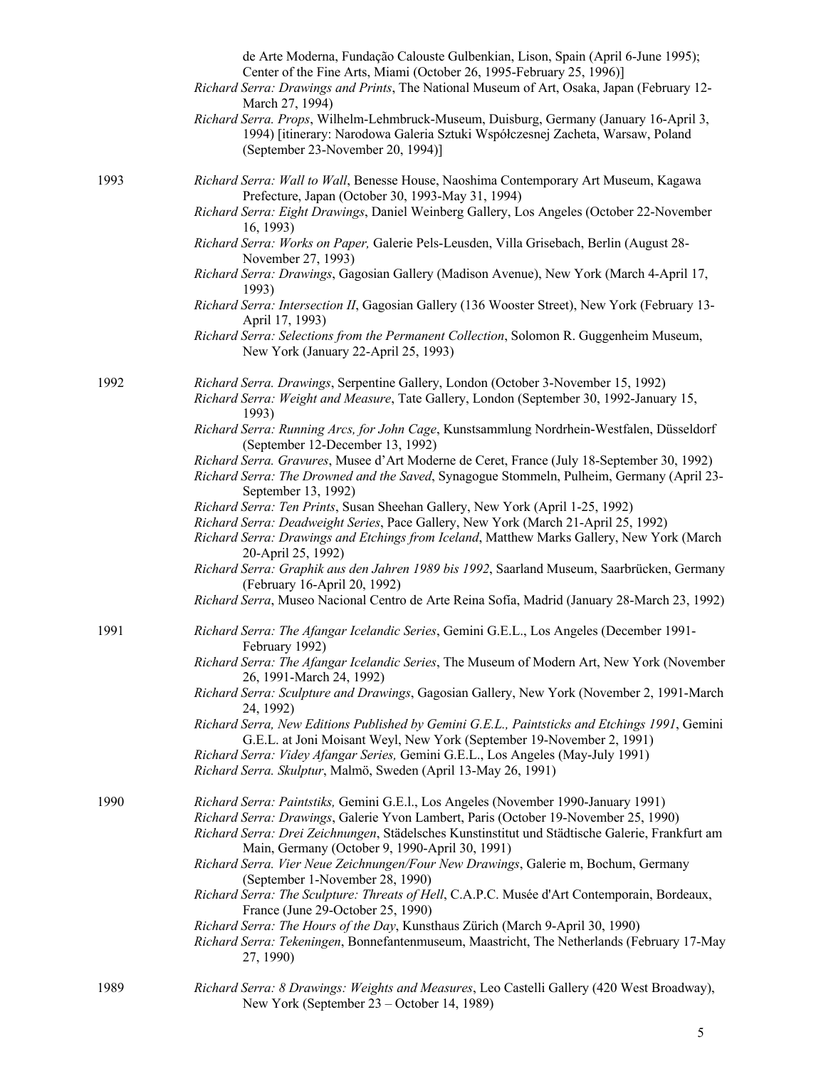de Arte Moderna, Fundação Calouste Gulbenkian, Lison, Spain (April 6-June 1995); Center of the Fine Arts, Miami (October 26, 1995-February 25, 1996)]

*Richard Serra: Drawings and Prints*, The National Museum of Art, Osaka, Japan (February 12-March 27, 1994)

*Richard Serra. Props*, Wilhelm-Lehmbruck-Museum, Duisburg, Germany (January 16-April 3, 1994) [itinerary: Narodowa Galeria Sztuki Współczesnej Zacheta, Warsaw, Poland (September 23-November 20, 1994)]

1993

*Richard Serra: Wall to Wall*, Benesse House, Naoshima Contemporary Art Museum, Kagawa Prefecture, Japan (October 30, 1993-May 31, 1994)

*Richard Serra: Eight Drawings*, Daniel Weinberg Gallery, Los Angeles (October 22-November 16, 1993)

*Richard Serra: Works on Paper,* Galerie Pels-Leusden, Villa Grisebach, Berlin (August 28-November 27, 1993)

*Richard Serra: Drawings*, Gagosian Gallery (Madison Avenue), New York (March 4-April 17, 1993)

*Richard Serra: Intersection II*, Gagosian Gallery (136 Wooster Street), New York (February 13-April 17, 1993)

*Richard Serra: Selections from the Permanent Collection*, Solomon R. Guggenheim Museum, New York (January 22-April 25, 1993)

1992

*Richard Serra. Drawings*, Serpentine Gallery, London (October 3-November 15, 1992)

*Richard Serra: Weight and Measure*, Tate Gallery, London (September 30, 1992-January 15, 1993)

*Richard Serra: Running Arcs, for John Cage*, Kunstsammlung Nordrhein-Westfalen, Düsseldorf (September 12-December 13, 1992)

*Richard Serra. Gravures*, Musee d'Art Moderne de Ceret, France (July 18-September 30, 1992)

*Richard Serra: The Drowned and the Saved*, Synagogue Stommeln, Pulheim, Germany (April 23-September 13, 1992)

*Richard Serra: Ten Prints*, Susan Sheehan Gallery, New York (April 1-25, 1992)

*Richard Serra: Deadweight Series*, Pace Gallery, New York (March 21-April 25, 1992)

*Richard Serra: Drawings and Etchings from Iceland*, Matthew Marks Gallery, New York (March 20-April 25, 1992)

*Richard Serra: Graphik aus den Jahren 1989 bis 1992*, Saarland Museum, Saarbrücken, Germany (February 16-April 20, 1992)

*Richard Serra*, Museo Nacional Centro de Arte Reina Sofía, Madrid (January 28-March 23, 1992)

1991

*Richard Serra: The Afangar Icelandic Series*, Gemini G.E.L., Los Angeles (December 1991-February 1992)

*Richard Serra: The Afangar Icelandic Series*, The Museum of Modern Art, New York (November 26, 1991-March 24, 1992)

*Richard Serra: Sculpture and Drawings*, Gagosian Gallery, New York (November 2, 1991-March 24, 1992)

*Richard Serra, New Editions Published by Gemini G.E.L., Paintsticks and Etchings 1991*, Gemini G.E.L. at Joni Moisant Weyl, New York (September 19-November 2, 1991)

*Richard Serra: Videy Afangar Series,* Gemini G.E.L., Los Angeles (May-July 1991)

*Richard Serra. Skulptur*, Malmö, Sweden (April 13-May 26, 1991)

1990

*Richard Serra: Paintstiks,* Gemini G.E.l., Los Angeles (November 1990-January 1991)

*Richard Serra: Drawings*, Galerie Yvon Lambert, Paris (October 19-November 25, 1990)

*Richard Serra: Drei Zeichnungen*, Städelsches Kunstinstitut und Städtische Galerie, Frankfurt am Main, Germany (October 9, 1990-April 30, 1991)

*Richard Serra. Vier Neue Zeichnungen/Four New Drawings*, Galerie m, Bochum, Germany (September 1-November 28, 1990)

*Richard Serra: The Sculpture: Threats of Hell*, C.A.P.C. Musée d'Art Contemporain, Bordeaux, France (June 29-October 25, 1990)

*Richard Serra: The Hours of the Day*, Kunsthaus Zürich (March 9-April 30, 1990)

*Richard Serra: Tekeningen*, Bonnefantenmuseum, Maastricht, The Netherlands (February 17-May 27, 1990)

1989

*Richard Serra: 8 Drawings: Weights and Measures*, Leo Castelli Gallery (420 West Broadway), New York (September 23 – October 14, 1989)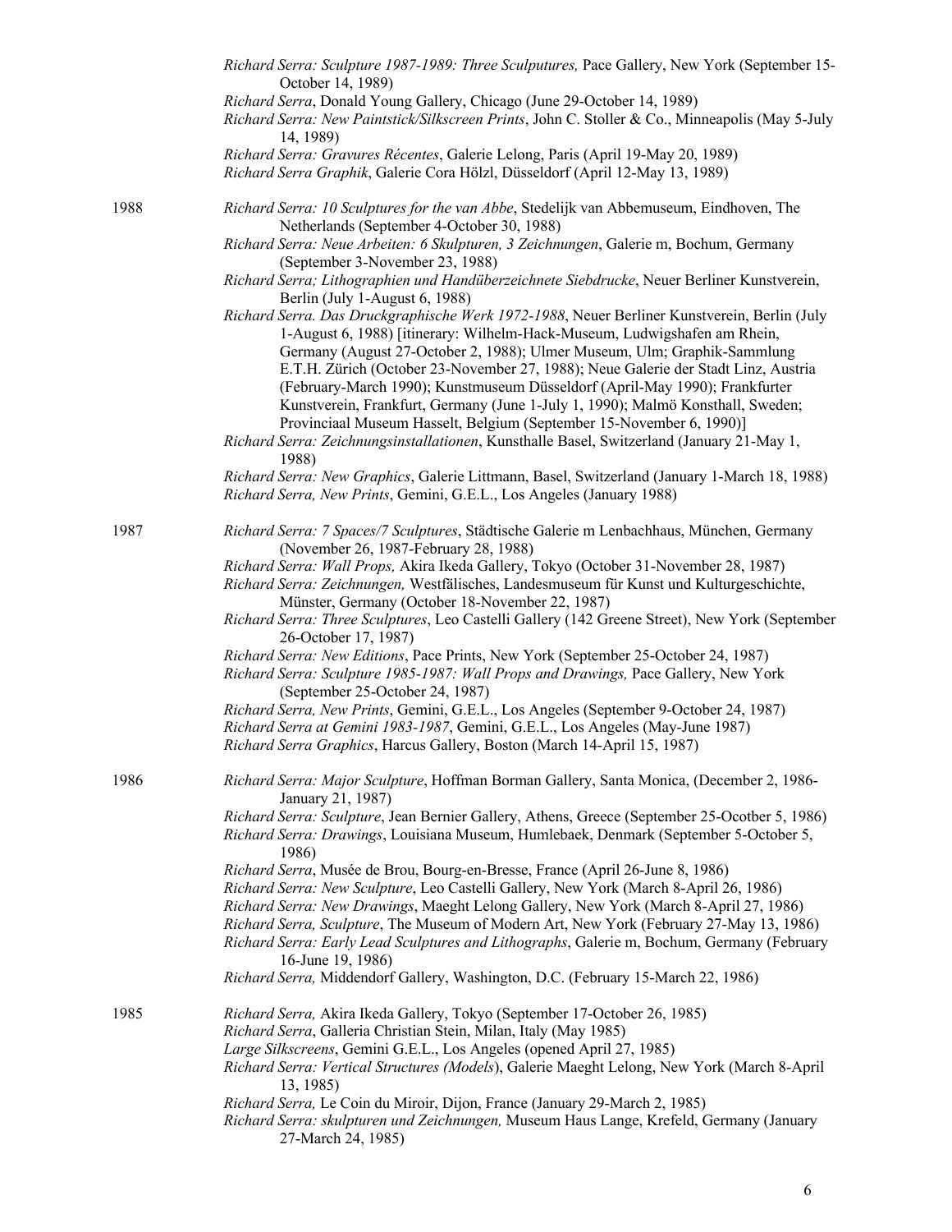*Richard Serra: Sculpture 1987-1989: Three Sculpututures,* Pace Gallery, New York (September 15-October 14, 1989)
*Richard Serra*, Donald Young Gallery, Chicago (June 29-October 14, 1989)
*Richard Serra: New Paintstick/Silkscreen Prints*, John C. Stoller & Co., Minneapolis (May 5-July 14, 1989)
*Richard Serra: Gravures Récentes*, Galerie Lelong, Paris (April 19-May 20, 1989)
*Richard Serra Graphik*, Galerie Cora Hölzl, Düsseldorf (April 12-May 13, 1989)

1988

*Richard Serra: 10 Sculptures for the van Abbe*, Stedelijk van Abbemuseum, Eindhoven, The Netherlands (September 4-October 30, 1988)
*Richard Serra: Neue Arbeiten: 6 Skulpturen, 3 Zeichnungen*, Galerie m, Bochum, Germany (September 3-November 23, 1988)
*Richard Serra; Lithographien und Handüberzeichnete Siebdrucke*, Neuer Berliner Kunstverein, Berlin (July 1-August 6, 1988)
*Richard Serra. Das Druckgraphische Werk 1972-1988*, Neuer Berliner Kunstverein, Berlin (July 1-August 6, 1988) [itinerary: Wilhelm-Hack-Museum, Ludwigshafen am Rhein, Germany (August 27-October 2, 1988); Ulmer Museum, Ulm; Graphik-Sammlung E.T.H. Zürich (October 23-November 27, 1988); Neue Galerie der Stadt Linz, Austria (February-March 1990); Kunstmuseum Düsseldorf (April-May 1990); Frankfurter Kunstverein, Frankfurt, Germany (June 1-July 1, 1990); Malmö Konsthall, Sweden; Provinciaal Museum Hasselt, Belgium (September 15-November 6, 1990)]
*Richard Serra: Zeichnungsinstallationen*, Kunsthalle Basel, Switzerland (January 21-May 1, 1988)
*Richard Serra: New Graphics*, Galerie Littmann, Basel, Switzerland (January 1-March 18, 1988)
*Richard Serra, New Prints*, Gemini, G.E.L., Los Angeles (January 1988)

1987

*Richard Serra: 7 Spaces/7 Sculptures*, Städtische Galerie m Lenbachhaus, München, Germany (November 26, 1987-February 28, 1988)
*Richard Serra: Wall Props,* Akira Ikeda Gallery, Tokyo (October 31-November 28, 1987)
*Richard Serra: Zeichnungen,* Westfälisches, Landesmuseum für Kunst und Kulturgeschichte, Münster, Germany (October 18-November 22, 1987)
*Richard Serra: Three Sculptures*, Leo Castelli Gallery (142 Greene Street), New York (September 26-October 17, 1987)
*Richard Serra: New Editions*, Pace Prints, New York (September 25-October 24, 1987)
*Richard Serra: Sculpture 1985-1987: Wall Props and Drawings,* Pace Gallery, New York (September 25-October 24, 1987)
*Richard Serra, New Prints*, Gemini, G.E.L., Los Angeles (September 9-October 24, 1987)
*Richard Serra at Gemini 1983-1987*, Gemini, G.E.L., Los Angeles (May-June 1987)
*Richard Serra Graphics*, Harcus Gallery, Boston (March 14-April 15, 1987)

1986

*Richard Serra: Major Sculpture*, Hoffman Borman Gallery, Santa Monica, (December 2, 1986-January 21, 1987)
*Richard Serra: Sculpture*, Jean Bernier Gallery, Athens, Greece (September 25-Ocotber 5, 1986)
*Richard Serra: Drawings*, Louisiana Museum, Humlebaek, Denmark (September 5-October 5, 1986)
*Richard Serra*, Musée de Brou, Bourg-en-Bresse, France (April 26-June 8, 1986)
*Richard Serra: New Sculpture*, Leo Castelli Gallery, New York (March 8-April 26, 1986)
*Richard Serra: New Drawings*, Maeght Lelong Gallery, New York (March 8-April 27, 1986)
*Richard Serra, Sculpture*, The Museum of Modern Art, New York (February 27-May 13, 1986)
*Richard Serra: Early Lead Sculptures and Lithographs*, Galerie m, Bochum, Germany (February 16-June 19, 1986)
*Richard Serra,* Middendorf Gallery, Washington, D.C. (February 15-March 22, 1986)

1985

*Richard Serra,* Akira Ikeda Gallery, Tokyo (September 17-October 26, 1985)
*Richard Serra*, Galleria Christian Stein, Milan, Italy (May 1985)
*Large Silkscreens*, Gemini G.E.L., Los Angeles (opened April 27, 1985)
*Richard Serra: Vertical Structures (Models*), Galerie Maeght Lelong, New York (March 8-April 13, 1985)
*Richard Serra,* Le Coin du Miroir, Dijon, France (January 29-March 2, 1985)
*Richard Serra: skulpturen und Zeichnungen,* Museum Haus Lange, Krefeld, Germany (January 27-March 24, 1985)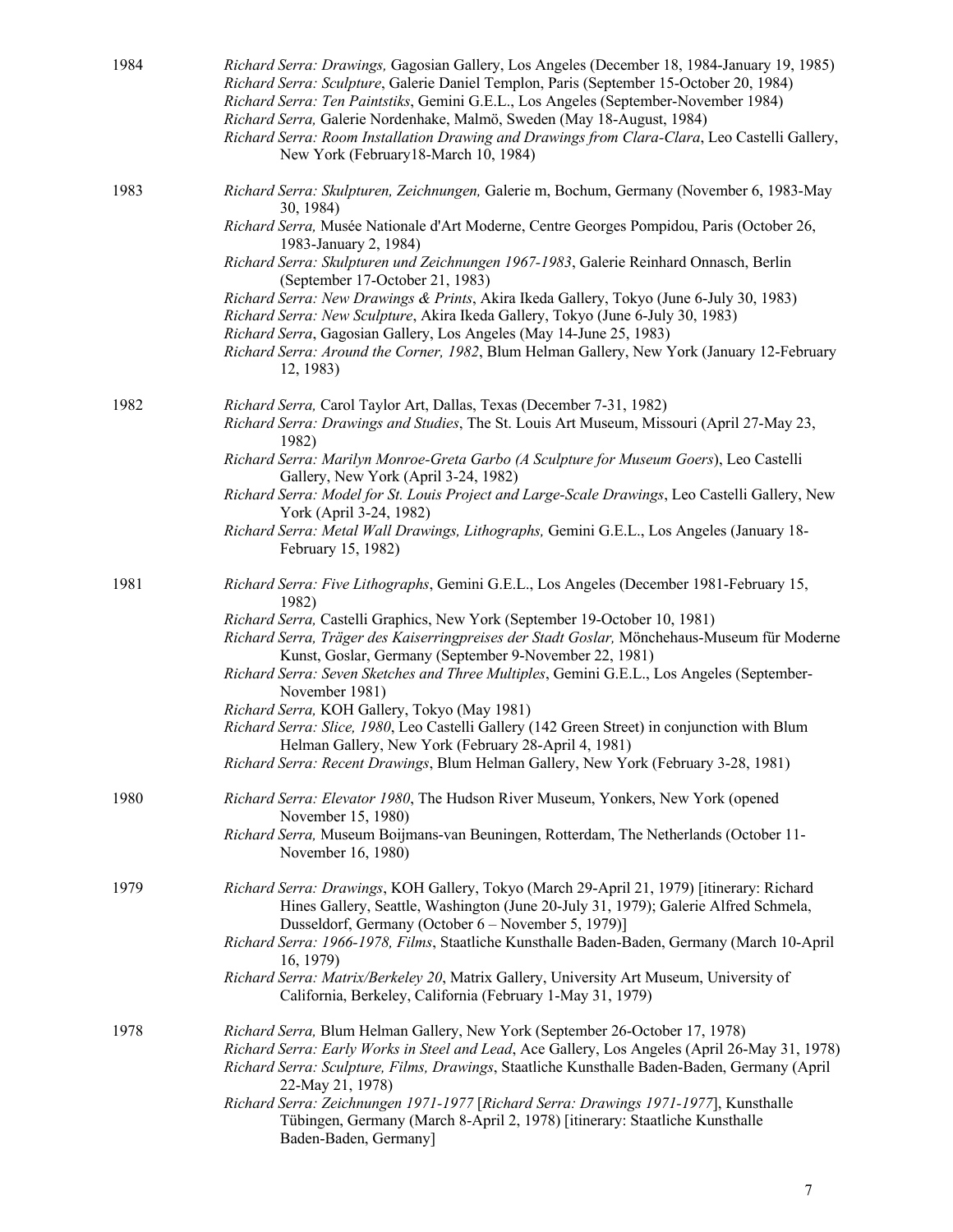1984

*Richard Serra: Drawings,* Gagosian Gallery, Los Angeles (December 18, 1984-January 19, 1985)
*Richard Serra: Sculpture*, Galerie Daniel Templon, Paris (September 15-October 20, 1984)
*Richard Serra: Ten Paintstiks*, Gemini G.E.L., Los Angeles (September-November 1984)
*Richard Serra,* Galerie Nordenhake, Malmö, Sweden (May 18-August, 1984)
*Richard Serra: Room Installation Drawing and Drawings from Clara-Clara*, Leo Castelli Gallery, New York (February18-March 10, 1984)

1983

*Richard Serra: Skulpturen, Zeichnungen,* Galerie m, Bochum, Germany (November 6, 1983-May 30, 1984)
*Richard Serra,* Musée Nationale d'Art Moderne, Centre Georges Pompidou, Paris (October 26, 1983-January 2, 1984)
*Richard Serra: Skulpturen und Zeichnungen 1967-1983*, Galerie Reinhard Onnasch, Berlin (September 17-October 21, 1983)
*Richard Serra: New Drawings & Prints*, Akira Ikeda Gallery, Tokyo (June 6-July 30, 1983)
*Richard Serra: New Sculpture*, Akira Ikeda Gallery, Tokyo (June 6-July 30, 1983)
*Richard Serra*, Gagosian Gallery, Los Angeles (May 14-June 25, 1983)
*Richard Serra: Around the Corner, 1982*, Blum Helman Gallery, New York (January 12-February 12, 1983)

1982

*Richard Serra,* Carol Taylor Art, Dallas, Texas (December 7-31, 1982)
*Richard Serra: Drawings and Studies*, The St. Louis Art Museum, Missouri (April 27-May 23, 1982)
*Richard Serra: Marilyn Monroe-Greta Garbo (A Sculpture for Museum Goers*), Leo Castelli Gallery, New York (April 3-24, 1982)
*Richard Serra: Model for St. Louis Project and Large-Scale Drawings*, Leo Castelli Gallery, New York (April 3-24, 1982)
*Richard Serra: Metal Wall Drawings, Lithographs,* Gemini G.E.L., Los Angeles (January 18-February 15, 1982)

1981

*Richard Serra: Five Lithographs*, Gemini G.E.L., Los Angeles (December 1981-February 15, 1982)
*Richard Serra,* Castelli Graphics, New York (September 19-October 10, 1981)
*Richard Serra, Träger des Kaiserringpreises der Stadt Goslar,* Mönchehaus-Museum für Moderne Kunst, Goslar, Germany (September 9-November 22, 1981)
*Richard Serra: Seven Sketches and Three Multiples*, Gemini G.E.L., Los Angeles (September-November 1981)
*Richard Serra,* KOH Gallery, Tokyo (May 1981)
*Richard Serra: Slice, 1980*, Leo Castelli Gallery (142 Green Street) in conjunction with Blum Helman Gallery, New York (February 28-April 4, 1981)
*Richard Serra: Recent Drawings*, Blum Helman Gallery, New York (February 3-28, 1981)

1980

*Richard Serra: Elevator 1980*, The Hudson River Museum, Yonkers, New York (opened November 15, 1980)
*Richard Serra,* Museum Boijmans-van Beuningen, Rotterdam, The Netherlands (October 11-November 16, 1980)

1979

*Richard Serra: Drawings*, KOH Gallery, Tokyo (March 29-April 21, 1979) [itinerary: Richard Hines Gallery, Seattle, Washington (June 20-July 31, 1979); Galerie Alfred Schmela, Dusseldorf, Germany (October 6 – November 5, 1979)]
*Richard Serra: 1966-1978, Films*, Staatliche Kunsthalle Baden-Baden, Germany (March 10-April 16, 1979)
*Richard Serra: Matrix/Berkeley 20*, Matrix Gallery, University Art Museum, University of California, Berkeley, California (February 1-May 31, 1979)

1978

*Richard Serra,* Blum Helman Gallery, New York (September 26-October 17, 1978)
*Richard Serra: Early Works in Steel and Lead*, Ace Gallery, Los Angeles (April 26-May 31, 1978)
*Richard Serra: Sculpture, Films, Drawings*, Staatliche Kunsthalle Baden-Baden, Germany (April 22-May 21, 1978)
*Richard Serra: Zeichnungen 1971-1977* [*Richard Serra: Drawings 1971-1977*], Kunsthalle Tübingen, Germany (March 8-April 2, 1978) [itinerary: Staatliche Kunsthalle Baden-Baden, Germany]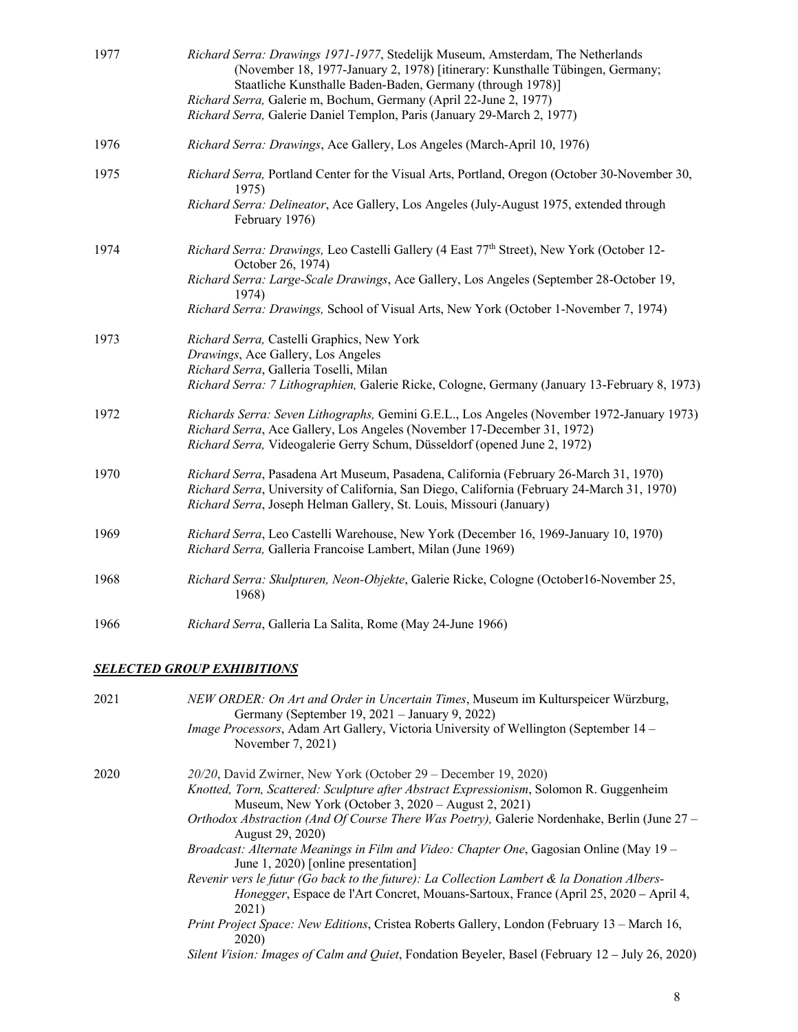1977 — *Richard Serra: Drawings 1971-1977*, Stedelijk Museum, Amsterdam, The Netherlands (November 18, 1977-January 2, 1978) [itinerary: Kunsthalle Tübingen, Germany; Staatliche Kunsthalle Baden-Baden, Germany (through 1978)]
*Richard Serra,* Galerie m, Bochum, Germany (April 22-June 2, 1977)
*Richard Serra,* Galerie Daniel Templon, Paris (January 29-March 2, 1977)

1976 — *Richard Serra: Drawings*, Ace Gallery, Los Angeles (March-April 10, 1976)

1975 — *Richard Serra,* Portland Center for the Visual Arts, Portland, Oregon (October 30-November 30, 1975)
*Richard Serra: Delineator*, Ace Gallery, Los Angeles (July-August 1975, extended through February 1976)

1974 — *Richard Serra: Drawings,* Leo Castelli Gallery (4 East 77th Street), New York (October 12-October 26, 1974)
*Richard Serra: Large-Scale Drawings*, Ace Gallery, Los Angeles (September 28-October 19, 1974)
*Richard Serra: Drawings,* School of Visual Arts, New York (October 1-November 7, 1974)

1973 — *Richard Serra,* Castelli Graphics, New York
*Drawings*, Ace Gallery, Los Angeles
*Richard Serra*, Galleria Toselli, Milan
*Richard Serra: 7 Lithographien,* Galerie Ricke, Cologne, Germany (January 13-February 8, 1973)

1972 — *Richards Serra: Seven Lithographs,* Gemini G.E.L., Los Angeles (November 1972-January 1973)
*Richard Serra*, Ace Gallery, Los Angeles (November 17-December 31, 1972)
*Richard Serra,* Videogalerie Gerry Schum, Düsseldorf (opened June 2, 1972)

1970 — *Richard Serra*, Pasadena Art Museum, Pasadena, California (February 26-March 31, 1970)
*Richard Serra*, University of California, San Diego, California (February 24-March 31, 1970)
*Richard Serra*, Joseph Helman Gallery, St. Louis, Missouri (January)

1969 — *Richard Serra*, Leo Castelli Warehouse, New York (December 16, 1969-January 10, 1970)
*Richard Serra,* Galleria Francoise Lambert, Milan (June 1969)

1968 — *Richard Serra: Skulpturen, Neon-Objekte*, Galerie Ricke, Cologne (October16-November 25, 1968)

1966 — *Richard Serra*, Galleria La Salita, Rome (May 24-June 1966)

## ***SELECTED GROUP EXHIBITIONS***

2021 — *NEW ORDER: On Art and Order in Uncertain Times*, Museum im Kulturspeicer Würzburg, Germany (September 19, 2021 – January 9, 2022)
*Image Processors*, Adam Art Gallery, Victoria University of Wellington (September 14 – November 7, 2021)

2020 — *20/20*, David Zwirner, New York (October 29 – December 19, 2020)
*Knotted, Torn, Scattered: Sculpture after Abstract Expressionism*, Solomon R. Guggenheim Museum, New York (October 3, 2020 – August 2, 2021)
*Orthodox Abstraction (And Of Course There Was Poetry),* Galerie Nordenhake, Berlin (June 27 – August 29, 2020)
*Broadcast: Alternate Meanings in Film and Video: Chapter One*, Gagosian Online (May 19 – June 1, 2020) [online presentation]
*Revenir vers le futur (Go back to the future): La Collection Lambert & la Donation Albers-Honegger*, Espace de l'Art Concret, Mouans-Sartoux, France (April 25, 2020 – April 4, 2021)
*Print Project Space: New Editions*, Cristea Roberts Gallery, London (February 13 – March 16, 2020)
*Silent Vision: Images of Calm and Quiet*, Fondation Beyeler, Basel (February 12 – July 26, 2020)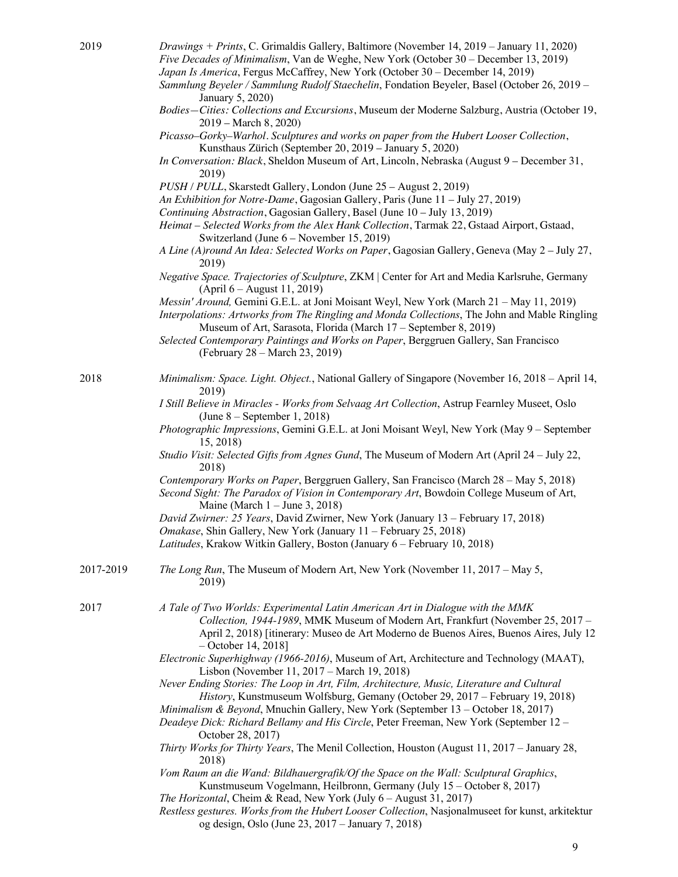2019

*Drawings + Prints*, C. Grimaldis Gallery, Baltimore (November 14, 2019 – January 11, 2020)
*Five Decades of Minimalism*, Van de Weghe, New York (October 30 – December 13, 2019)
*Japan Is America*, Fergus McCaffrey, New York (October 30 – December 14, 2019)
*Sammlung Beyeler / Sammlung Rudolf Staechelin*, Fondation Beyeler, Basel (October 26, 2019 – January 5, 2020)
*Bodies—Cities: Collections and Excursions*, Museum der Moderne Salzburg, Austria (October 19, 2019 – March 8, 2020)
*Picasso–Gorky–Warhol. Sculptures and works on paper from the Hubert Looser Collection*, Kunsthaus Zürich (September 20, 2019 – January 5, 2020)
*In Conversation: Black*, Sheldon Museum of Art, Lincoln, Nebraska (August 9 – December 31, 2019)
*PUSH / PULL*, Skarstedt Gallery, London (June 25 – August 2, 2019)
*An Exhibition for Notre-Dame*, Gagosian Gallery, Paris (June 11 – July 27, 2019)
*Continuing Abstraction*, Gagosian Gallery, Basel (June 10 – July 13, 2019)
*Heimat – Selected Works from the Alex Hank Collection*, Tarmak 22, Gstaad Airport, Gstaad, Switzerland (June 6 – November 15, 2019)
*A Line (A)round An Idea: Selected Works on Paper*, Gagosian Gallery, Geneva (May 2 – July 27, 2019)
*Negative Space. Trajectories of Sculpture*, ZKM | Center for Art and Media Karlsruhe, Germany (April 6 – August 11, 2019)
*Messin' Around,* Gemini G.E.L. at Joni Moisant Weyl, New York (March 21 – May 11, 2019)
*Interpolations: Artworks from The Ringling and Monda Collections*, The John and Mable Ringling Museum of Art, Sarasota, Florida (March 17 – September 8, 2019)
*Selected Contemporary Paintings and Works on Paper*, Berggruen Gallery, San Francisco (February 28 – March 23, 2019)

2018

*Minimalism: Space. Light. Object.*, National Gallery of Singapore (November 16, 2018 – April 14, 2019)
*I Still Believe in Miracles - Works from Selvaag Art Collection*, Astrup Fearnley Museet, Oslo (June 8 – September 1, 2018)
*Photographic Impressions*, Gemini G.E.L. at Joni Moisant Weyl, New York (May 9 – September 15, 2018)
*Studio Visit: Selected Gifts from Agnes Gund*, The Museum of Modern Art (April 24 – July 22, 2018)
*Contemporary Works on Paper*, Berggruen Gallery, San Francisco (March 28 – May 5, 2018)
*Second Sight: The Paradox of Vision in Contemporary Art*, Bowdoin College Museum of Art, Maine (March 1 – June 3, 2018)
*David Zwirner: 25 Years*, David Zwirner, New York (January 13 – February 17, 2018)
*Omakase*, Shin Gallery, New York (January 11 – February 25, 2018)
*Latitudes*, Krakow Witkin Gallery, Boston (January 6 – February 10, 2018)

2017-2019

*The Long Run*, The Museum of Modern Art, New York (November 11, 2017 – May 5, 2019)

2017

*A Tale of Two Worlds: Experimental Latin American Art in Dialogue with the MMK Collection, 1944-1989*, MMK Museum of Modern Art, Frankfurt (November 25, 2017 – April 2, 2018) [itinerary: Museo de Art Moderno de Buenos Aires, Buenos Aires, July 12 – October 14, 2018]
*Electronic Superhighway (1966-2016)*, Museum of Art, Architecture and Technology (MAAT), Lisbon (November 11, 2017 – March 19, 2018)
*Never Ending Stories: The Loop in Art, Film, Architecture, Music, Literature and Cultural History*, Kunstmuseum Wolfsburg, Gemany (October 29, 2017 – February 19, 2018)
*Minimalism & Beyond*, Mnuchin Gallery, New York (September 13 – October 18, 2017)
*Deadeye Dick: Richard Bellamy and His Circle*, Peter Freeman, New York (September 12 – October 28, 2017)
*Thirty Works for Thirty Years*, The Menil Collection, Houston (August 11, 2017 – January 28, 2018)
*Vom Raum an die Wand: Bildhauergrafik/Of the Space on the Wall: Sculptural Graphics*, Kunstmuseum Vogelmann, Heilbronn, Germany (July 15 – October 8, 2017)
*The Horizontal*, Cheim & Read, New York (July 6 – August 31, 2017)
*Restless gestures. Works from the Hubert Looser Collection*, Nasjonalmuseet for kunst, arkitektur og design, Oslo (June 23, 2017 – January 7, 2018)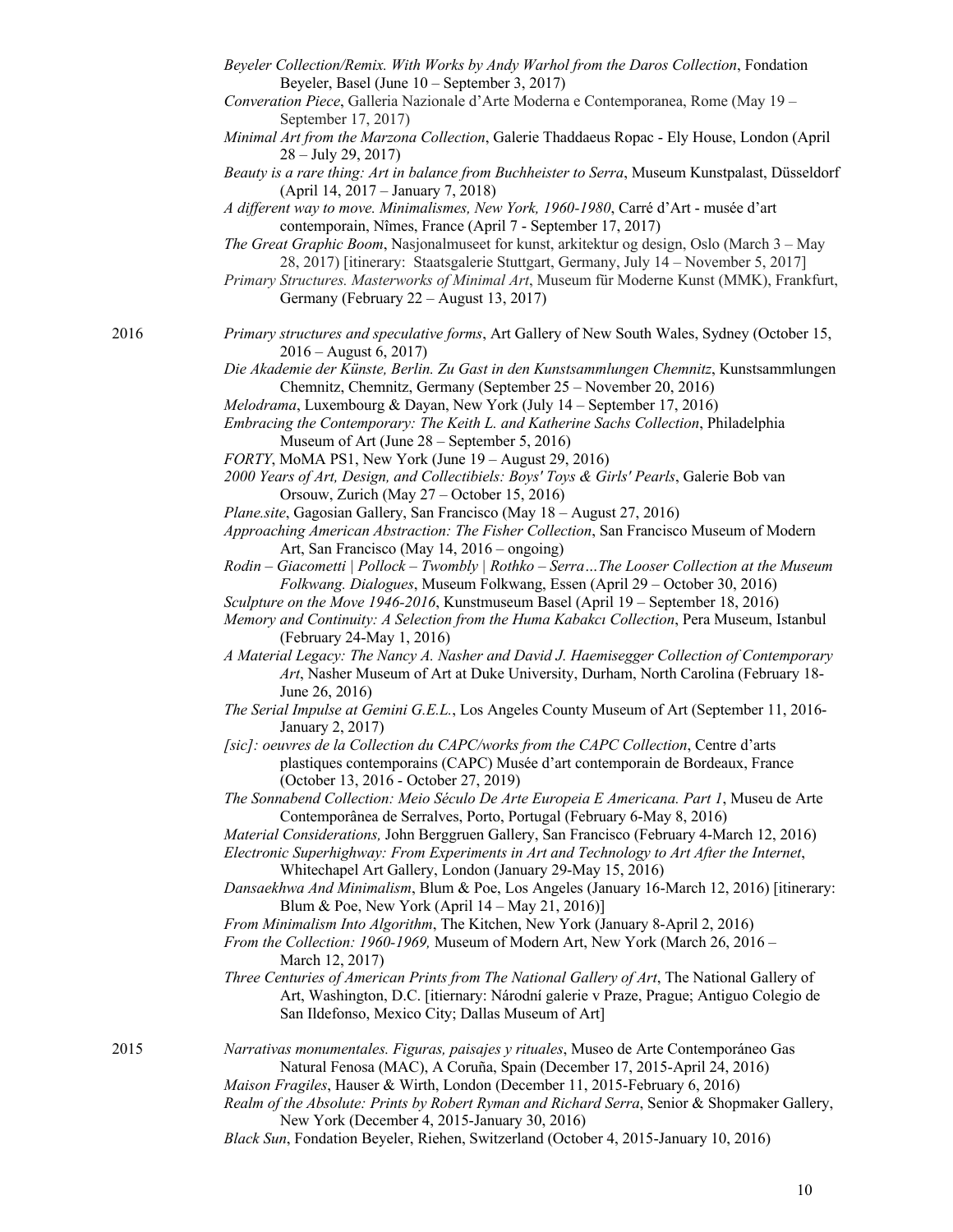*Beyeler Collection/Remix. With Works by Andy Warhol from the Daros Collection*, Fondation Beyeler, Basel (June 10 – September 3, 2017)

*Converation Piece*, Galleria Nazionale d'Arte Moderna e Contemporanea, Rome (May 19 – September 17, 2017)

*Minimal Art from the Marzona Collection*, Galerie Thaddaeus Ropac - Ely House, London (April 28 – July 29, 2017)

*Beauty is a rare thing: Art in balance from Buchheister to Serra*, Museum Kunstpalast, Düsseldorf (April 14, 2017 – January 7, 2018)

*A different way to move. Minimalismes, New York, 1960-1980*, Carré d'Art - musée d'art contemporain, Nîmes, France (April 7 - September 17, 2017)

*The Great Graphic Boom*, Nasjonalmuseet for kunst, arkitektur og design, Oslo (March 3 – May 28, 2017) [itinerary: Staatsgalerie Stuttgart, Germany, July 14 – November 5, 2017]

*Primary Structures. Masterworks of Minimal Art*, Museum für Moderne Kunst (MMK), Frankfurt, Germany (February 22 – August 13, 2017)

2016

*Primary structures and speculative forms*, Art Gallery of New South Wales, Sydney (October 15, 2016 – August 6, 2017)

*Die Akademie der Künste, Berlin. Zu Gast in den Kunstsammlungen Chemnitz*, Kunstsammlungen Chemnitz, Chemnitz, Germany (September 25 – November 20, 2016)

*Melodrama*, Luxembourg & Dayan, New York (July 14 – September 17, 2016)

*Embracing the Contemporary: The Keith L. and Katherine Sachs Collection*, Philadelphia Museum of Art (June 28 – September 5, 2016)

*FORTY*, MoMA PS1, New York (June 19 – August 29, 2016)

*2000 Years of Art, Design, and Collectibiels: Boys' Toys & Girls' Pearls*, Galerie Bob van Orsouw, Zurich (May 27 – October 15, 2016)

*Plane.site*, Gagosian Gallery, San Francisco (May 18 – August 27, 2016)

*Approaching American Abstraction: The Fisher Collection*, San Francisco Museum of Modern Art, San Francisco (May 14, 2016 – ongoing)

*Rodin – Giacometti | Pollock – Twombly | Rothko – Serra…The Looser Collection at the Museum Folkwang. Dialogues*, Museum Folkwang, Essen (April 29 – October 30, 2016)

*Sculpture on the Move 1946-2016*, Kunstmuseum Basel (April 19 – September 18, 2016)

*Memory and Continuity: A Selection from the Huma Kabakcı Collection*, Pera Museum, Istanbul (February 24-May 1, 2016)

*A Material Legacy: The Nancy A. Nasher and David J. Haemisegger Collection of Contemporary Art*, Nasher Museum of Art at Duke University, Durham, North Carolina (February 18-June 26, 2016)

*The Serial Impulse at Gemini G.E.L.*, Los Angeles County Museum of Art (September 11, 2016-January 2, 2017)

*[sic]: oeuvres de la Collection du CAPC/works from the CAPC Collection*, Centre d'arts plastiques contemporains (CAPC) Musée d'art contemporain de Bordeaux, France (October 13, 2016 - October 27, 2019)

*The Sonnabend Collection: Meio Século De Arte Europeia E Americana. Part 1*, Museu de Arte Contemporânea de Serralves, Porto, Portugal (February 6-May 8, 2016)

*Material Considerations,* John Berggruen Gallery, San Francisco (February 4-March 12, 2016)

*Electronic Superhighway: From Experiments in Art and Technology to Art After the Internet*, Whitechapel Art Gallery, London (January 29-May 15, 2016)

*Dansaekhwa And Minimalism*, Blum & Poe, Los Angeles (January 16-March 12, 2016) [itinerary: Blum & Poe, New York (April 14 – May 21, 2016)]

*From Minimalism Into Algorithm*, The Kitchen, New York (January 8-April 2, 2016)

*From the Collection: 1960-1969,* Museum of Modern Art, New York (March 26, 2016 – March 12, 2017)

*Three Centuries of American Prints from The National Gallery of Art*, The National Gallery of Art, Washington, D.C. [itiernary: Národní galerie v Praze, Prague; Antiguo Colegio de San Ildefonso, Mexico City; Dallas Museum of Art]

2015

*Narrativas monumentales. Figuras, paisajes y rituales*, Museo de Arte Contemporáneo Gas Natural Fenosa (MAC), A Coruña, Spain (December 17, 2015-April 24, 2016)

*Maison Fragiles*, Hauser & Wirth, London (December 11, 2015-February 6, 2016)

*Realm of the Absolute: Prints by Robert Ryman and Richard Serra*, Senior & Shopmaker Gallery, New York (December 4, 2015-January 30, 2016)

*Black Sun*, Fondation Beyeler, Riehen, Switzerland (October 4, 2015-January 10, 2016)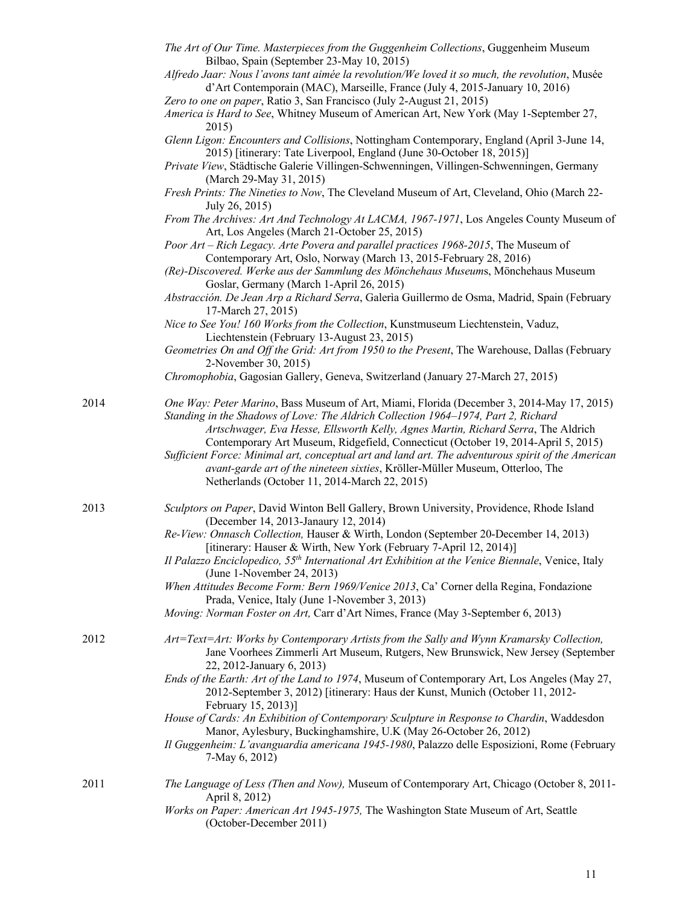*The Art of Our Time. Masterpieces from the Guggenheim Collections*, Guggenheim Museum Bilbao, Spain (September 23-May 10, 2015)

*Alfredo Jaar: Nous l'avons tant aimée la revolution/We loved it so much, the revolution*, Musée d'Art Contemporain (MAC), Marseille, France (July 4, 2015-January 10, 2016)

*Zero to one on paper*, Ratio 3, San Francisco (July 2-August 21, 2015)

*America is Hard to See*, Whitney Museum of American Art, New York (May 1-September 27, 2015)

*Glenn Ligon: Encounters and Collisions*, Nottingham Contemporary, England (April 3-June 14, 2015) [itinerary: Tate Liverpool, England (June 30-October 18, 2015)]

*Private View*, Städtische Galerie Villingen-Schwenningen, Villingen-Schwenningen, Germany (March 29-May 31, 2015)

*Fresh Prints: The Nineties to Now*, The Cleveland Museum of Art, Cleveland, Ohio (March 22-July 26, 2015)

*From The Archives: Art And Technology At LACMA, 1967-1971*, Los Angeles County Museum of Art, Los Angeles (March 21-October 25, 2015)

*Poor Art – Rich Legacy. Arte Povera and parallel practices 1968-2015*, The Museum of Contemporary Art, Oslo, Norway (March 13, 2015-February 28, 2016)

*(Re)-Discovered. Werke aus der Sammlung des Mönchehaus Museum*s, Mönchehaus Museum Goslar, Germany (March 1-April 26, 2015)

*Abstracción. De Jean Arp a Richard Serra*, Galeria Guillermo de Osma, Madrid, Spain (February 17-March 27, 2015)

*Nice to See You! 160 Works from the Collection*, Kunstmuseum Liechtenstein, Vaduz, Liechtenstein (February 13-August 23, 2015)

*Geometries On and Off the Grid: Art from 1950 to the Present*, The Warehouse, Dallas (February 2-November 30, 2015)

*Chromophobia*, Gagosian Gallery, Geneva, Switzerland (January 27-March 27, 2015)

2014

*One Way: Peter Marino*, Bass Museum of Art, Miami, Florida (December 3, 2014-May 17, 2015)

*Standing in the Shadows of Love: The Aldrich Collection 1964–1974, Part 2, Richard Artschwager, Eva Hesse, Ellsworth Kelly, Agnes Martin, Richard Serra*, The Aldrich Contemporary Art Museum, Ridgefield, Connecticut (October 19, 2014-April 5, 2015)

*Sufficient Force: Minimal art, conceptual art and land art. The adventurous spirit of the American avant-garde art of the nineteen sixties*, Kröller-Müller Museum, Otterloo, The Netherlands (October 11, 2014-March 22, 2015)

2013

*Sculptors on Paper*, David Winton Bell Gallery, Brown University, Providence, Rhode Island (December 14, 2013-Janaury 12, 2014)

*Re-View: Onnasch Collection,* Hauser & Wirth, London (September 20-December 14, 2013) [itinerary: Hauser & Wirth, New York (February 7-April 12, 2014)]

*Il Palazzo Enciclopedico, 55th International Art Exhibition at the Venice Biennale*, Venice, Italy (June 1-November 24, 2013)

*When Attitudes Become Form: Bern 1969/Venice 2013*, Ca' Corner della Regina, Fondazione Prada, Venice, Italy (June 1-November 3, 2013)

*Moving: Norman Foster on Art,* Carr d'Art Nimes, France (May 3-September 6, 2013)

2012

*Art=Text=Art: Works by Contemporary Artists from the Sally and Wynn Kramarsky Collection,* Jane Voorhees Zimmerli Art Museum, Rutgers, New Brunswick, New Jersey (September 22, 2012-January 6, 2013)

*Ends of the Earth: Art of the Land to 1974*, Museum of Contemporary Art, Los Angeles (May 27, 2012-September 3, 2012) [itinerary: Haus der Kunst, Munich (October 11, 2012-February 15, 2013)]

*House of Cards: An Exhibition of Contemporary Sculpture in Response to Chardin*, Waddesdon Manor, Aylesbury, Buckinghamshire, U.K (May 26-October 26, 2012)

*Il Guggenheim: L'avanguardia americana 1945-1980*, Palazzo delle Esposizioni, Rome (February 7-May 6, 2012)

2011

*The Language of Less (Then and Now),* Museum of Contemporary Art, Chicago (October 8, 2011-April 8, 2012)

*Works on Paper: American Art 1945-1975,* The Washington State Museum of Art, Seattle (October-December 2011)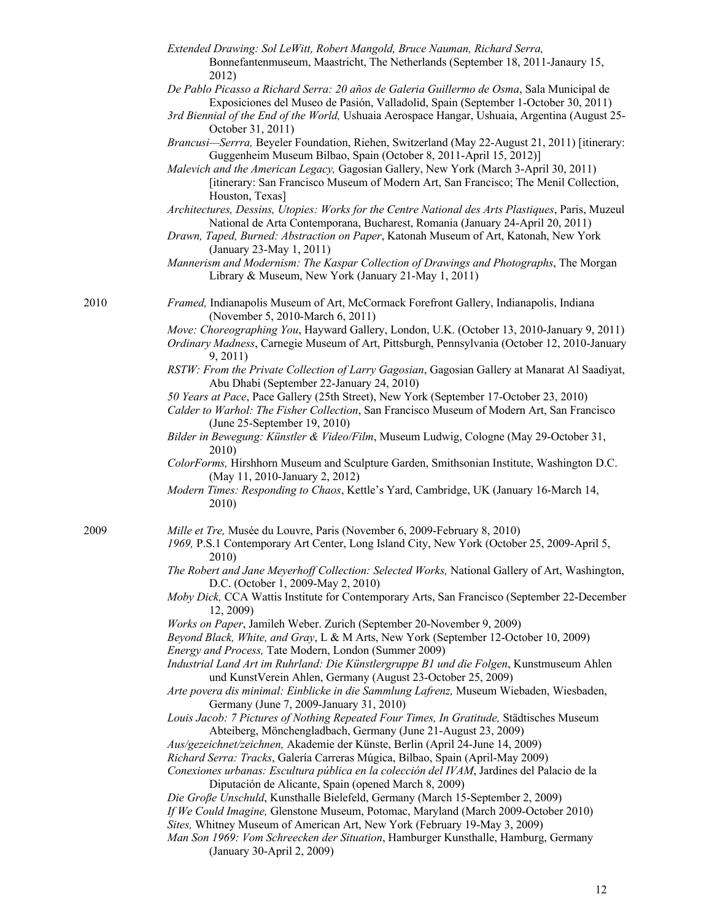*Extended Drawing: Sol LeWitt, Robert Mangold, Bruce Nauman, Richard Serra,* Bonnefantenmuseum, Maastricht, The Netherlands (September 18, 2011-Janaury 15, 2012)

*De Pablo Picasso a Richard Serra: 20 años de Galeria Guillermo de Osma*, Sala Municipal de Exposiciones del Museo de Pasión, Valladolid, Spain (September 1-October 30, 2011)

*3rd Biennial of the End of the World,* Ushuaia Aerospace Hangar, Ushuaia, Argentina (August 25-October 31, 2011)

*Brancusi—Serrra,* Beyeler Foundation, Riehen, Switzerland (May 22-August 21, 2011) [itinerary: Guggenheim Museum Bilbao, Spain (October 8, 2011-April 15, 2012)]

*Malevich and the American Legacy,* Gagosian Gallery, New York (March 3-April 30, 2011) [itinerary: San Francisco Museum of Modern Art, San Francisco; The Menil Collection, Houston, Texas]

*Architectures, Dessins, Utopies: Works for the Centre National des Arts Plastiques*, Paris, Muzeul National de Arta Contemporana, Bucharest, Romania (January 24-April 20, 2011)

*Drawn, Taped, Burned: Abstraction on Paper*, Katonah Museum of Art, Katonah, New York (January 23-May 1, 2011)

*Mannerism and Modernism: The Kaspar Collection of Drawings and Photographs*, The Morgan Library & Museum, New York (January 21-May 1, 2011)

2010

*Framed,* Indianapolis Museum of Art, McCormack Forefront Gallery, Indianapolis, Indiana (November 5, 2010-March 6, 2011)

*Move: Choreographing You*, Hayward Gallery, London, U.K. (October 13, 2010-January 9, 2011)

*Ordinary Madness*, Carnegie Museum of Art, Pittsburgh, Pennsylvania (October 12, 2010-January 9, 2011)

*RSTW: From the Private Collection of Larry Gagosian*, Gagosian Gallery at Manarat Al Saadiyat, Abu Dhabi (September 22-January 24, 2010)

*50 Years at Pace*, Pace Gallery (25th Street), New York (September 17-October 23, 2010)

*Calder to Warhol: The Fisher Collection*, San Francisco Museum of Modern Art, San Francisco (June 25-September 19, 2010)

*Bilder in Bewegung: Künstler & Video/Film*, Museum Ludwig, Cologne (May 29-October 31, 2010)

*ColorForms,* Hirshhorn Museum and Sculpture Garden, Smithsonian Institute, Washington D.C. (May 11, 2010-January 2, 2012)

*Modern Times: Responding to Chaos*, Kettle's Yard, Cambridge, UK (January 16-March 14, 2010)

2009

*Mille et Tre,* Musée du Louvre, Paris (November 6, 2009-February 8, 2010)

*1969,* P.S.1 Contemporary Art Center, Long Island City, New York (October 25, 2009-April 5, 2010)

*The Robert and Jane Meyerhoff Collection: Selected Works,* National Gallery of Art, Washington, D.C. (October 1, 2009-May 2, 2010)

*Moby Dick,* CCA Wattis Institute for Contemporary Arts, San Francisco (September 22-December 12, 2009)

*Works on Paper*, Jamileh Weber. Zurich (September 20-November 9, 2009)

*Beyond Black, White, and Gray*, L & M Arts, New York (September 12-October 10, 2009)

*Energy and Process,* Tate Modern, London (Summer 2009)

*Industrial Land Art im Ruhrland: Die Künstlergruppe B1 und die Folgen*, Kunstmuseum Ahlen und KunstVerein Ahlen, Germany (August 23-October 25, 2009)

*Arte povera dis minimal: Einblicke in die Sammlung Lafrenz,* Museum Wiebaden, Wiesbaden, Germany (June 7, 2009-January 31, 2010)

*Louis Jacob: 7 Pictures of Nothing Repeated Four Times, In Gratitude,* Städtisches Museum Abteiberg, Mönchengladbach, Germany (June 21-August 23, 2009)

*Aus/gezeichnet/zeichnen,* Akademie der Künste, Berlin (April 24-June 14, 2009)

*Richard Serra: Tracks*, Galería Carreras Múgica, Bilbao, Spain (April-May 2009)

*Conexiones urbanas: Escultura pública en la colección del IVAM*, Jardines del Palacio de la Diputación de Alicante, Spain (opened March 8, 2009)

*Die Große Unschuld*, Kunsthalle Bielefeld, Germany (March 15-September 2, 2009)

*If We Could Imagine,* Glenstone Museum, Potomac, Maryland (March 2009-October 2010)

*Sites,* Whitney Museum of American Art, New York (February 19-May 3, 2009)

*Man Son 1969: Vom Schreecken der Situation*, Hamburger Kunsthalle, Hamburg, Germany (January 30-April 2, 2009)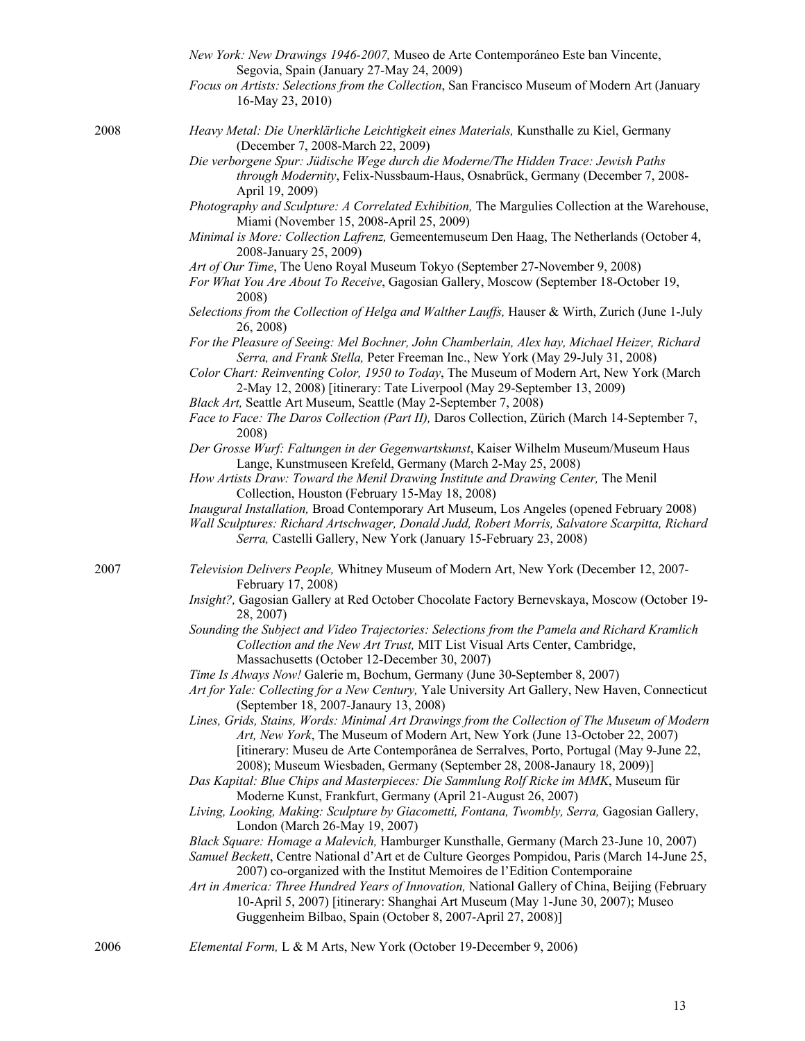*New York: New Drawings 1946-2007,* Museo de Arte Contemporáneo Este ban Vincente, Segovia, Spain (January 27-May 24, 2009)

*Focus on Artists: Selections from the Collection*, San Francisco Museum of Modern Art (January 16-May 23, 2010)

2008

*Heavy Metal: Die Unerklärliche Leichtigkeit eines Materials,* Kunsthalle zu Kiel, Germany (December 7, 2008-March 22, 2009)

*Die verborgene Spur: Jüdische Wege durch die Moderne/The Hidden Trace: Jewish Paths through Modernity*, Felix-Nussbaum-Haus, Osnabrück, Germany (December 7, 2008-April 19, 2009)

*Photography and Sculpture: A Correlated Exhibition,* The Margulies Collection at the Warehouse, Miami (November 15, 2008-April 25, 2009)

*Minimal is More: Collection Lafrenz,* Gemeentemuseum Den Haag, The Netherlands (October 4, 2008-January 25, 2009)

*Art of Our Time*, The Ueno Royal Museum Tokyo (September 27-November 9, 2008)

*For What You Are About To Receive*, Gagosian Gallery, Moscow (September 18-October 19, 2008)

*Selections from the Collection of Helga and Walther Lauffs,* Hauser & Wirth, Zurich (June 1-July 26, 2008)

*For the Pleasure of Seeing: Mel Bochner, John Chamberlain, Alex hay, Michael Heizer, Richard Serra, and Frank Stella,* Peter Freeman Inc., New York (May 29-July 31, 2008)

*Color Chart: Reinventing Color, 1950 to Today*, The Museum of Modern Art, New York (March 2-May 12, 2008) [itinerary: Tate Liverpool (May 29-September 13, 2009)

*Black Art,* Seattle Art Museum, Seattle (May 2-September 7, 2008)

*Face to Face: The Daros Collection (Part II),* Daros Collection, Zürich (March 14-September 7, 2008)

*Der Grosse Wurf: Faltungen in der Gegenwartskunst*, Kaiser Wilhelm Museum/Museum Haus Lange, Kunstmuseen Krefeld, Germany (March 2-May 25, 2008)

*How Artists Draw: Toward the Menil Drawing Institute and Drawing Center,* The Menil Collection, Houston (February 15-May 18, 2008)

*Inaugural Installation,* Broad Contemporary Art Museum, Los Angeles (opened February 2008)

*Wall Sculptures: Richard Artschwager, Donald Judd, Robert Morris, Salvatore Scarpitta, Richard Serra,* Castelli Gallery, New York (January 15-February 23, 2008)

2007

*Television Delivers People,* Whitney Museum of Modern Art, New York (December 12, 2007-February 17, 2008)

*Insight?,* Gagosian Gallery at Red October Chocolate Factory Bernevskaya, Moscow (October 19-28, 2007)

*Sounding the Subject and Video Trajectories: Selections from the Pamela and Richard Kramlich Collection and the New Art Trust,* MIT List Visual Arts Center, Cambridge, Massachusetts (October 12-December 30, 2007)

*Time Is Always Now!* Galerie m, Bochum, Germany (June 30-September 8, 2007)

*Art for Yale: Collecting for a New Century,* Yale University Art Gallery, New Haven, Connecticut (September 18, 2007-Janaury 13, 2008)

*Lines, Grids, Stains, Words: Minimal Art Drawings from the Collection of The Museum of Modern Art, New York*, The Museum of Modern Art, New York (June 13-October 22, 2007) [itinerary: Museu de Arte Contemporânea de Serralves, Porto, Portugal (May 9-June 22, 2008); Museum Wiesbaden, Germany (September 28, 2008-Janaury 18, 2009)]

*Das Kapital: Blue Chips and Masterpieces: Die Sammlung Rolf Ricke im MMK*, Museum für Moderne Kunst, Frankfurt, Germany (April 21-August 26, 2007)

*Living, Looking, Making: Sculpture by Giacometti, Fontana, Twombly, Serra,* Gagosian Gallery, London (March 26-May 19, 2007)

*Black Square: Homage a Malevich,* Hamburger Kunsthalle, Germany (March 23-June 10, 2007)

*Samuel Beckett*, Centre National d'Art et de Culture Georges Pompidou, Paris (March 14-June 25, 2007) co-organized with the Institut Memoires de l'Edition Contemporaine

*Art in America: Three Hundred Years of Innovation,* National Gallery of China, Beijing (February 10-April 5, 2007) [itinerary: Shanghai Art Museum (May 1-June 30, 2007); Museo Guggenheim Bilbao, Spain (October 8, 2007-April 27, 2008)]

2006

*Elemental Form,* L & M Arts, New York (October 19-December 9, 2006)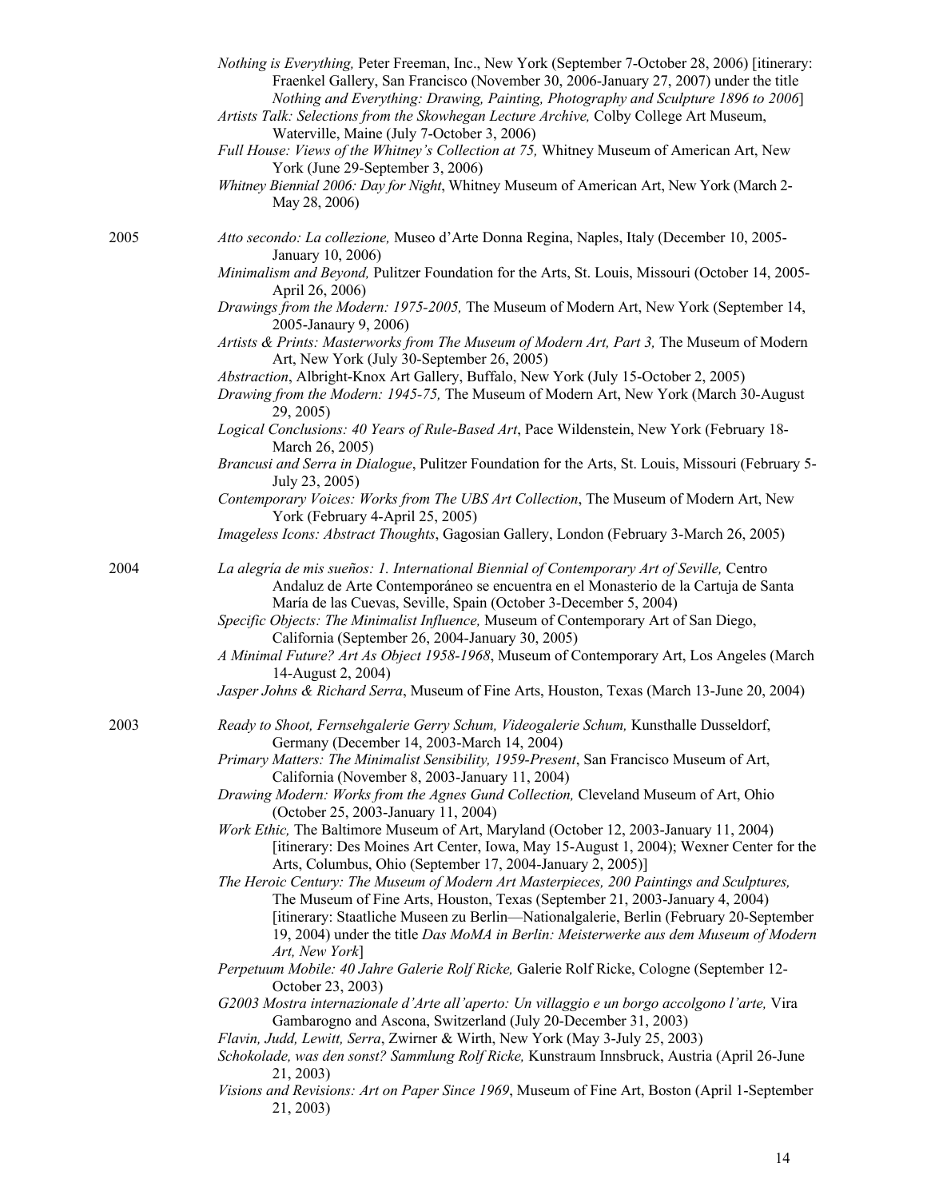*Nothing is Everything,* Peter Freeman, Inc., New York (September 7-October 28, 2006) [itinerary: Fraenkel Gallery, San Francisco (November 30, 2006-January 27, 2007) under the title *Nothing and Everything: Drawing, Painting, Photography and Sculpture 1896 to 2006*]

*Artists Talk: Selections from the Skowhegan Lecture Archive,* Colby College Art Museum, Waterville, Maine (July 7-October 3, 2006)

*Full House: Views of the Whitney's Collection at 75,* Whitney Museum of American Art, New York (June 29-September 3, 2006)

*Whitney Biennial 2006: Day for Night*, Whitney Museum of American Art, New York (March 2-May 28, 2006)

2005

*Atto secondo: La collezione,* Museo d'Arte Donna Regina, Naples, Italy (December 10, 2005-January 10, 2006)

*Minimalism and Beyond,* Pulitzer Foundation for the Arts, St. Louis, Missouri (October 14, 2005-April 26, 2006)

*Drawings from the Modern: 1975-2005,* The Museum of Modern Art, New York (September 14, 2005-Janaury 9, 2006)

*Artists & Prints: Masterworks from The Museum of Modern Art, Part 3,* The Museum of Modern Art, New York (July 30-September 26, 2005)

*Abstraction*, Albright-Knox Art Gallery, Buffalo, New York (July 15-October 2, 2005)

*Drawing from the Modern: 1945-75,* The Museum of Modern Art, New York (March 30-August 29, 2005)

*Logical Conclusions: 40 Years of Rule-Based Art*, Pace Wildenstein, New York (February 18-March 26, 2005)

*Brancusi and Serra in Dialogue*, Pulitzer Foundation for the Arts, St. Louis, Missouri (February 5-July 23, 2005)

*Contemporary Voices: Works from The UBS Art Collection*, The Museum of Modern Art, New York (February 4-April 25, 2005)

*Imageless Icons: Abstract Thoughts*, Gagosian Gallery, London (February 3-March 26, 2005)

2004

*La alegría de mis sueños: 1. International Biennial of Contemporary Art of Seville,* Centro Andaluz de Arte Contemporáneo se encuentra en el Monasterio de la Cartuja de Santa María de las Cuevas, Seville, Spain (October 3-December 5, 2004)

*Specific Objects: The Minimalist Influence,* Museum of Contemporary Art of San Diego, California (September 26, 2004-January 30, 2005)

*A Minimal Future? Art As Object 1958-1968*, Museum of Contemporary Art, Los Angeles (March 14-August 2, 2004)

*Jasper Johns & Richard Serra*, Museum of Fine Arts, Houston, Texas (March 13-June 20, 2004)

2003

*Ready to Shoot, Fernsehgalerie Gerry Schum, Videogalerie Schum,* Kunsthalle Dusseldorf, Germany (December 14, 2003-March 14, 2004)

*Primary Matters: The Minimalist Sensibility, 1959-Present*, San Francisco Museum of Art, California (November 8, 2003-January 11, 2004)

*Drawing Modern: Works from the Agnes Gund Collection,* Cleveland Museum of Art, Ohio (October 25, 2003-January 11, 2004)

*Work Ethic,* The Baltimore Museum of Art, Maryland (October 12, 2003-January 11, 2004) [itinerary: Des Moines Art Center, Iowa, May 15-August 1, 2004); Wexner Center for the Arts, Columbus, Ohio (September 17, 2004-January 2, 2005)]

*The Heroic Century: The Museum of Modern Art Masterpieces, 200 Paintings and Sculptures,* The Museum of Fine Arts, Houston, Texas (September 21, 2003-January 4, 2004) [itinerary: Staatliche Museen zu Berlin—Nationalgalerie, Berlin (February 20-September 19, 2004) under the title *Das MoMA in Berlin: Meisterwerke aus dem Museum of Modern Art, New York*]

*Perpetuum Mobile: 40 Jahre Galerie Rolf Ricke,* Galerie Rolf Ricke, Cologne (September 12-October 23, 2003)

*G2003 Mostra internazionale d'Arte all'aperto: Un villaggio e un borgo accolgono l'arte,* Vira Gambarogno and Ascona, Switzerland (July 20-December 31, 2003)

*Flavin, Judd, Lewitt, Serra*, Zwirner & Wirth, New York (May 3-July 25, 2003)

*Schokolade, was den sonst? Sammlung Rolf Ricke,* Kunstraum Innsbruck, Austria (April 26-June 21, 2003)

*Visions and Revisions: Art on Paper Since 1969*, Museum of Fine Art, Boston (April 1-September 21, 2003)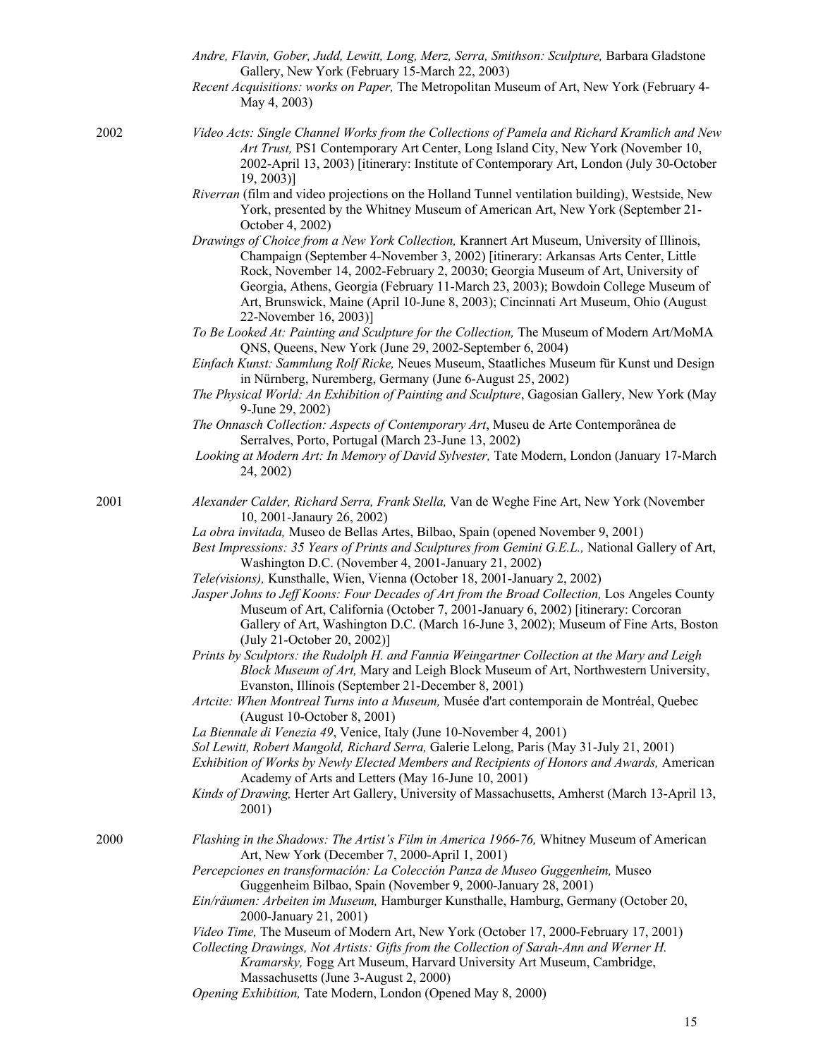*Andre, Flavin, Gober, Judd, Lewitt, Long, Merz, Serra, Smithson: Sculpture,* Barbara Gladstone Gallery, New York (February 15-March 22, 2003)

*Recent Acquisitions: works on Paper,* The Metropolitan Museum of Art, New York (February 4-May 4, 2003)

2002

*Video Acts: Single Channel Works from the Collections of Pamela and Richard Kramlich and New Art Trust,* PS1 Contemporary Art Center, Long Island City, New York (November 10, 2002-April 13, 2003) [itinerary: Institute of Contemporary Art, London (July 30-October 19, 2003)]

*Riverran* (film and video projections on the Holland Tunnel ventilation building), Westside, New York, presented by the Whitney Museum of American Art, New York (September 21-October 4, 2002)

*Drawings of Choice from a New York Collection,* Krannert Art Museum, University of Illinois, Champaign (September 4-November 3, 2002) [itinerary: Arkansas Arts Center, Little Rock, November 14, 2002-February 2, 20030; Georgia Museum of Art, University of Georgia, Athens, Georgia (February 11-March 23, 2003); Bowdoin College Museum of Art, Brunswick, Maine (April 10-June 8, 2003); Cincinnati Art Museum, Ohio (August 22-November 16, 2003)]

*To Be Looked At: Painting and Sculpture for the Collection,* The Museum of Modern Art/MoMA QNS, Queens, New York (June 29, 2002-September 6, 2004)

*Einfach Kunst: Sammlung Rolf Ricke,* Neues Museum, Staatliches Museum für Kunst und Design in Nürnberg, Nuremberg, Germany (June 6-August 25, 2002)

*The Physical World: An Exhibition of Painting and Sculpture*, Gagosian Gallery, New York (May 9-June 29, 2002)

*The Onnasch Collection: Aspects of Contemporary Art*, Museu de Arte Contemporânea de Serralves, Porto, Portugal (March 23-June 13, 2002)

*Looking at Modern Art: In Memory of David Sylvester,* Tate Modern, London (January 17-March 24, 2002)

2001

*Alexander Calder, Richard Serra, Frank Stella,* Van de Weghe Fine Art, New York (November 10, 2001-Janaury 26, 2002)

*La obra invitada,* Museo de Bellas Artes, Bilbao, Spain (opened November 9, 2001)

*Best Impressions: 35 Years of Prints and Sculptures from Gemini G.E.L.,* National Gallery of Art, Washington D.C. (November 4, 2001-January 21, 2002)

*Tele(visions),* Kunsthalle, Wien, Vienna (October 18, 2001-January 2, 2002)

*Jasper Johns to Jeff Koons: Four Decades of Art from the Broad Collection,* Los Angeles County Museum of Art, California (October 7, 2001-January 6, 2002) [itinerary: Corcoran Gallery of Art, Washington D.C. (March 16-June 3, 2002); Museum of Fine Arts, Boston (July 21-October 20, 2002)]

*Prints by Sculptors: the Rudolph H. and Fannia Weingartner Collection at the Mary and Leigh Block Museum of Art,* Mary and Leigh Block Museum of Art, Northwestern University, Evanston, Illinois (September 21-December 8, 2001)

*Artcite: When Montreal Turns into a Museum,* Musée d'art contemporain de Montréal, Quebec (August 10-October 8, 2001)

*La Biennale di Venezia 49*, Venice, Italy (June 10-November 4, 2001)

*Sol Lewitt, Robert Mangold, Richard Serra,* Galerie Lelong, Paris (May 31-July 21, 2001)

*Exhibition of Works by Newly Elected Members and Recipients of Honors and Awards,* American Academy of Arts and Letters (May 16-June 10, 2001)

*Kinds of Drawing,* Herter Art Gallery, University of Massachusetts, Amherst (March 13-April 13, 2001)

2000

*Flashing in the Shadows: The Artist's Film in America 1966-76,* Whitney Museum of American Art, New York (December 7, 2000-April 1, 2001)

*Percepciones en transformación: La Colección Panza de Museo Guggenheim,* Museo Guggenheim Bilbao, Spain (November 9, 2000-January 28, 2001)

*Ein/räumen: Arbeiten im Museum,* Hamburger Kunsthalle, Hamburg, Germany (October 20, 2000-January 21, 2001)

*Video Time,* The Museum of Modern Art, New York (October 17, 2000-February 17, 2001)

*Collecting Drawings, Not Artists: Gifts from the Collection of Sarah-Ann and Werner H. Kramarsky,* Fogg Art Museum, Harvard University Art Museum, Cambridge, Massachusetts (June 3-August 2, 2000)

*Opening Exhibition,* Tate Modern, London (Opened May 8, 2000)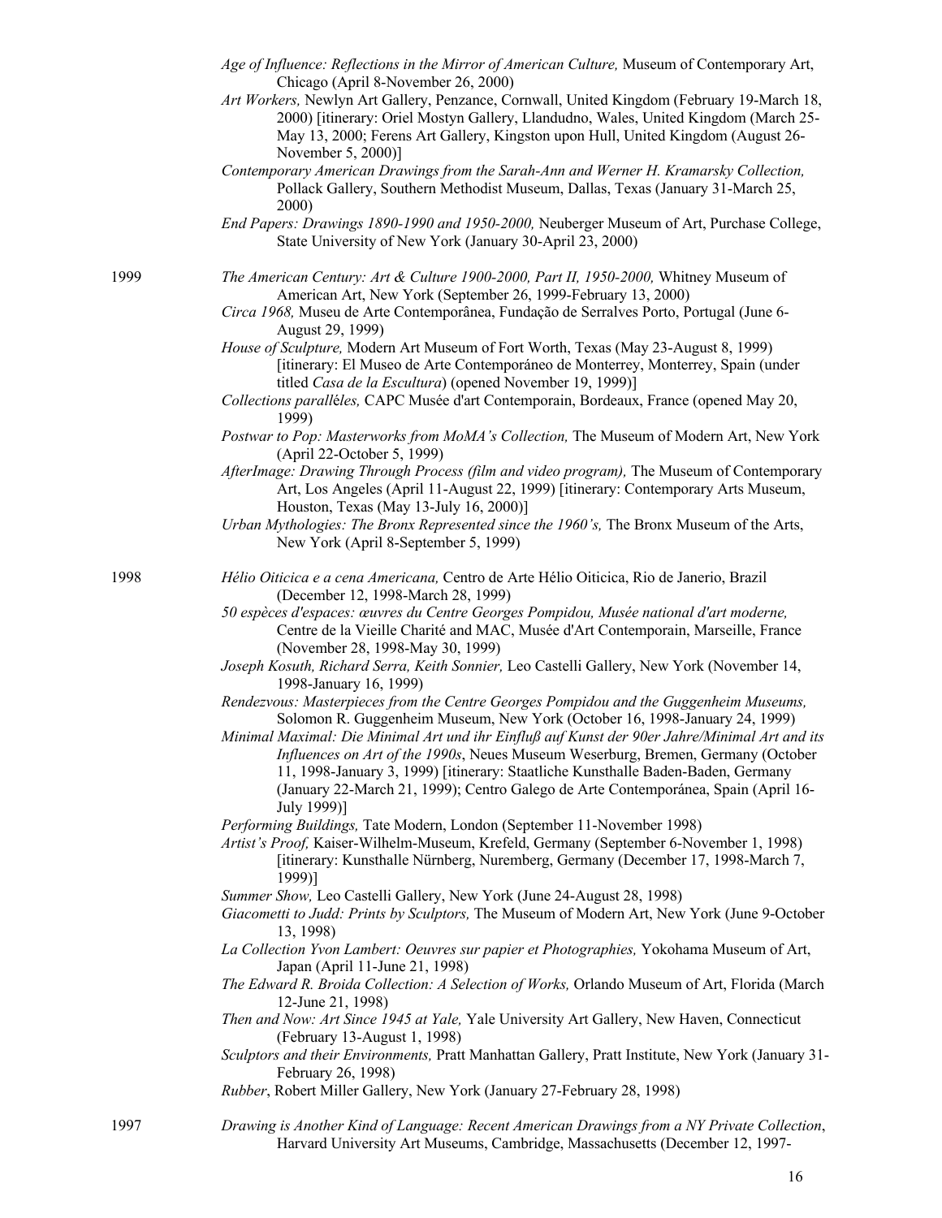*Age of Influence: Reflections in the Mirror of American Culture,* Museum of Contemporary Art, Chicago (April 8-November 26, 2000)

*Art Workers,* Newlyn Art Gallery, Penzance, Cornwall, United Kingdom (February 19-March 18, 2000) [itinerary: Oriel Mostyn Gallery, Llandudno, Wales, United Kingdom (March 25-May 13, 2000; Ferens Art Gallery, Kingston upon Hull, United Kingdom (August 26-November 5, 2000)]

*Contemporary American Drawings from the Sarah-Ann and Werner H. Kramarsky Collection,* Pollack Gallery, Southern Methodist Museum, Dallas, Texas (January 31-March 25, 2000)

*End Papers: Drawings 1890-1990 and 1950-2000,* Neuberger Museum of Art, Purchase College, State University of New York (January 30-April 23, 2000)

1999

*The American Century: Art & Culture 1900-2000, Part II, 1950-2000,* Whitney Museum of American Art, New York (September 26, 1999-February 13, 2000)

*Circa 1968,* Museu de Arte Contemporânea, Fundação de Serralves Porto, Portugal (June 6-August 29, 1999)

*House of Sculpture,* Modern Art Museum of Fort Worth, Texas (May 23-August 8, 1999) [itinerary: El Museo de Arte Contemporáneo de Monterrey, Monterrey, Spain (under titled *Casa de la Escultura*) (opened November 19, 1999)]

*Collections parallèles,* CAPC Musée d'art Contemporain, Bordeaux, France (opened May 20, 1999)

*Postwar to Pop: Masterworks from MoMA's Collection,* The Museum of Modern Art, New York (April 22-October 5, 1999)

*AfterImage: Drawing Through Process (film and video program),* The Museum of Contemporary Art, Los Angeles (April 11-August 22, 1999) [itinerary: Contemporary Arts Museum, Houston, Texas (May 13-July 16, 2000)]

*Urban Mythologies: The Bronx Represented since the 1960's,* The Bronx Museum of the Arts, New York (April 8-September 5, 1999)

1998

*Hélio Oiticica e a cena Americana,* Centro de Arte Hélio Oiticica, Rio de Janerio, Brazil (December 12, 1998-March 28, 1999)

*50 espèces d'espaces: œuvres du Centre Georges Pompidou, Musée national d'art moderne,* Centre de la Vieille Charité and MAC, Musée d'Art Contemporain, Marseille, France (November 28, 1998-May 30, 1999)

*Joseph Kosuth, Richard Serra, Keith Sonnier,* Leo Castelli Gallery, New York (November 14, 1998-January 16, 1999)

*Rendezvous: Masterpieces from the Centre Georges Pompidou and the Guggenheim Museums,* Solomon R. Guggenheim Museum, New York (October 16, 1998-January 24, 1999)

*Minimal Maximal: Die Minimal Art und ihr Einfluß auf Kunst der 90er Jahre/Minimal Art and its Influences on Art of the 1990s*, Neues Museum Weserburg, Bremen, Germany (October 11, 1998-January 3, 1999) [itinerary: Staatliche Kunsthalle Baden-Baden, Germany (January 22-March 21, 1999); Centro Galego de Arte Contemporánea, Spain (April 16-July 1999)]

*Performing Buildings,* Tate Modern, London (September 11-November 1998)

*Artist's Proof,* Kaiser-Wilhelm-Museum, Krefeld, Germany (September 6-November 1, 1998) [itinerary: Kunsthalle Nürnberg, Nuremberg, Germany (December 17, 1998-March 7, 1999)]

*Summer Show,* Leo Castelli Gallery, New York (June 24-August 28, 1998)

*Giacometti to Judd: Prints by Sculptors,* The Museum of Modern Art, New York (June 9-October 13, 1998)

*La Collection Yvon Lambert: Oeuvres sur papier et Photographies,* Yokohama Museum of Art, Japan (April 11-June 21, 1998)

*The Edward R. Broida Collection: A Selection of Works,* Orlando Museum of Art, Florida (March 12-June 21, 1998)

*Then and Now: Art Since 1945 at Yale,* Yale University Art Gallery, New Haven, Connecticut (February 13-August 1, 1998)

*Sculptors and their Environments,* Pratt Manhattan Gallery, Pratt Institute, New York (January 31-February 26, 1998)

*Rubber*, Robert Miller Gallery, New York (January 27-February 28, 1998)

1997

*Drawing is Another Kind of Language: Recent American Drawings from a NY Private Collection*, Harvard University Art Museums, Cambridge, Massachusetts (December 12, 1997-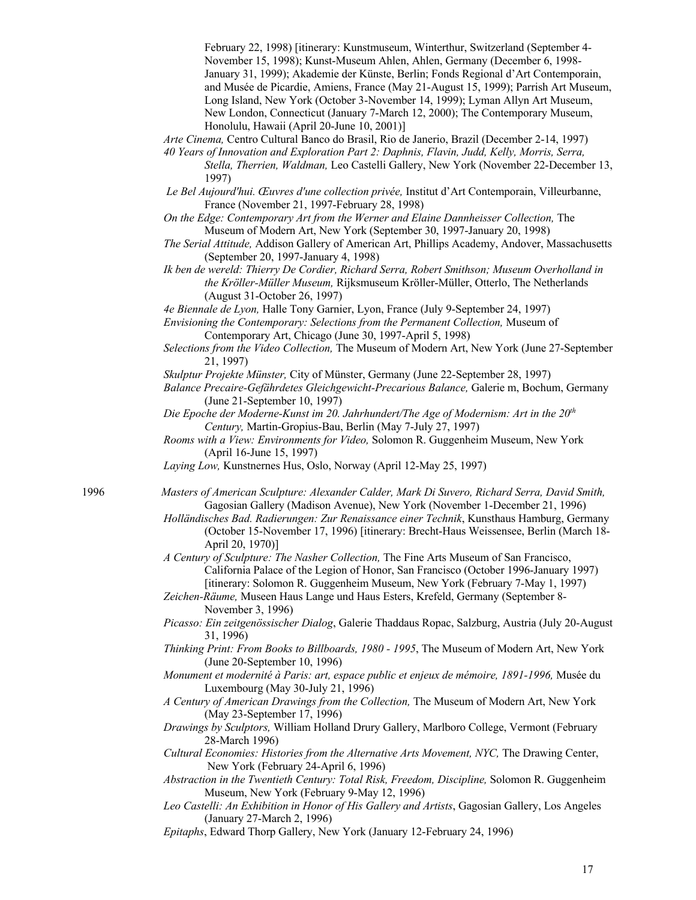February 22, 1998) [itinerary: Kunstmuseum, Winterthur, Switzerland (September 4-November 15, 1998); Kunst-Museum Ahlen, Ahlen, Germany (December 6, 1998-January 31, 1999); Akademie der Künste, Berlin; Fonds Regional d'Art Contemporain, and Musée de Picardie, Amiens, France (May 21-August 15, 1999); Parrish Art Museum, Long Island, New York (October 3-November 14, 1999); Lyman Allyn Art Museum, New London, Connecticut (January 7-March 12, 2000); The Contemporary Museum, Honolulu, Hawaii (April 20-June 10, 2001)]

*Arte Cinema,* Centro Cultural Banco do Brasil, Rio de Janerio, Brazil (December 2-14, 1997)

*40 Years of Innovation and Exploration Part 2: Daphnis, Flavin, Judd, Kelly, Morris, Serra, Stella, Therrien, Waldman,* Leo Castelli Gallery, New York (November 22-December 13, 1997)

*Le Bel Aujourd'hui. Œuvres d'une collection privée,* Institut d'Art Contemporain, Villeurbanne, France (November 21, 1997-February 28, 1998)

*On the Edge: Contemporary Art from the Werner and Elaine Dannheisser Collection,* The Museum of Modern Art, New York (September 30, 1997-January 20, 1998)

*The Serial Attitude,* Addison Gallery of American Art, Phillips Academy, Andover, Massachusetts (September 20, 1997-January 4, 1998)

*Ik ben de wereld: Thierry De Cordier, Richard Serra, Robert Smithson; Museum Overholland in the Kröller-Müller Museum,* Rijksmuseum Kröller-Müller, Otterlo, The Netherlands (August 31-October 26, 1997)

*4e Biennale de Lyon,* Halle Tony Garnier, Lyon, France (July 9-September 24, 1997)

*Envisioning the Contemporary: Selections from the Permanent Collection,* Museum of Contemporary Art, Chicago (June 30, 1997-April 5, 1998)

*Selections from the Video Collection,* The Museum of Modern Art, New York (June 27-September 21, 1997)

*Skulptur Projekte Münster,* City of Münster, Germany (June 22-September 28, 1997)

*Balance Precaire-Gefährdetes Gleichgewicht-Precarious Balance,* Galerie m, Bochum, Germany (June 21-September 10, 1997)

*Die Epoche der Moderne-Kunst im 20. Jahrhundert/The Age of Modernism: Art in the 20th Century,* Martin-Gropius-Bau, Berlin (May 7-July 27, 1997)

*Rooms with a View: Environments for Video,* Solomon R. Guggenheim Museum, New York (April 16-June 15, 1997)

*Laying Low,* Kunstnernes Hus, Oslo, Norway (April 12-May 25, 1997)

1996

*Masters of American Sculpture: Alexander Calder, Mark Di Suvero, Richard Serra, David Smith,* Gagosian Gallery (Madison Avenue), New York (November 1-December 21, 1996)

*Holländisches Bad. Radierungen: Zur Renaissance einer Technik*, Kunsthaus Hamburg, Germany (October 15-November 17, 1996) [itinerary: Brecht-Haus Weissensee, Berlin (March 18-April 20, 1970)]

*A Century of Sculpture: The Nasher Collection,* The Fine Arts Museum of San Francisco, California Palace of the Legion of Honor, San Francisco (October 1996-January 1997) [itinerary: Solomon R. Guggenheim Museum, New York (February 7-May 1, 1997)

*Zeichen-Räume,* Museen Haus Lange und Haus Esters, Krefeld, Germany (September 8-November 3, 1996)

*Picasso: Ein zeitgenössischer Dialog*, Galerie Thaddaus Ropac, Salzburg, Austria (July 20-August 31, 1996)

*Thinking Print: From Books to Billboards, 1980 - 1995*, The Museum of Modern Art, New York (June 20-September 10, 1996)

*Monument et modernité à Paris: art, espace public et enjeux de mémoire, 1891-1996,* Musée du Luxembourg (May 30-July 21, 1996)

*A Century of American Drawings from the Collection,* The Museum of Modern Art, New York (May 23-September 17, 1996)

*Drawings by Sculptors,* William Holland Drury Gallery, Marlboro College, Vermont (February 28-March 1996)

*Cultural Economies: Histories from the Alternative Arts Movement, NYC,* The Drawing Center, New York (February 24-April 6, 1996)

*Abstraction in the Twentieth Century: Total Risk, Freedom, Discipline,* Solomon R. Guggenheim Museum, New York (February 9-May 12, 1996)

*Leo Castelli: An Exhibition in Honor of His Gallery and Artists*, Gagosian Gallery, Los Angeles (January 27-March 2, 1996)

*Epitaphs*, Edward Thorp Gallery, New York (January 12-February 24, 1996)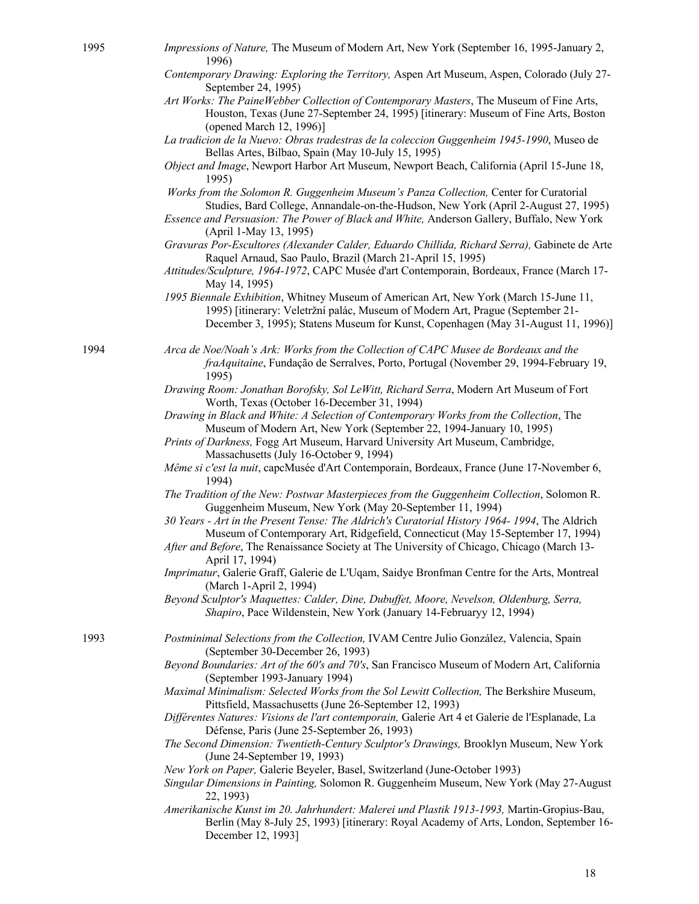1995

*Impressions of Nature,* The Museum of Modern Art, New York (September 16, 1995-January 2, 1996)

*Contemporary Drawing: Exploring the Territory,* Aspen Art Museum, Aspen, Colorado (July 27-September 24, 1995)

*Art Works: The PaineWebber Collection of Contemporary Masters*, The Museum of Fine Arts, Houston, Texas (June 27-September 24, 1995) [itinerary: Museum of Fine Arts, Boston (opened March 12, 1996)]

*La tradicion de la Nuevo: Obras tradestras de la coleccion Guggenheim 1945-1990*, Museo de Bellas Artes, Bilbao, Spain (May 10-July 15, 1995)

*Object and Image*, Newport Harbor Art Museum, Newport Beach, California (April 15-June 18, 1995)

*Works from the Solomon R. Guggenheim Museum's Panza Collection,* Center for Curatorial Studies, Bard College, Annandale-on-the-Hudson, New York (April 2-August 27, 1995)

*Essence and Persuasion: The Power of Black and White,* Anderson Gallery, Buffalo, New York (April 1-May 13, 1995)

*Gravuras Por-Escultores (Alexander Calder, Eduardo Chillida, Richard Serra),* Gabinete de Arte Raquel Arnaud, Sao Paulo, Brazil (March 21-April 15, 1995)

*Attitudes/Sculpture, 1964-1972*, CAPC Musée d'art Contemporain, Bordeaux, France (March 17-May 14, 1995)

*1995 Biennale Exhibition*, Whitney Museum of American Art, New York (March 15-June 11, 1995) [itinerary: Veletržní palác, Museum of Modern Art, Prague (September 21-December 3, 1995); Statens Museum for Kunst, Copenhagen (May 31-August 11, 1996)]

1994

*Arca de Noe/Noah's Ark: Works from the Collection of CAPC Musee de Bordeaux and the fraAquitaine*, Fundação de Serralves, Porto, Portugal (November 29, 1994-February 19, 1995)

*Drawing Room: Jonathan Borofsky, Sol LeWitt, Richard Serra*, Modern Art Museum of Fort Worth, Texas (October 16-December 31, 1994)

*Drawing in Black and White: A Selection of Contemporary Works from the Collection*, The Museum of Modern Art, New York (September 22, 1994-January 10, 1995)

*Prints of Darkness,* Fogg Art Museum, Harvard University Art Museum, Cambridge, Massachusetts (July 16-October 9, 1994)

*Même si c'est la nuit*, capcMusée d'Art Contemporain, Bordeaux, France (June 17-November 6, 1994)

*The Tradition of the New: Postwar Masterpieces from the Guggenheim Collection*, Solomon R. Guggenheim Museum, New York (May 20-September 11, 1994)

*30 Years - Art in the Present Tense: The Aldrich's Curatorial History 1964- 1994*, The Aldrich Museum of Contemporary Art, Ridgefield, Connecticut (May 15-September 17, 1994)

*After and Before*, The Renaissance Society at The University of Chicago, Chicago (March 13-April 17, 1994)

*Imprimatur*, Galerie Graff, Galerie de L'Uqam, Saidye Bronfman Centre for the Arts, Montreal (March 1-April 2, 1994)

*Beyond Sculptor's Maquettes: Calder, Dine, Dubuffet, Moore, Nevelson, Oldenburg, Serra, Shapiro*, Pace Wildenstein, New York (January 14-Februaryy 12, 1994)

1993

*Postminimal Selections from the Collection,* IVAM Centre Julio González, Valencia, Spain (September 30-December 26, 1993)

*Beyond Boundaries: Art of the 60's and 70's*, San Francisco Museum of Modern Art, California (September 1993-January 1994)

*Maximal Minimalism: Selected Works from the Sol Lewitt Collection,* The Berkshire Museum, Pittsfield, Massachusetts (June 26-September 12, 1993)

*Différentes Natures: Visions de l'art contemporain,* Galerie Art 4 et Galerie de l'Esplanade, La Défense, Paris (June 25-September 26, 1993)

*The Second Dimension: Twentieth-Century Sculptor's Drawings,* Brooklyn Museum, New York (June 24-September 19, 1993)

*New York on Paper,* Galerie Beyeler, Basel, Switzerland (June-October 1993)

*Singular Dimensions in Painting,* Solomon R. Guggenheim Museum, New York (May 27-August 22, 1993)

*Amerikanische Kunst im 20. Jahrhundert: Malerei und Plastik 1913-1993,* Martin-Gropius-Bau, Berlin (May 8-July 25, 1993) [itinerary: Royal Academy of Arts, London, September 16-December 12, 1993]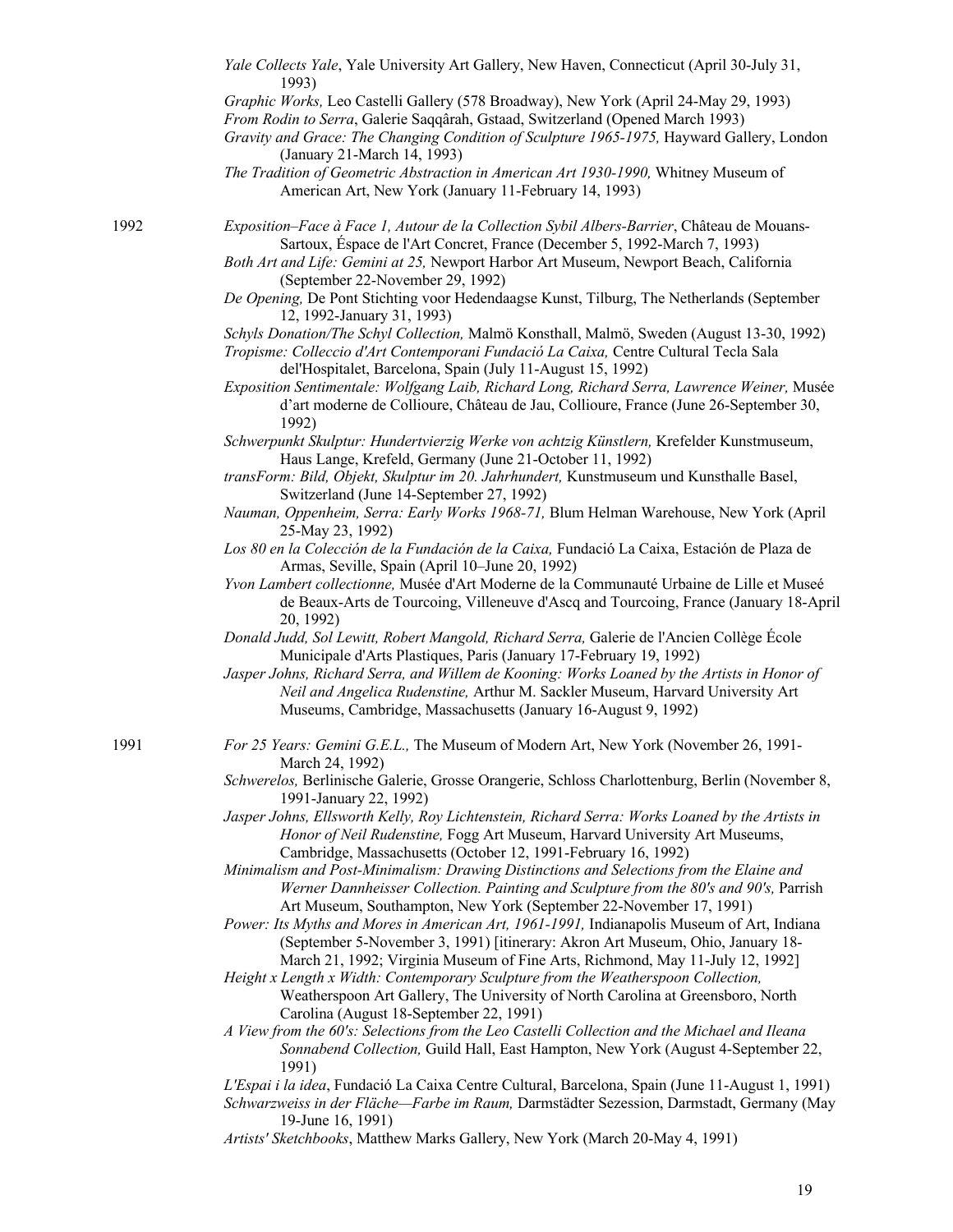*Yale Collects Yale*, Yale University Art Gallery, New Haven, Connecticut (April 30-July 31, 1993)

*Graphic Works,* Leo Castelli Gallery (578 Broadway), New York (April 24-May 29, 1993)

*From Rodin to Serra*, Galerie Saqqârah, Gstaad, Switzerland (Opened March 1993)

*Gravity and Grace: The Changing Condition of Sculpture 1965-1975,* Hayward Gallery, London (January 21-March 14, 1993)

*The Tradition of Geometric Abstraction in American Art 1930-1990,* Whitney Museum of American Art, New York (January 11-February 14, 1993)

1992

*Exposition–Face à Face 1, Autour de la Collection Sybil Albers-Barrier*, Château de Mouans-Sartoux, Éspace de l'Art Concret, France (December 5, 1992-March 7, 1993)

*Both Art and Life: Gemini at 25,* Newport Harbor Art Museum, Newport Beach, California (September 22-November 29, 1992)

*De Opening,* De Pont Stichting voor Hedendaagse Kunst, Tilburg, The Netherlands (September 12, 1992-January 31, 1993)

*Schyls Donation/The Schyl Collection,* Malmö Konsthall, Malmö, Sweden (August 13-30, 1992)

*Tropisme: Colleccio d'Art Contemporani Fundació La Caixa,* Centre Cultural Tecla Sala del'Hospitalet, Barcelona, Spain (July 11-August 15, 1992)

*Exposition Sentimentale: Wolfgang Laib, Richard Long, Richard Serra, Lawrence Weiner,* Musée d'art moderne de Collioure, Château de Jau, Collioure, France (June 26-September 30, 1992)

*Schwerpunkt Skulptur: Hundertvierzig Werke von achtzig Künstlern,* Krefelder Kunstmuseum, Haus Lange, Krefeld, Germany (June 21-October 11, 1992)

*transForm: Bild, Objekt, Skulptur im 20. Jahrhundert,* Kunstmuseum und Kunsthalle Basel, Switzerland (June 14-September 27, 1992)

*Nauman, Oppenheim, Serra: Early Works 1968-71,* Blum Helman Warehouse, New York (April 25-May 23, 1992)

*Los 80 en la Colección de la Fundación de la Caixa,* Fundació La Caixa, Estación de Plaza de Armas, Seville, Spain (April 10–June 20, 1992)

*Yvon Lambert collectionne,* Musée d'Art Moderne de la Communauté Urbaine de Lille et Museé de Beaux-Arts de Tourcoing, Villeneuve d'Ascq and Tourcoing, France (January 18-April 20, 1992)

*Donald Judd, Sol Lewitt, Robert Mangold, Richard Serra,* Galerie de l'Ancien Collège École Municipale d'Arts Plastiques, Paris (January 17-February 19, 1992)

*Jasper Johns, Richard Serra, and Willem de Kooning: Works Loaned by the Artists in Honor of Neil and Angelica Rudenstine,* Arthur M. Sackler Museum, Harvard University Art Museums, Cambridge, Massachusetts (January 16-August 9, 1992)

1991

*For 25 Years: Gemini G.E.L.,* The Museum of Modern Art, New York (November 26, 1991-March 24, 1992)

*Schwerelos,* Berlinische Galerie, Grosse Orangerie, Schloss Charlottenburg, Berlin (November 8, 1991-January 22, 1992)

*Jasper Johns, Ellsworth Kelly, Roy Lichtenstein, Richard Serra: Works Loaned by the Artists in Honor of Neil Rudenstine,* Fogg Art Museum, Harvard University Art Museums, Cambridge, Massachusetts (October 12, 1991-February 16, 1992)

*Minimalism and Post-Minimalism: Drawing Distinctions and Selections from the Elaine and Werner Dannheisser Collection. Painting and Sculpture from the 80's and 90's,* Parrish Art Museum, Southampton, New York (September 22-November 17, 1991)

*Power: Its Myths and Mores in American Art, 1961-1991,* Indianapolis Museum of Art, Indiana (September 5-November 3, 1991) [itinerary: Akron Art Museum, Ohio, January 18-March 21, 1992; Virginia Museum of Fine Arts, Richmond, May 11-July 12, 1992]

*Height x Length x Width: Contemporary Sculpture from the Weatherspoon Collection,* Weatherspoon Art Gallery, The University of North Carolina at Greensboro, North Carolina (August 18-September 22, 1991)

*A View from the 60's: Selections from the Leo Castelli Collection and the Michael and Ileana Sonnabend Collection,* Guild Hall, East Hampton, New York (August 4-September 22, 1991)

*L'Espai i la idea*, Fundació La Caixa Centre Cultural, Barcelona, Spain (June 11-August 1, 1991)

*Schwarzweiss in der Fläche—Farbe im Raum,* Darmstädter Sezession, Darmstadt, Germany (May 19-June 16, 1991)

*Artists' Sketchbooks*, Matthew Marks Gallery, New York (March 20-May 4, 1991)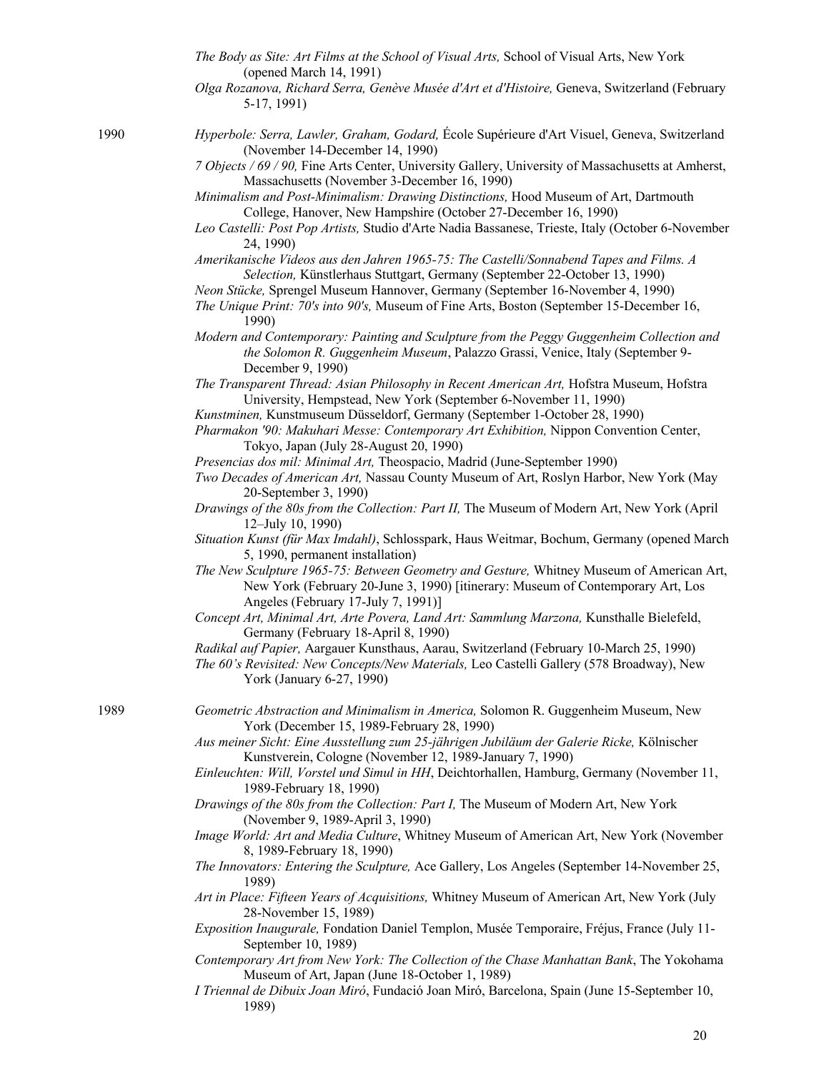*The Body as Site: Art Films at the School of Visual Arts,* School of Visual Arts, New York (opened March 14, 1991)

*Olga Rozanova, Richard Serra, Genève Musée d'Art et d'Histoire,* Geneva, Switzerland (February 5-17, 1991)

**1990**

*Hyperbole: Serra, Lawler, Graham, Godard,* École Supérieure d'Art Visuel, Geneva, Switzerland (November 14-December 14, 1990)

*7 Objects / 69 / 90,* Fine Arts Center, University Gallery, University of Massachusetts at Amherst, Massachusetts (November 3-December 16, 1990)

*Minimalism and Post-Minimalism: Drawing Distinctions,* Hood Museum of Art, Dartmouth College, Hanover, New Hampshire (October 27-December 16, 1990)

*Leo Castelli: Post Pop Artists,* Studio d'Arte Nadia Bassanese, Trieste, Italy (October 6-November 24, 1990)

*Amerikanische Videos aus den Jahren 1965-75: The Castelli/Sonnabend Tapes and Films. A Selection,* Künstlerhaus Stuttgart, Germany (September 22-October 13, 1990)

*Neon Stücke,* Sprengel Museum Hannover, Germany (September 16-November 4, 1990)

*The Unique Print: 70's into 90's,* Museum of Fine Arts, Boston (September 15-December 16, 1990)

*Modern and Contemporary: Painting and Sculpture from the Peggy Guggenheim Collection and the Solomon R. Guggenheim Museum*, Palazzo Grassi, Venice, Italy (September 9-December 9, 1990)

*The Transparent Thread: Asian Philosophy in Recent American Art,* Hofstra Museum, Hofstra University, Hempstead, New York (September 6-November 11, 1990)

*Kunstminen,* Kunstmuseum Düsseldorf, Germany (September 1-October 28, 1990)

*Pharmakon '90: Makuhari Messe: Contemporary Art Exhibition,* Nippon Convention Center, Tokyo, Japan (July 28-August 20, 1990)

*Presencias dos mil: Minimal Art,* Theospacio, Madrid (June-September 1990)

*Two Decades of American Art,* Nassau County Museum of Art, Roslyn Harbor, New York (May 20-September 3, 1990)

*Drawings of the 80s from the Collection: Part II,* The Museum of Modern Art, New York (April 12–July 10, 1990)

*Situation Kunst (für Max Imdahl)*, Schlosspark, Haus Weitmar, Bochum, Germany (opened March 5, 1990, permanent installation)

*The New Sculpture 1965-75: Between Geometry and Gesture,* Whitney Museum of American Art, New York (February 20-June 3, 1990) [itinerary: Museum of Contemporary Art, Los Angeles (February 17-July 7, 1991)]

*Concept Art, Minimal Art, Arte Povera, Land Art: Sammlung Marzona,* Kunsthalle Bielefeld, Germany (February 18-April 8, 1990)

*Radikal auf Papier,* Aargauer Kunsthaus, Aarau, Switzerland (February 10-March 25, 1990)

*The 60's Revisited: New Concepts/New Materials,* Leo Castelli Gallery (578 Broadway), New York (January 6-27, 1990)

**1989**

*Geometric Abstraction and Minimalism in America,* Solomon R. Guggenheim Museum, New York (December 15, 1989-February 28, 1990)

*Aus meiner Sicht: Eine Ausstellung zum 25-jährigen Jubiläum der Galerie Ricke,* Kölnischer Kunstverein, Cologne (November 12, 1989-January 7, 1990)

*Einleuchten: Will, Vorstel und Simul in HH*, Deichtorhallen, Hamburg, Germany (November 11, 1989-February 18, 1990)

*Drawings of the 80s from the Collection: Part I,* The Museum of Modern Art, New York (November 9, 1989-April 3, 1990)

*Image World: Art and Media Culture*, Whitney Museum of American Art, New York (November 8, 1989-February 18, 1990)

*The Innovators: Entering the Sculpture,* Ace Gallery, Los Angeles (September 14-November 25, 1989)

*Art in Place: Fifteen Years of Acquisitions,* Whitney Museum of American Art, New York (July 28-November 15, 1989)

*Exposition Inaugurale,* Fondation Daniel Templon, Musée Temporaire, Fréjus, France (July 11-September 10, 1989)

*Contemporary Art from New York: The Collection of the Chase Manhattan Bank*, The Yokohama Museum of Art, Japan (June 18-October 1, 1989)

*I Triennal de Dibuix Joan Miró*, Fundació Joan Miró, Barcelona, Spain (June 15-September 10, 1989)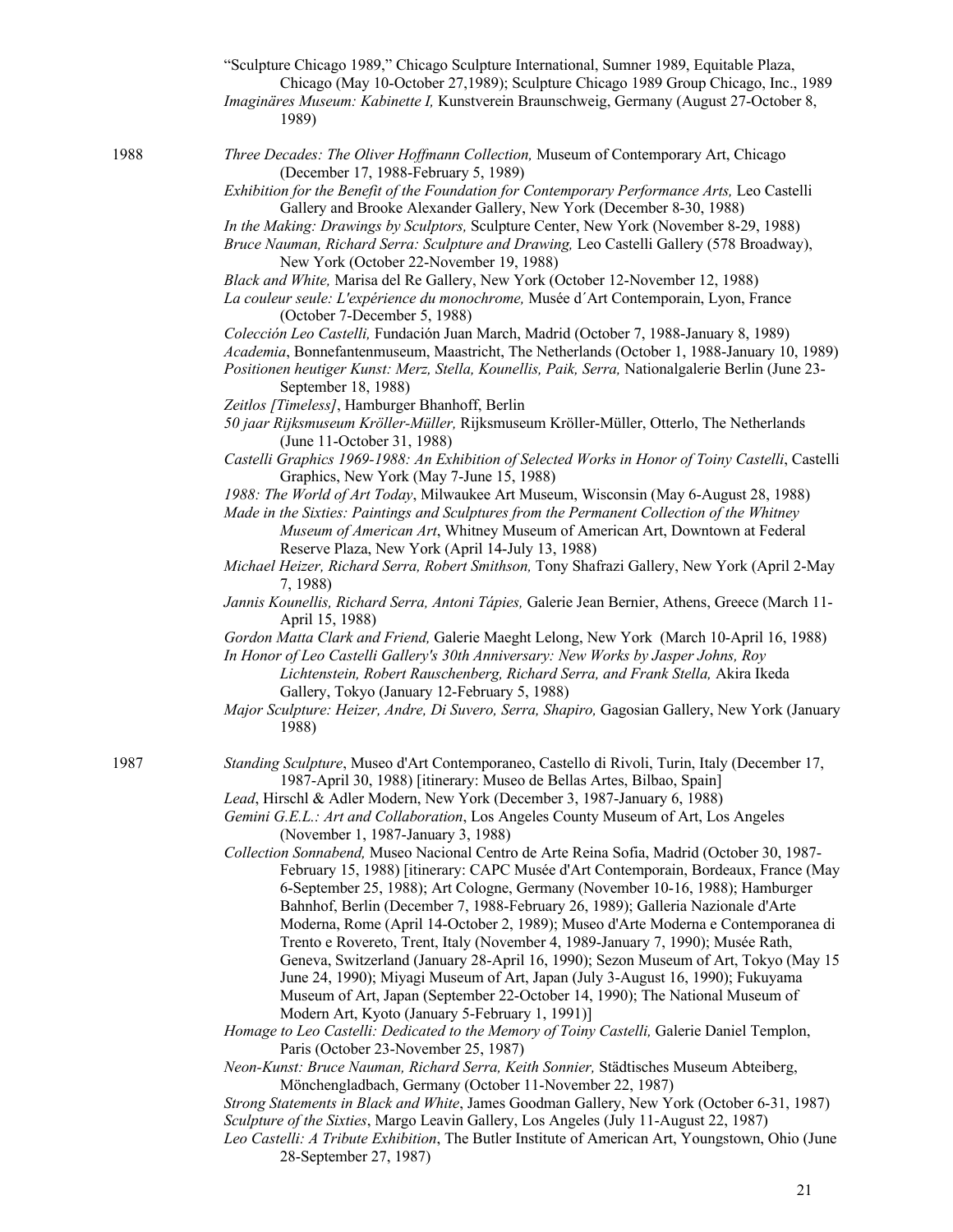"Sculpture Chicago 1989," Chicago Sculpture International, Sumner 1989, Equitable Plaza, Chicago (May 10-October 27,1989); Sculpture Chicago 1989 Group Chicago, Inc., 1989

*Imaginäres Museum: Kabinette I,* Kunstverein Braunschweig, Germany (August 27-October 8, 1989)

1988

*Three Decades: The Oliver Hoffmann Collection,* Museum of Contemporary Art, Chicago (December 17, 1988-February 5, 1989)

*Exhibition for the Benefit of the Foundation for Contemporary Performance Arts,* Leo Castelli Gallery and Brooke Alexander Gallery, New York (December 8-30, 1988)

*In the Making: Drawings by Sculptors,* Sculpture Center, New York (November 8-29, 1988)

*Bruce Nauman, Richard Serra: Sculpture and Drawing,* Leo Castelli Gallery (578 Broadway), New York (October 22-November 19, 1988)

*Black and White,* Marisa del Re Gallery, New York (October 12-November 12, 1988)

*La couleur seule: L'expérience du monochrome,* Musée d´Art Contemporain, Lyon, France (October 7-December 5, 1988)

*Colección Leo Castelli,* Fundación Juan March, Madrid (October 7, 1988-January 8, 1989)

*Academia*, Bonnefantenmuseum, Maastricht, The Netherlands (October 1, 1988-January 10, 1989)

*Positionen heutiger Kunst: Merz, Stella, Kounellis, Paik, Serra,* Nationalgalerie Berlin (June 23-September 18, 1988)

*Zeitlos [Timeless]*, Hamburger Bhanhoff, Berlin

*50 jaar Rijksmuseum Kröller-Müller,* Rijksmuseum Kröller-Müller, Otterlo, The Netherlands (June 11-October 31, 1988)

*Castelli Graphics 1969-1988: An Exhibition of Selected Works in Honor of Toiny Castelli*, Castelli Graphics, New York (May 7-June 15, 1988)

*1988: The World of Art Today*, Milwaukee Art Museum, Wisconsin (May 6-August 28, 1988)

*Made in the Sixties: Paintings and Sculptures from the Permanent Collection of the Whitney Museum of American Art*, Whitney Museum of American Art, Downtown at Federal Reserve Plaza, New York (April 14-July 13, 1988)

*Michael Heizer, Richard Serra, Robert Smithson,* Tony Shafrazi Gallery, New York (April 2-May 7, 1988)

*Jannis Kounellis, Richard Serra, Antoni Tápies,* Galerie Jean Bernier, Athens, Greece (March 11-April 15, 1988)

*Gordon Matta Clark and Friend,* Galerie Maeght Lelong, New York (March 10-April 16, 1988)

*In Honor of Leo Castelli Gallery's 30th Anniversary: New Works by Jasper Johns, Roy Lichtenstein, Robert Rauschenberg, Richard Serra, and Frank Stella,* Akira Ikeda Gallery, Tokyo (January 12-February 5, 1988)

*Major Sculpture: Heizer, Andre, Di Suvero, Serra, Shapiro,* Gagosian Gallery, New York (January 1988)

1987

*Standing Sculpture*, Museo d'Art Contemporaneo, Castello di Rivoli, Turin, Italy (December 17, 1987-April 30, 1988) [itinerary: Museo de Bellas Artes, Bilbao, Spain]

*Lead*, Hirschl & Adler Modern, New York (December 3, 1987-January 6, 1988)

*Gemini G.E.L.: Art and Collaboration*, Los Angeles County Museum of Art, Los Angeles (November 1, 1987-January 3, 1988)

*Collection Sonnabend,* Museo Nacional Centro de Arte Reina Sofia, Madrid (October 30, 1987-February 15, 1988) [itinerary: CAPC Musée d'Art Contemporain, Bordeaux, France (May 6-September 25, 1988); Art Cologne, Germany (November 10-16, 1988); Hamburger Bahnhof, Berlin (December 7, 1988-February 26, 1989); Galleria Nazionale d'Arte Moderna, Rome (April 14-October 2, 1989); Museo d'Arte Moderna e Contemporanea di Trento e Rovereto, Trent, Italy (November 4, 1989-January 7, 1990); Musée Rath, Geneva, Switzerland (January 28-April 16, 1990); Sezon Museum of Art, Tokyo (May 15 June 24, 1990); Miyagi Museum of Art, Japan (July 3-August 16, 1990); Fukuyama Museum of Art, Japan (September 22-October 14, 1990); The National Museum of Modern Art, Kyoto (January 5-February 1, 1991)]

*Homage to Leo Castelli: Dedicated to the Memory of Toiny Castelli,* Galerie Daniel Templon, Paris (October 23-November 25, 1987)

*Neon-Kunst: Bruce Nauman, Richard Serra, Keith Sonnier,* Städtisches Museum Abteiberg, Mönchengladbach, Germany (October 11-November 22, 1987)

*Strong Statements in Black and White*, James Goodman Gallery, New York (October 6-31, 1987)

*Sculpture of the Sixties*, Margo Leavin Gallery, Los Angeles (July 11-August 22, 1987)

*Leo Castelli: A Tribute Exhibition*, The Butler Institute of American Art, Youngstown, Ohio (June 28-September 27, 1987)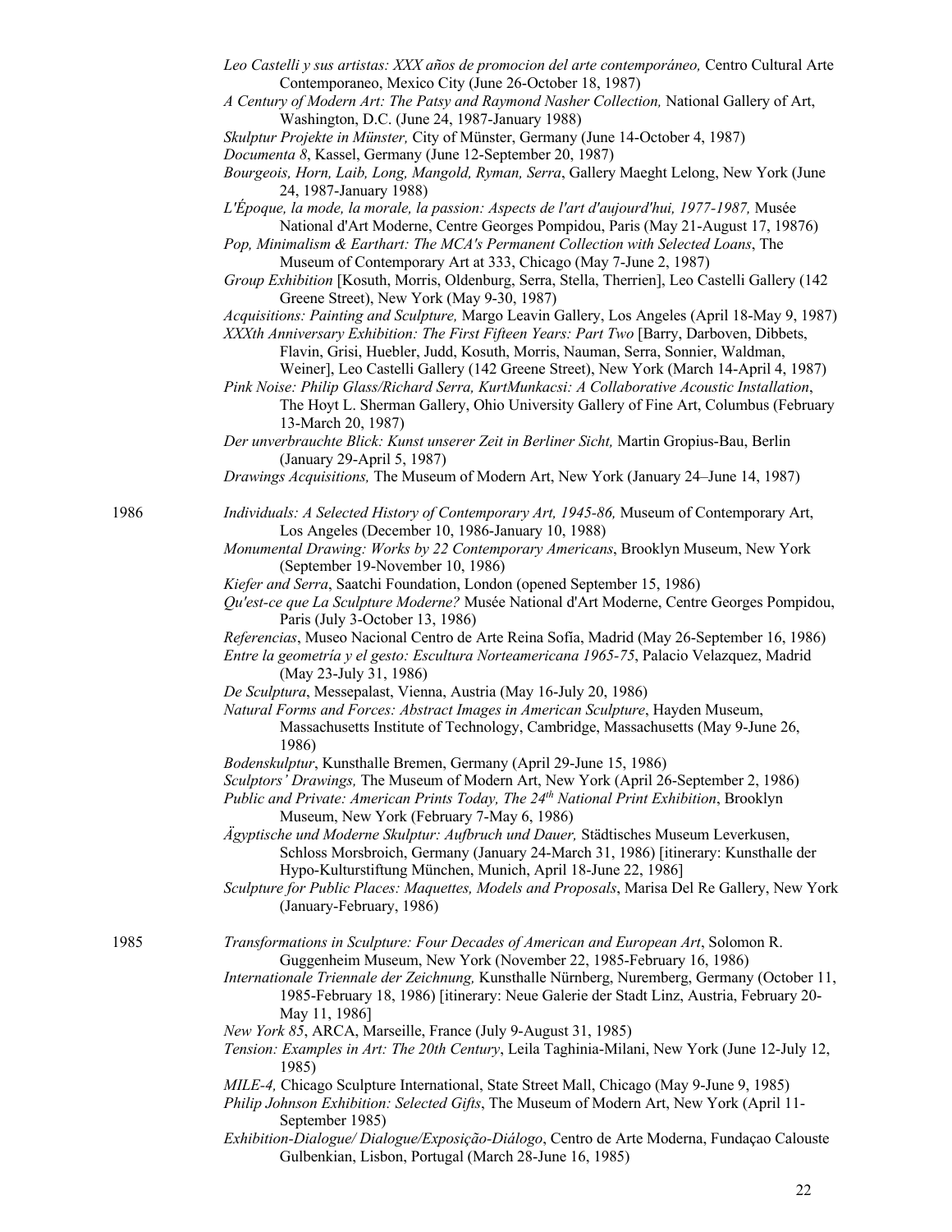*Leo Castelli y sus artistas: XXX años de promocion del arte contemporáneo,* Centro Cultural Arte Contemporaneo, Mexico City (June 26-October 18, 1987)

*A Century of Modern Art: The Patsy and Raymond Nasher Collection,* National Gallery of Art, Washington, D.C. (June 24, 1987-January 1988)

*Skulptur Projekte in Münster,* City of Münster, Germany (June 14-October 4, 1987)

*Documenta 8*, Kassel, Germany (June 12-September 20, 1987)

*Bourgeois, Horn, Laib, Long, Mangold, Ryman, Serra*, Gallery Maeght Lelong, New York (June 24, 1987-January 1988)

*L'Époque, la mode, la morale, la passion: Aspects de l'art d'aujourd'hui, 1977-1987,* Musée National d'Art Moderne, Centre Georges Pompidou, Paris (May 21-August 17, 19876)

*Pop, Minimalism & Earthart: The MCA's Permanent Collection with Selected Loans*, The Museum of Contemporary Art at 333, Chicago (May 7-June 2, 1987)

*Group Exhibition* [Kosuth, Morris, Oldenburg, Serra, Stella, Therrien], Leo Castelli Gallery (142 Greene Street), New York (May 9-30, 1987)

*Acquisitions: Painting and Sculpture,* Margo Leavin Gallery, Los Angeles (April 18-May 9, 1987)

*XXXth Anniversary Exhibition: The First Fifteen Years: Part Two* [Barry, Darboven, Dibbets, Flavin, Grisi, Huebler, Judd, Kosuth, Morris, Nauman, Serra, Sonnier, Waldman, Weiner], Leo Castelli Gallery (142 Greene Street), New York (March 14-April 4, 1987)

*Pink Noise: Philip Glass/Richard Serra, KurtMunkacsi: A Collaborative Acoustic Installation*, The Hoyt L. Sherman Gallery, Ohio University Gallery of Fine Art, Columbus (February 13-March 20, 1987)

*Der unverbrauchte Blick: Kunst unserer Zeit in Berliner Sicht,* Martin Gropius-Bau, Berlin (January 29-April 5, 1987)

*Drawings Acquisitions,* The Museum of Modern Art, New York (January 24–June 14, 1987)

1986

*Individuals: A Selected History of Contemporary Art, 1945-86,* Museum of Contemporary Art, Los Angeles (December 10, 1986-January 10, 1988)

*Monumental Drawing: Works by 22 Contemporary Americans*, Brooklyn Museum, New York (September 19-November 10, 1986)

*Kiefer and Serra*, Saatchi Foundation, London (opened September 15, 1986)

*Qu'est-ce que La Sculpture Moderne?* Musée National d'Art Moderne, Centre Georges Pompidou, Paris (July 3-October 13, 1986)

*Referencias*, Museo Nacional Centro de Arte Reina Sofía, Madrid (May 26-September 16, 1986)

*Entre la geometría y el gesto: Escultura Norteamericana 1965-75*, Palacio Velazquez, Madrid (May 23-July 31, 1986)

*De Sculptura*, Messepalast, Vienna, Austria (May 16-July 20, 1986)

*Natural Forms and Forces: Abstract Images in American Sculpture*, Hayden Museum, Massachusetts Institute of Technology, Cambridge, Massachusetts (May 9-June 26, 1986)

*Bodenskulptur*, Kunsthalle Bremen, Germany (April 29-June 15, 1986)

*Sculptors' Drawings,* The Museum of Modern Art, New York (April 26-September 2, 1986)

*Public and Private: American Prints Today, The 24th National Print Exhibition*, Brooklyn Museum, New York (February 7-May 6, 1986)

*Ägyptische und Moderne Skulptur: Aufbruch und Dauer,* Städtisches Museum Leverkusen, Schloss Morsbroich, Germany (January 24-March 31, 1986) [itinerary: Kunsthalle der Hypo-Kulturstiftung München, Munich, April 18-June 22, 1986]

*Sculpture for Public Places: Maquettes, Models and Proposals*, Marisa Del Re Gallery, New York (January-February, 1986)

1985

*Transformations in Sculpture: Four Decades of American and European Art*, Solomon R. Guggenheim Museum, New York (November 22, 1985-February 16, 1986)

*Internationale Triennale der Zeichnung,* Kunsthalle Nürnberg, Nuremberg, Germany (October 11, 1985-February 18, 1986) [itinerary: Neue Galerie der Stadt Linz, Austria, February 20-May 11, 1986]

*New York 85*, ARCA, Marseille, France (July 9-August 31, 1985)

*Tension: Examples in Art: The 20th Century*, Leila Taghinia-Milani, New York (June 12-July 12, 1985)

*MILE-4,* Chicago Sculpture International, State Street Mall, Chicago (May 9-June 9, 1985)

*Philip Johnson Exhibition: Selected Gifts*, The Museum of Modern Art, New York (April 11-September 1985)

*Exhibition-Dialogue/ Dialogue/Exposição-Diálogo*, Centro de Arte Moderna, Fundaçao Calouste Gulbenkian, Lisbon, Portugal (March 28-June 16, 1985)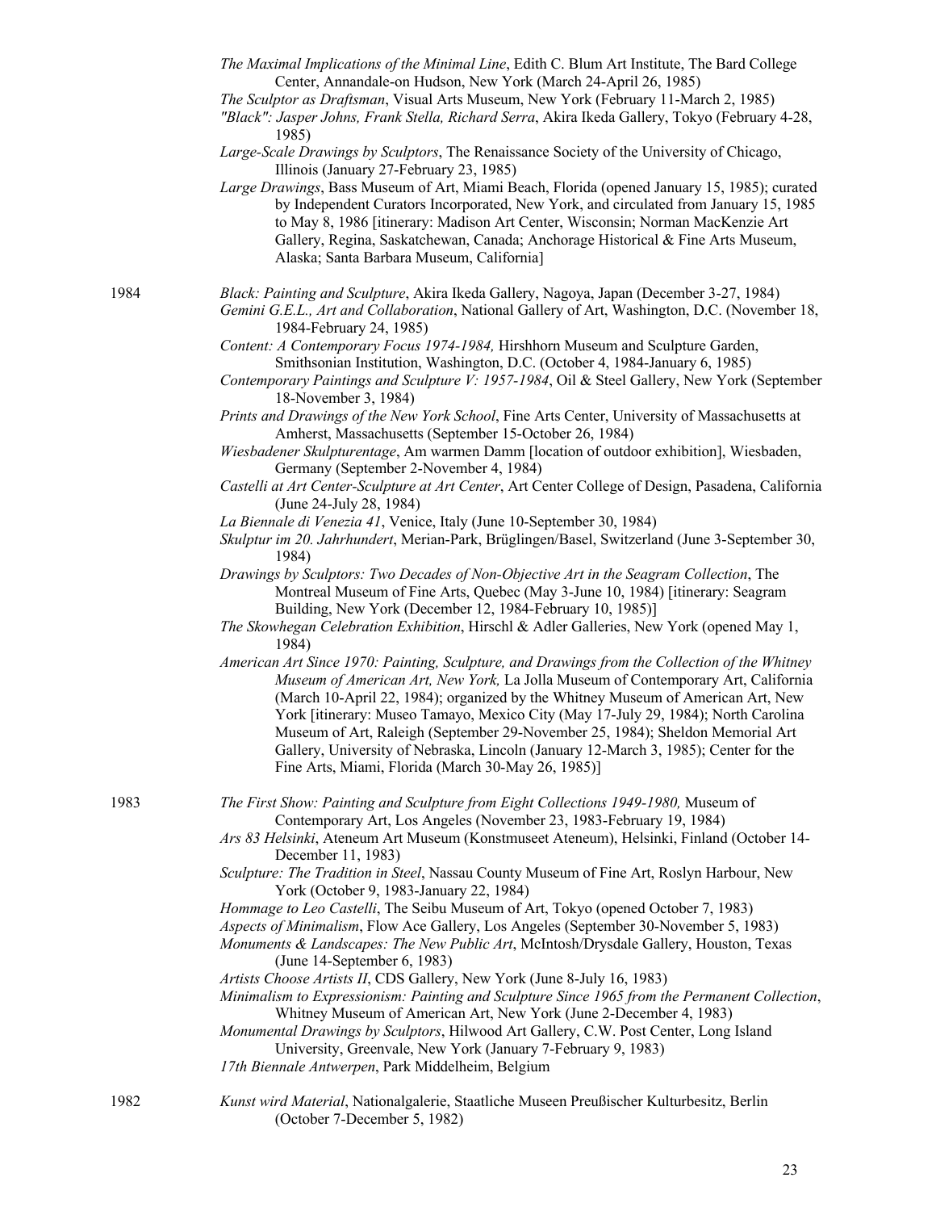*The Maximal Implications of the Minimal Line*, Edith C. Blum Art Institute, The Bard College Center, Annandale-on Hudson, New York (March 24-April 26, 1985)

*The Sculptor as Draftsman*, Visual Arts Museum, New York (February 11-March 2, 1985)

*"Black": Jasper Johns, Frank Stella, Richard Serra*, Akira Ikeda Gallery, Tokyo (February 4-28, 1985)

*Large-Scale Drawings by Sculptors*, The Renaissance Society of the University of Chicago, Illinois (January 27-February 23, 1985)

*Large Drawings*, Bass Museum of Art, Miami Beach, Florida (opened January 15, 1985); curated by Independent Curators Incorporated, New York, and circulated from January 15, 1985 to May 8, 1986 [itinerary: Madison Art Center, Wisconsin; Norman MacKenzie Art Gallery, Regina, Saskatchewan, Canada; Anchorage Historical & Fine Arts Museum, Alaska; Santa Barbara Museum, California]

1984

*Black: Painting and Sculpture*, Akira Ikeda Gallery, Nagoya, Japan (December 3-27, 1984)

*Gemini G.E.L., Art and Collaboration*, National Gallery of Art, Washington, D.C. (November 18, 1984-February 24, 1985)

*Content: A Contemporary Focus 1974-1984,* Hirshhorn Museum and Sculpture Garden, Smithsonian Institution, Washington, D.C. (October 4, 1984-January 6, 1985)

*Contemporary Paintings and Sculpture V: 1957-1984*, Oil & Steel Gallery, New York (September 18-November 3, 1984)

*Prints and Drawings of the New York School*, Fine Arts Center, University of Massachusetts at Amherst, Massachusetts (September 15-October 26, 1984)

*Wiesbadener Skulpturentage*, Am warmen Damm [location of outdoor exhibition], Wiesbaden, Germany (September 2-November 4, 1984)

*Castelli at Art Center-Sculpture at Art Center*, Art Center College of Design, Pasadena, California (June 24-July 28, 1984)

*La Biennale di Venezia 41*, Venice, Italy (June 10-September 30, 1984)

*Skulptur im 20. Jahrhundert*, Merian-Park, Brüglingen/Basel, Switzerland (June 3-September 30, 1984)

*Drawings by Sculptors: Two Decades of Non-Objective Art in the Seagram Collection*, The Montreal Museum of Fine Arts, Quebec (May 3-June 10, 1984) [itinerary: Seagram Building, New York (December 12, 1984-February 10, 1985)]

*The Skowhegan Celebration Exhibition*, Hirschl & Adler Galleries, New York (opened May 1, 1984)

*American Art Since 1970: Painting, Sculpture, and Drawings from the Collection of the Whitney Museum of American Art, New York,* La Jolla Museum of Contemporary Art, California (March 10-April 22, 1984); organized by the Whitney Museum of American Art, New York [itinerary: Museo Tamayo, Mexico City (May 17-July 29, 1984); North Carolina Museum of Art, Raleigh (September 29-November 25, 1984); Sheldon Memorial Art Gallery, University of Nebraska, Lincoln (January 12-March 3, 1985); Center for the Fine Arts, Miami, Florida (March 30-May 26, 1985)]

1983

*The First Show: Painting and Sculpture from Eight Collections 1949-1980,* Museum of Contemporary Art, Los Angeles (November 23, 1983-February 19, 1984)

*Ars 83 Helsinki*, Ateneum Art Museum (Konstmuseet Ateneum), Helsinki, Finland (October 14-December 11, 1983)

*Sculpture: The Tradition in Steel*, Nassau County Museum of Fine Art, Roslyn Harbour, New York (October 9, 1983-January 22, 1984)

*Hommage to Leo Castelli*, The Seibu Museum of Art, Tokyo (opened October 7, 1983)

*Aspects of Minimalism*, Flow Ace Gallery, Los Angeles (September 30-November 5, 1983)

*Monuments & Landscapes: The New Public Art*, McIntosh/Drysdale Gallery, Houston, Texas (June 14-September 6, 1983)

*Artists Choose Artists II*, CDS Gallery, New York (June 8-July 16, 1983)

*Minimalism to Expressionism: Painting and Sculpture Since 1965 from the Permanent Collection*, Whitney Museum of American Art, New York (June 2-December 4, 1983)

*Monumental Drawings by Sculptors*, Hilwood Art Gallery, C.W. Post Center, Long Island University, Greenvale, New York (January 7-February 9, 1983)

*17th Biennale Antwerpen*, Park Middelheim, Belgium

1982

*Kunst wird Material*, Nationalgalerie, Staatliche Museen Preußischer Kulturbesitz, Berlin (October 7-December 5, 1982)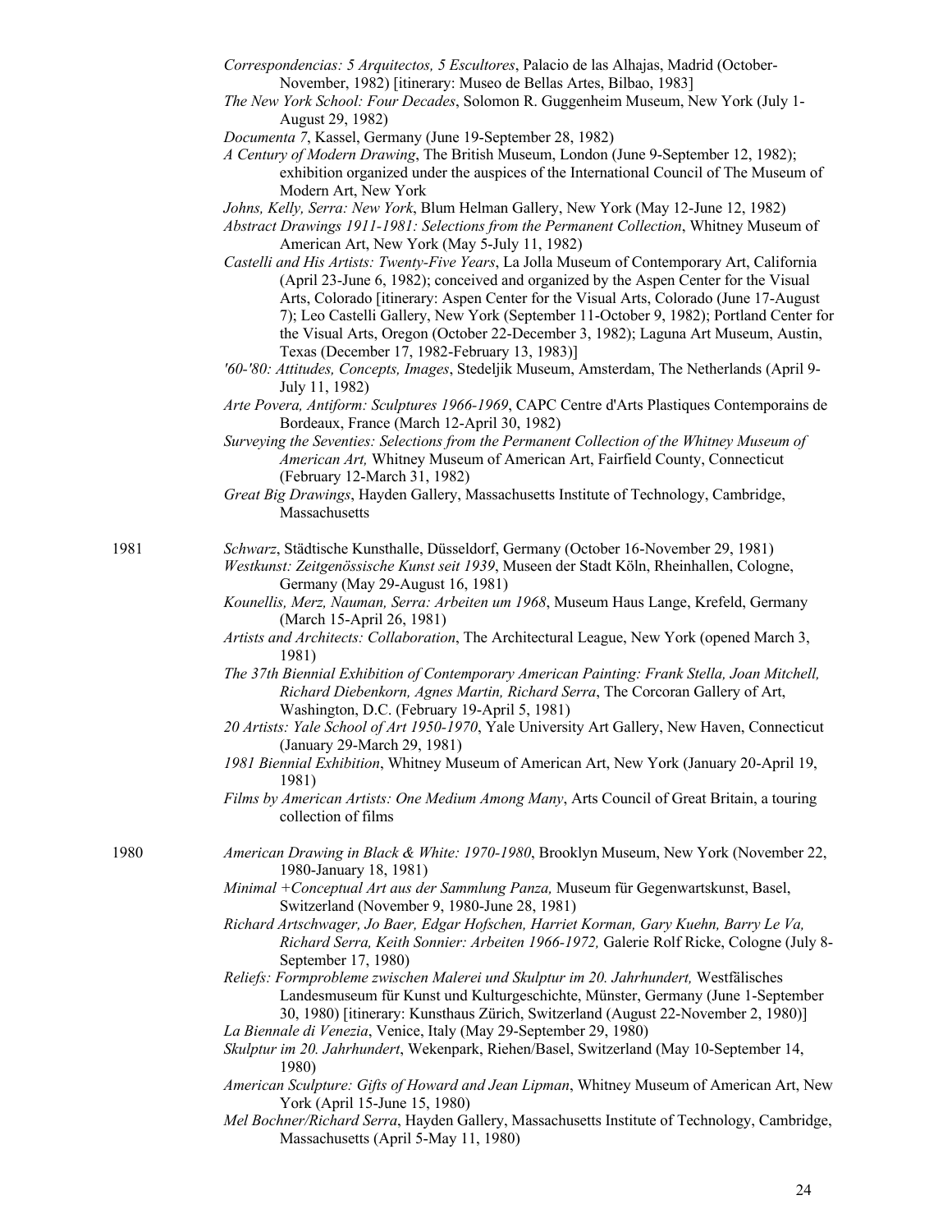*Correspondencias: 5 Arquitectos, 5 Escultores*, Palacio de las Alhajas, Madrid (October-November, 1982) [itinerary: Museo de Bellas Artes, Bilbao, 1983]

*The New York School: Four Decades*, Solomon R. Guggenheim Museum, New York (July 1-August 29, 1982)

*Documenta 7*, Kassel, Germany (June 19-September 28, 1982)

*A Century of Modern Drawing*, The British Museum, London (June 9-September 12, 1982); exhibition organized under the auspices of the International Council of The Museum of Modern Art, New York

*Johns, Kelly, Serra: New York*, Blum Helman Gallery, New York (May 12-June 12, 1982)

*Abstract Drawings 1911-1981: Selections from the Permanent Collection*, Whitney Museum of American Art, New York (May 5-July 11, 1982)

*Castelli and His Artists: Twenty-Five Years*, La Jolla Museum of Contemporary Art, California (April 23-June 6, 1982); conceived and organized by the Aspen Center for the Visual Arts, Colorado [itinerary: Aspen Center for the Visual Arts, Colorado (June 17-August 7); Leo Castelli Gallery, New York (September 11-October 9, 1982); Portland Center for the Visual Arts, Oregon (October 22-December 3, 1982); Laguna Art Museum, Austin, Texas (December 17, 1982-February 13, 1983)]

*'60-'80: Attitudes, Concepts, Images*, Stedeljik Museum, Amsterdam, The Netherlands (April 9-July 11, 1982)

*Arte Povera, Antiform: Sculptures 1966-1969*, CAPC Centre d'Arts Plastiques Contemporains de Bordeaux, France (March 12-April 30, 1982)

*Surveying the Seventies: Selections from the Permanent Collection of the Whitney Museum of American Art,* Whitney Museum of American Art, Fairfield County, Connecticut (February 12-March 31, 1982)

*Great Big Drawings*, Hayden Gallery, Massachusetts Institute of Technology, Cambridge, Massachusetts

1981

*Schwarz*, Städtische Kunsthalle, Düsseldorf, Germany (October 16-November 29, 1981)

*Westkunst: Zeitgenössische Kunst seit 1939*, Museen der Stadt Köln, Rheinhallen, Cologne, Germany (May 29-August 16, 1981)

*Kounellis, Merz, Nauman, Serra: Arbeiten um 1968*, Museum Haus Lange, Krefeld, Germany (March 15-April 26, 1981)

*Artists and Architects: Collaboration*, The Architectural League, New York (opened March 3, 1981)

*The 37th Biennial Exhibition of Contemporary American Painting: Frank Stella, Joan Mitchell, Richard Diebenkorn, Agnes Martin, Richard Serra*, The Corcoran Gallery of Art, Washington, D.C. (February 19-April 5, 1981)

*20 Artists: Yale School of Art 1950-1970*, Yale University Art Gallery, New Haven, Connecticut (January 29-March 29, 1981)

*1981 Biennial Exhibition*, Whitney Museum of American Art, New York (January 20-April 19, 1981)

*Films by American Artists: One Medium Among Many*, Arts Council of Great Britain, a touring collection of films

1980

*American Drawing in Black & White: 1970-1980*, Brooklyn Museum, New York (November 22, 1980-January 18, 1981)

*Minimal +Conceptual Art aus der Sammlung Panza,* Museum für Gegenwartskunst, Basel, Switzerland (November 9, 1980-June 28, 1981)

*Richard Artschwager, Jo Baer, Edgar Hofschen, Harriet Korman, Gary Kuehn, Barry Le Va, Richard Serra, Keith Sonnier: Arbeiten 1966-1972,* Galerie Rolf Ricke, Cologne (July 8-September 17, 1980)

*Reliefs: Formprobleme zwischen Malerei und Skulptur im 20. Jahrhundert,* Westfälisches Landesmuseum für Kunst und Kulturgeschichte, Münster, Germany (June 1-September 30, 1980) [itinerary: Kunsthaus Zürich, Switzerland (August 22-November 2, 1980)]

*La Biennale di Venezia*, Venice, Italy (May 29-September 29, 1980)

*Skulptur im 20. Jahrhundert*, Wekenpark, Riehen/Basel, Switzerland (May 10-September 14, 1980)

*American Sculpture: Gifts of Howard and Jean Lipman*, Whitney Museum of American Art, New York (April 15-June 15, 1980)

*Mel Bochner/Richard Serra*, Hayden Gallery, Massachusetts Institute of Technology, Cambridge, Massachusetts (April 5-May 11, 1980)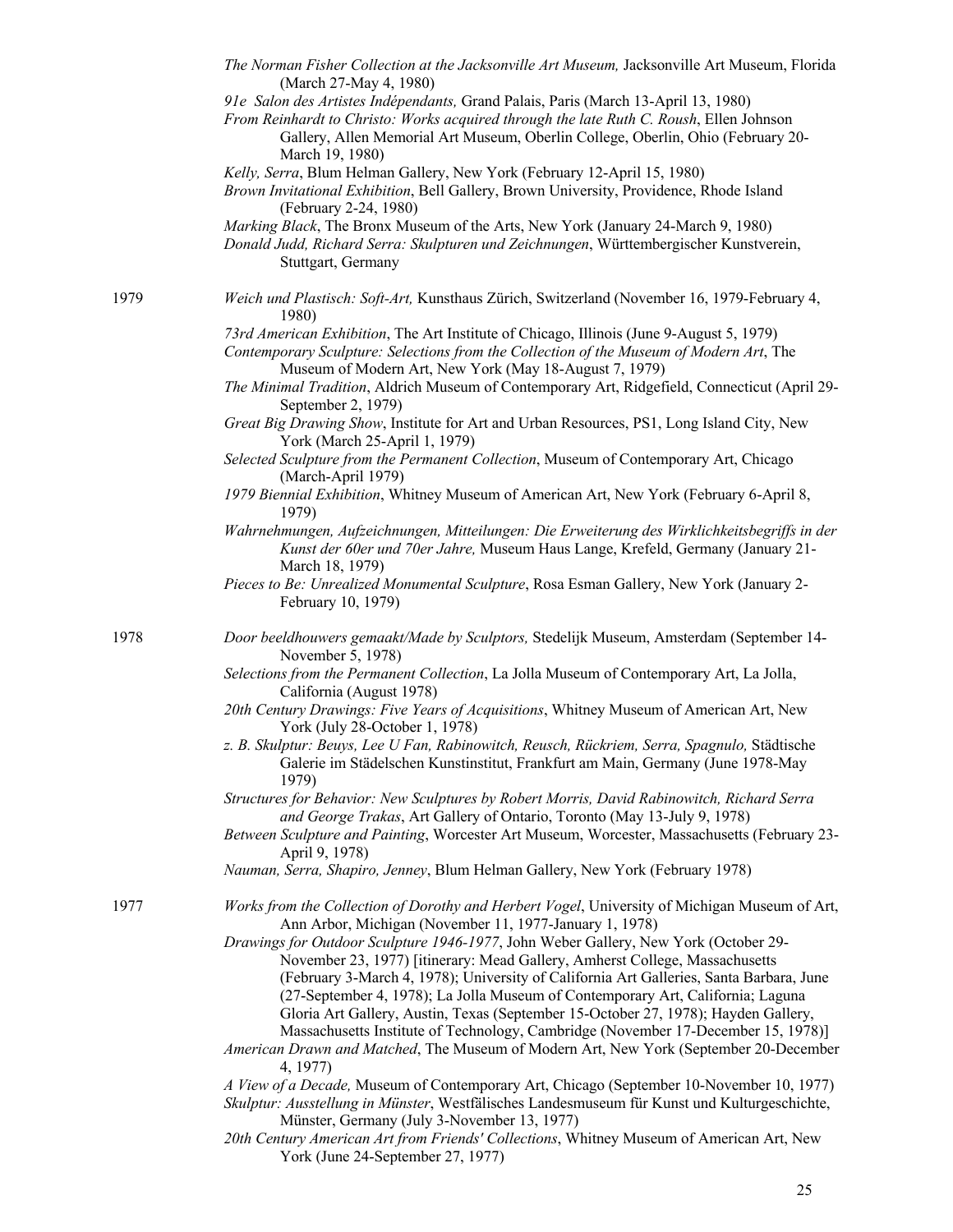*The Norman Fisher Collection at the Jacksonville Art Museum,* Jacksonville Art Museum, Florida (March 27-May 4, 1980)

*91e Salon des Artistes Indépendants,* Grand Palais, Paris (March 13-April 13, 1980)

*From Reinhardt to Christo: Works acquired through the late Ruth C. Roush*, Ellen Johnson Gallery, Allen Memorial Art Museum, Oberlin College, Oberlin, Ohio (February 20-March 19, 1980)

*Kelly, Serra*, Blum Helman Gallery, New York (February 12-April 15, 1980)

*Brown Invitational Exhibition*, Bell Gallery, Brown University, Providence, Rhode Island (February 2-24, 1980)

*Marking Black*, The Bronx Museum of the Arts, New York (January 24-March 9, 1980)

*Donald Judd, Richard Serra: Skulpturen und Zeichnungen*, Württembergischer Kunstverein, Stuttgart, Germany

1979

*Weich und Plastisch: Soft-Art,* Kunsthaus Zürich, Switzerland (November 16, 1979-February 4, 1980)

*73rd American Exhibition*, The Art Institute of Chicago, Illinois (June 9-August 5, 1979)

*Contemporary Sculpture: Selections from the Collection of the Museum of Modern Art*, The Museum of Modern Art, New York (May 18-August 7, 1979)

*The Minimal Tradition*, Aldrich Museum of Contemporary Art, Ridgefield, Connecticut (April 29-September 2, 1979)

*Great Big Drawing Show*, Institute for Art and Urban Resources, PS1, Long Island City, New York (March 25-April 1, 1979)

*Selected Sculpture from the Permanent Collection*, Museum of Contemporary Art, Chicago (March-April 1979)

*1979 Biennial Exhibition*, Whitney Museum of American Art, New York (February 6-April 8, 1979)

*Wahrnehmungen, Aufzeichnungen, Mitteilungen: Die Erweiterung des Wirklichkeitsbegriffs in der Kunst der 60er und 70er Jahre,* Museum Haus Lange, Krefeld, Germany (January 21-March 18, 1979)

*Pieces to Be: Unrealized Monumental Sculpture*, Rosa Esman Gallery, New York (January 2-February 10, 1979)

1978

*Door beeldhouwers gemaakt/Made by Sculptors,* Stedelijk Museum, Amsterdam (September 14-November 5, 1978)

*Selections from the Permanent Collection*, La Jolla Museum of Contemporary Art, La Jolla, California (August 1978)

*20th Century Drawings: Five Years of Acquisitions*, Whitney Museum of American Art, New York (July 28-October 1, 1978)

*z. B. Skulptur: Beuys, Lee U Fan, Rabinowitch, Reusch, Rückriem, Serra, Spagnulo,* Städtische Galerie im Städelschen Kunstinstitut, Frankfurt am Main, Germany (June 1978-May 1979)

*Structures for Behavior: New Sculptures by Robert Morris, David Rabinowitch, Richard Serra and George Trakas*, Art Gallery of Ontario, Toronto (May 13-July 9, 1978)

*Between Sculpture and Painting*, Worcester Art Museum, Worcester, Massachusetts (February 23-April 9, 1978)

*Nauman, Serra, Shapiro, Jenney*, Blum Helman Gallery, New York (February 1978)

1977

*Works from the Collection of Dorothy and Herbert Vogel*, University of Michigan Museum of Art, Ann Arbor, Michigan (November 11, 1977-January 1, 1978)

*Drawings for Outdoor Sculpture 1946-1977*, John Weber Gallery, New York (October 29-November 23, 1977) [itinerary: Mead Gallery, Amherst College, Massachusetts (February 3-March 4, 1978); University of California Art Galleries, Santa Barbara, June (27-September 4, 1978); La Jolla Museum of Contemporary Art, California; Laguna Gloria Art Gallery, Austin, Texas (September 15-October 27, 1978); Hayden Gallery, Massachusetts Institute of Technology, Cambridge (November 17-December 15, 1978)]

*American Drawn and Matched*, The Museum of Modern Art, New York (September 20-December 4, 1977)

*A View of a Decade,* Museum of Contemporary Art, Chicago (September 10-November 10, 1977)

*Skulptur: Ausstellung in Münster*, Westfälisches Landesmuseum für Kunst und Kulturgeschichte, Münster, Germany (July 3-November 13, 1977)

*20th Century American Art from Friends' Collections*, Whitney Museum of American Art, New York (June 24-September 27, 1977)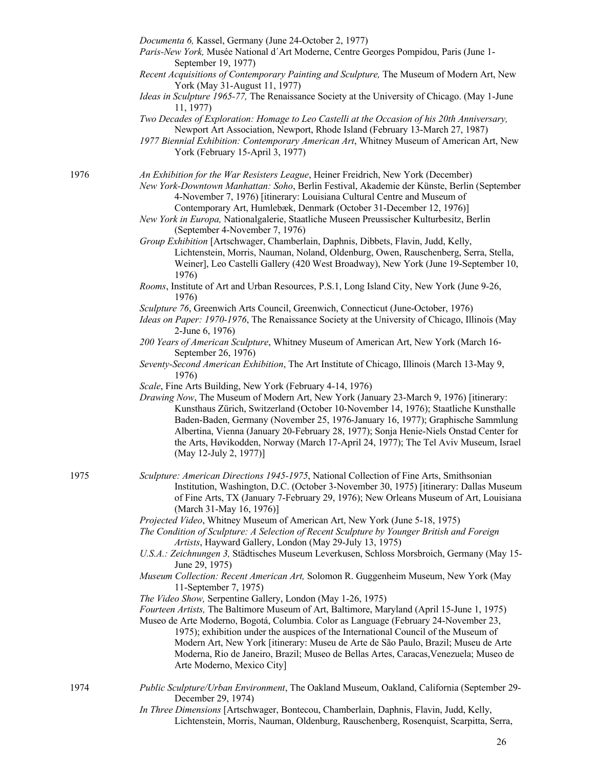*Documenta 6,* Kassel, Germany (June 24-October 2, 1977)

*Paris-New York,* Musée National d´Art Moderne, Centre Georges Pompidou, Paris (June 1-September 19, 1977)

*Recent Acquisitions of Contemporary Painting and Sculpture,* The Museum of Modern Art, New York (May 31-August 11, 1977)

*Ideas in Sculpture 1965-77,* The Renaissance Society at the University of Chicago. (May 1-June 11, 1977)

*Two Decades of Exploration: Homage to Leo Castelli at the Occasion of his 20th Anniversary,* Newport Art Association, Newport, Rhode Island (February 13-March 27, 1987)

*1977 Biennial Exhibition: Contemporary American Art*, Whitney Museum of American Art, New York (February 15-April 3, 1977)

1976

*An Exhibition for the War Resisters League*, Heiner Freidrich, New York (December)

*New York-Downtown Manhattan: Soho*, Berlin Festival, Akademie der Künste, Berlin (September 4-November 7, 1976) [itinerary: Louisiana Cultural Centre and Museum of Contemporary Art, Humlebæk, Denmark (October 31-December 12, 1976)]

*New York in Europa,* Nationalgalerie, Staatliche Museen Preussischer Kulturbesitz, Berlin (September 4-November 7, 1976)

*Group Exhibition* [Artschwager, Chamberlain, Daphnis, Dibbets, Flavin, Judd, Kelly, Lichtenstein, Morris, Nauman, Noland, Oldenburg, Owen, Rauschenberg, Serra, Stella, Weiner], Leo Castelli Gallery (420 West Broadway), New York (June 19-September 10, 1976)

*Rooms*, Institute of Art and Urban Resources, P.S.1, Long Island City, New York (June 9-26, 1976)

*Sculpture 76*, Greenwich Arts Council, Greenwich, Connecticut (June-October, 1976)

*Ideas on Paper: 1970-1976*, The Renaissance Society at the University of Chicago, Illinois (May 2-June 6, 1976)

*200 Years of American Sculpture*, Whitney Museum of American Art, New York (March 16-September 26, 1976)

*Seventy-Second American Exhibition*, The Art Institute of Chicago, Illinois (March 13-May 9, 1976)

*Scale*, Fine Arts Building, New York (February 4-14, 1976)

*Drawing Now*, The Museum of Modern Art, New York (January 23-March 9, 1976) [itinerary: Kunsthaus Zürich, Switzerland (October 10-November 14, 1976); Staatliche Kunsthalle Baden-Baden, Germany (November 25, 1976-January 16, 1977); Graphische Sammlung Albertina, Vienna (January 20-February 28, 1977); Sonja Henie-Niels Onstad Center for the Arts, Høvikodden, Norway (March 17-April 24, 1977); The Tel Aviv Museum, Israel (May 12-July 2, 1977)]

1975

*Sculpture: American Directions 1945-1975*, National Collection of Fine Arts, Smithsonian Institution, Washington, D.C. (October 3-November 30, 1975) [itinerary: Dallas Museum of Fine Arts, TX (January 7-February 29, 1976); New Orleans Museum of Art, Louisiana (March 31-May 16, 1976)]

*Projected Video*, Whitney Museum of American Art, New York (June 5-18, 1975)

*The Condition of Sculpture: A Selection of Recent Sculpture by Younger British and Foreign Artists*, Hayward Gallery, London (May 29-July 13, 1975)

*U.S.A.: Zeichnungen 3,* Städtisches Museum Leverkusen, Schloss Morsbroich, Germany (May 15-June 29, 1975)

*Museum Collection: Recent American Art,* Solomon R. Guggenheim Museum, New York (May 11-September 7, 1975)

*The Video Show,* Serpentine Gallery, London (May 1-26, 1975)

*Fourteen Artists,* The Baltimore Museum of Art, Baltimore, Maryland (April 15-June 1, 1975)

Museo de Arte Moderno, Bogotá, Columbia. Color as Language (February 24-November 23, 1975); exhibition under the auspices of the International Council of the Museum of Modern Art, New York [itinerary: Museu de Arte de São Paulo, Brazil; Museu de Arte Moderna, Rio de Janeiro, Brazil; Museo de Bellas Artes, Caracas,Venezuela; Museo de Arte Moderno, Mexico City]

1974

*Public Sculpture/Urban Environment*, The Oakland Museum, Oakland, California (September 29-December 29, 1974)

*In Three Dimensions* [Artschwager, Bontecou, Chamberlain, Daphnis, Flavin, Judd, Kelly, Lichtenstein, Morris, Nauman, Oldenburg, Rauschenberg, Rosenquist, Scarpitta, Serra,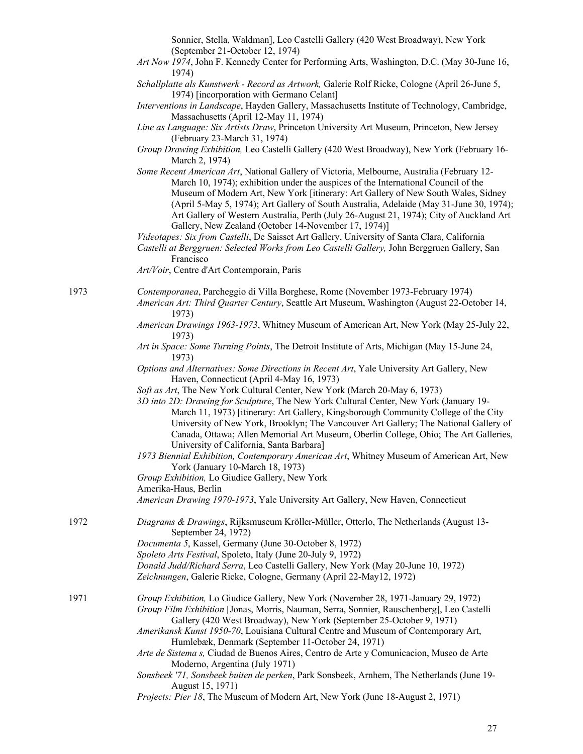Sonnier, Stella, Waldman], Leo Castelli Gallery (420 West Broadway), New York (September 21-October 12, 1974)

*Art Now 1974*, John F. Kennedy Center for Performing Arts, Washington, D.C. (May 30-June 16, 1974)

*Schallplatte als Kunstwerk - Record as Artwork,* Galerie Rolf Ricke, Cologne (April 26-June 5, 1974) [incorporation with Germano Celant]

*Interventions in Landscape*, Hayden Gallery, Massachusetts Institute of Technology, Cambridge, Massachusetts (April 12-May 11, 1974)

*Line as Language: Six Artists Draw*, Princeton University Art Museum, Princeton, New Jersey (February 23-March 31, 1974)

*Group Drawing Exhibition,* Leo Castelli Gallery (420 West Broadway), New York (February 16-March 2, 1974)

*Some Recent American Art*, National Gallery of Victoria, Melbourne, Australia (February 12-March 10, 1974); exhibition under the auspices of the International Council of the Museum of Modern Art, New York [itinerary: Art Gallery of New South Wales, Sidney (April 5-May 5, 1974); Art Gallery of South Australia, Adelaide (May 31-June 30, 1974); Art Gallery of Western Australia, Perth (July 26-August 21, 1974); City of Auckland Art Gallery, New Zealand (October 14-November 17, 1974)]

*Videotapes: Six from Castelli*, De Saisset Art Gallery, University of Santa Clara, California

*Castelli at Berggruen: Selected Works from Leo Castelli Gallery,* John Berggruen Gallery, San Francisco

*Art/Voir*, Centre d'Art Contemporain, Paris

1973

*Contemporanea*, Parcheggio di Villa Borghese, Rome (November 1973-February 1974)

*American Art: Third Quarter Century*, Seattle Art Museum, Washington (August 22-October 14, 1973)

*American Drawings 1963-1973*, Whitney Museum of American Art, New York (May 25-July 22, 1973)

*Art in Space: Some Turning Points*, The Detroit Institute of Arts, Michigan (May 15-June 24, 1973)

*Options and Alternatives: Some Directions in Recent Art*, Yale University Art Gallery, New Haven, Connecticut (April 4-May 16, 1973)

*Soft as Art*, The New York Cultural Center, New York (March 20-May 6, 1973)

*3D into 2D: Drawing for Sculpture*, The New York Cultural Center, New York (January 19-March 11, 1973) [itinerary: Art Gallery, Kingsborough Community College of the City University of New York, Brooklyn; The Vancouver Art Gallery; The National Gallery of Canada, Ottawa; Allen Memorial Art Museum, Oberlin College, Ohio; The Art Galleries, University of California, Santa Barbara]

*1973 Biennial Exhibition, Contemporary American Art*, Whitney Museum of American Art, New York (January 10-March 18, 1973)

*Group Exhibition,* Lo Giudice Gallery, New York

Amerika-Haus, Berlin

*American Drawing 1970-1973*, Yale University Art Gallery, New Haven, Connecticut

1972

*Diagrams & Drawings*, Rijksmuseum Kröller-Müller, Otterlo, The Netherlands (August 13-September 24, 1972)

*Documenta 5*, Kassel, Germany (June 30-October 8, 1972)

*Spoleto Arts Festival*, Spoleto, Italy (June 20-July 9, 1972)

*Donald Judd/Richard Serra*, Leo Castelli Gallery, New York (May 20-June 10, 1972)

*Zeichnungen*, Galerie Ricke, Cologne, Germany (April 22-May12, 1972)

1971

*Group Exhibition,* Lo Giudice Gallery, New York (November 28, 1971-January 29, 1972)

*Group Film Exhibition* [Jonas, Morris, Nauman, Serra, Sonnier, Rauschenberg], Leo Castelli Gallery (420 West Broadway), New York (September 25-October 9, 1971)

*Amerikansk Kunst 1950-70*, Louisiana Cultural Centre and Museum of Contemporary Art, Humlebæk, Denmark (September 11-October 24, 1971)

*Arte de Sistema s,* Ciudad de Buenos Aires, Centro de Arte y Comunicacion, Museo de Arte Moderno, Argentina (July 1971)

*Sonsbeek '71, Sonsbeek buiten de perken*, Park Sonsbeek, Arnhem, The Netherlands (June 19-August 15, 1971)

*Projects: Pier 18*, The Museum of Modern Art, New York (June 18-August 2, 1971)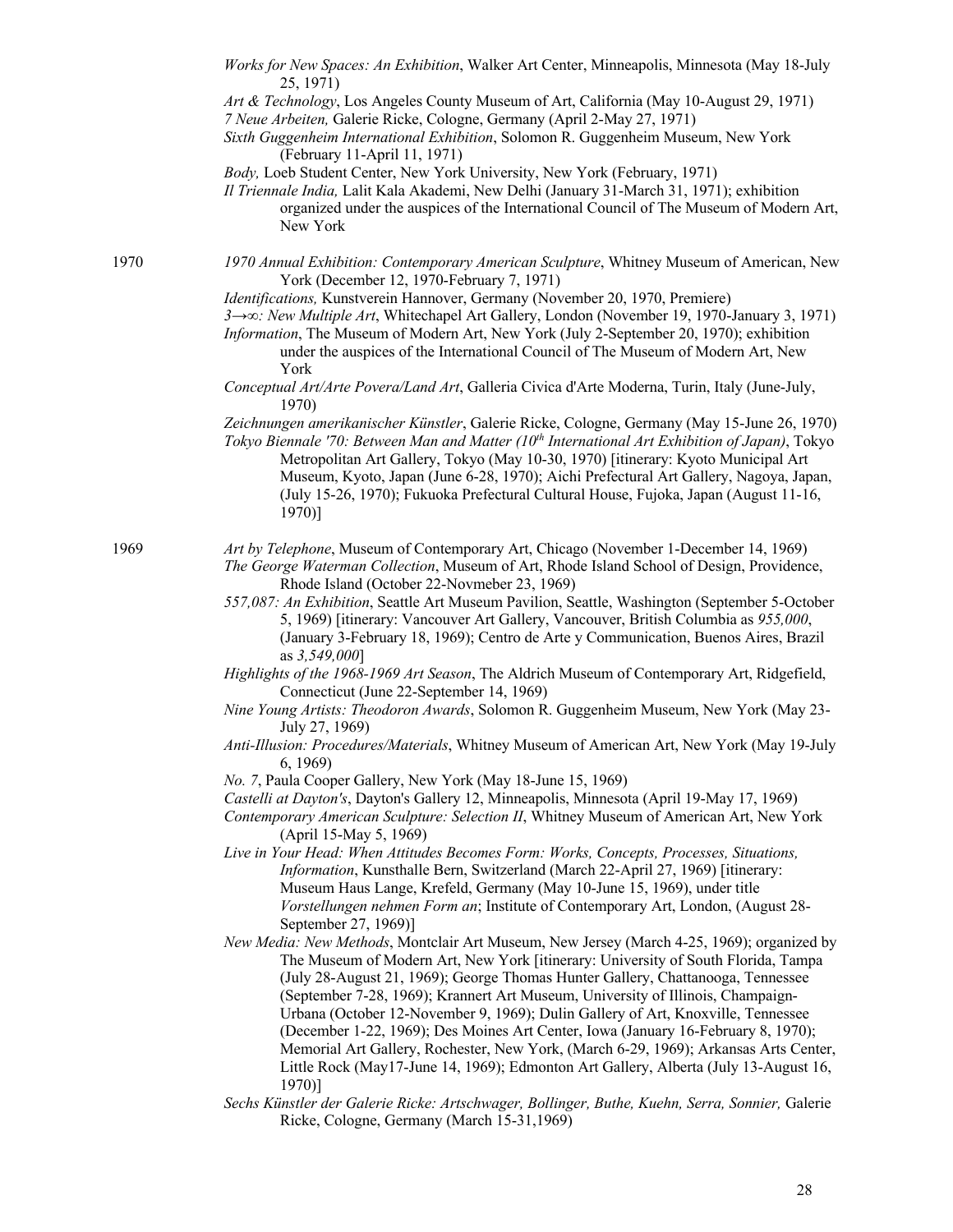*Works for New Spaces: An Exhibition*, Walker Art Center, Minneapolis, Minnesota (May 18-July 25, 1971)

*Art & Technology*, Los Angeles County Museum of Art, California (May 10-August 29, 1971)

*7 Neue Arbeiten,* Galerie Ricke, Cologne, Germany (April 2-May 27, 1971)

*Sixth Guggenheim International Exhibition*, Solomon R. Guggenheim Museum, New York (February 11-April 11, 1971)

*Body,* Loeb Student Center, New York University, New York (February, 1971)

*Il Triennale India,* Lalit Kala Akademi, New Delhi (January 31-March 31, 1971); exhibition organized under the auspices of the International Council of The Museum of Modern Art, New York

1970

*1970 Annual Exhibition: Contemporary American Sculpture*, Whitney Museum of American, New York (December 12, 1970-February 7, 1971)

*Identifications,* Kunstverein Hannover, Germany (November 20, 1970, Premiere)

*3→∞: New Multiple Art*, Whitechapel Art Gallery, London (November 19, 1970-January 3, 1971)

*Information*, The Museum of Modern Art, New York (July 2-September 20, 1970); exhibition under the auspices of the International Council of The Museum of Modern Art, New York

*Conceptual Art/Arte Povera/Land Art*, Galleria Civica d'Arte Moderna, Turin, Italy (June-July, 1970)

*Zeichnungen amerikanischer Künstler*, Galerie Ricke, Cologne, Germany (May 15-June 26, 1970)

*Tokyo Biennale '70: Between Man and Matter (10th International Art Exhibition of Japan)*, Tokyo Metropolitan Art Gallery, Tokyo (May 10-30, 1970) [itinerary: Kyoto Municipal Art Museum, Kyoto, Japan (June 6-28, 1970); Aichi Prefectural Art Gallery, Nagoya, Japan, (July 15-26, 1970); Fukuoka Prefectural Cultural House, Fujoka, Japan (August 11-16, 1970)]

1969

*Art by Telephone*, Museum of Contemporary Art, Chicago (November 1-December 14, 1969)

*The George Waterman Collection*, Museum of Art, Rhode Island School of Design, Providence, Rhode Island (October 22-Novmeber 23, 1969)

*557,087: An Exhibition*, Seattle Art Museum Pavilion, Seattle, Washington (September 5-October 5, 1969) [itinerary: Vancouver Art Gallery, Vancouver, British Columbia as *955,000*, (January 3-February 18, 1969); Centro de Arte y Communication, Buenos Aires, Brazil as *3,549,000*]

*Highlights of the 1968-1969 Art Season*, The Aldrich Museum of Contemporary Art, Ridgefield, Connecticut (June 22-September 14, 1969)

*Nine Young Artists: Theodoron Awards*, Solomon R. Guggenheim Museum, New York (May 23-July 27, 1969)

*Anti-Illusion: Procedures/Materials*, Whitney Museum of American Art, New York (May 19-July 6, 1969)

*No. 7*, Paula Cooper Gallery, New York (May 18-June 15, 1969)

*Castelli at Dayton's*, Dayton's Gallery 12, Minneapolis, Minnesota (April 19-May 17, 1969)

*Contemporary American Sculpture: Selection II*, Whitney Museum of American Art, New York (April 15-May 5, 1969)

*Live in Your Head: When Attitudes Becomes Form: Works, Concepts, Processes, Situations, Information*, Kunsthalle Bern, Switzerland (March 22-April 27, 1969) [itinerary: Museum Haus Lange, Krefeld, Germany (May 10-June 15, 1969), under title *Vorstellungen nehmen Form an*; Institute of Contemporary Art, London, (August 28-September 27, 1969)]

*New Media: New Methods*, Montclair Art Museum, New Jersey (March 4-25, 1969); organized by The Museum of Modern Art, New York [itinerary: University of South Florida, Tampa (July 28-August 21, 1969); George Thomas Hunter Gallery, Chattanooga, Tennessee (September 7-28, 1969); Krannert Art Museum, University of Illinois, Champaign-Urbana (October 12-November 9, 1969); Dulin Gallery of Art, Knoxville, Tennessee (December 1-22, 1969); Des Moines Art Center, Iowa (January 16-February 8, 1970); Memorial Art Gallery, Rochester, New York, (March 6-29, 1969); Arkansas Arts Center, Little Rock (May17-June 14, 1969); Edmonton Art Gallery, Alberta (July 13-August 16, 1970)]

*Sechs Künstler der Galerie Ricke: Artschwager, Bollinger, Buthe, Kuehn, Serra, Sonnier,* Galerie Ricke, Cologne, Germany (March 15-31,1969)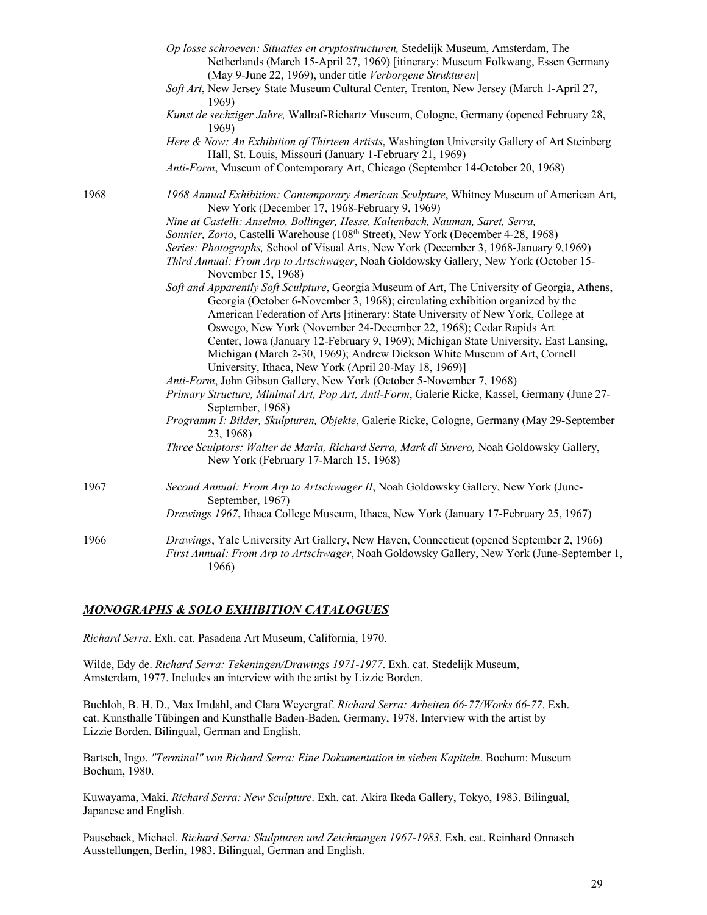*Op losse schroeven: Situaties en cryptostructuren,* Stedelijk Museum, Amsterdam, The Netherlands (March 15-April 27, 1969) [itinerary: Museum Folkwang, Essen Germany (May 9-June 22, 1969), under title *Verborgene Strukturen*]

*Soft Art*, New Jersey State Museum Cultural Center, Trenton, New Jersey (March 1-April 27, 1969)

*Kunst de sechziger Jahre,* Wallraf-Richartz Museum, Cologne, Germany (opened February 28, 1969)

*Here & Now: An Exhibition of Thirteen Artists*, Washington University Gallery of Art Steinberg Hall, St. Louis, Missouri (January 1-February 21, 1969)

*Anti-Form*, Museum of Contemporary Art, Chicago (September 14-October 20, 1968)

1968

*1968 Annual Exhibition: Contemporary American Sculpture*, Whitney Museum of American Art, New York (December 17, 1968-February 9, 1969)

*Nine at Castelli: Anselmo, Bollinger, Hesse, Kaltenbach, Nauman, Saret, Serra, Sonnier, Zorio*, Castelli Warehouse (108th Street), New York (December 4-28, 1968)

*Series: Photographs,* School of Visual Arts, New York (December 3, 1968-January 9,1969)

*Third Annual: From Arp to Artschwager*, Noah Goldowsky Gallery, New York (October 15-November 15, 1968)

*Soft and Apparently Soft Sculpture*, Georgia Museum of Art, The University of Georgia, Athens, Georgia (October 6-November 3, 1968); circulating exhibition organized by the American Federation of Arts [itinerary: State University of New York, College at Oswego, New York (November 24-December 22, 1968); Cedar Rapids Art Center, Iowa (January 12-February 9, 1969); Michigan State University, East Lansing, Michigan (March 2-30, 1969); Andrew Dickson White Museum of Art, Cornell University, Ithaca, New York (April 20-May 18, 1969)]

*Anti-Form*, John Gibson Gallery, New York (October 5-November 7, 1968)

*Primary Structure, Minimal Art, Pop Art, Anti-Form*, Galerie Ricke, Kassel, Germany (June 27-September, 1968)

*Programm I: Bilder, Skulpturen, Objekte*, Galerie Ricke, Cologne, Germany (May 29-September 23, 1968)

*Three Sculptors: Walter de Maria, Richard Serra, Mark di Suvero,* Noah Goldowsky Gallery, New York (February 17-March 15, 1968)

1967

*Second Annual: From Arp to Artschwager II*, Noah Goldowsky Gallery, New York (June-September, 1967)

*Drawings 1967*, Ithaca College Museum, Ithaca, New York (January 17-February 25, 1967)

1966

*Drawings*, Yale University Art Gallery, New Haven, Connecticut (opened September 2, 1966)

*First Annual: From Arp to Artschwager*, Noah Goldowsky Gallery, New York (June-September 1, 1966)

## ***MONOGRAPHS & SOLO EXHIBITION CATALOGUES***

*Richard Serra*. Exh. cat. Pasadena Art Museum, California, 1970.

Wilde, Edy de. *Richard Serra: Tekeningen/Drawings 1971-1977*. Exh. cat. Stedelijk Museum, Amsterdam, 1977. Includes an interview with the artist by Lizzie Borden.

Buchloh, B. H. D., Max Imdahl, and Clara Weyergraf. *Richard Serra: Arbeiten 66-77/Works 66-77*. Exh. cat. Kunsthalle Tübingen and Kunsthalle Baden-Baden, Germany, 1978. Interview with the artist by Lizzie Borden. Bilingual, German and English.

Bartsch, Ingo. *"Terminal" von Richard Serra: Eine Dokumentation in sieben Kapiteln*. Bochum: Museum Bochum, 1980.

Kuwayama, Maki. *Richard Serra: New Sculpture*. Exh. cat. Akira Ikeda Gallery, Tokyo, 1983. Bilingual, Japanese and English.

Pauseback, Michael. *Richard Serra: Skulpturen und Zeichnungen 1967-1983*. Exh. cat. Reinhard Onnasch Ausstellungen, Berlin, 1983. Bilingual, German and English.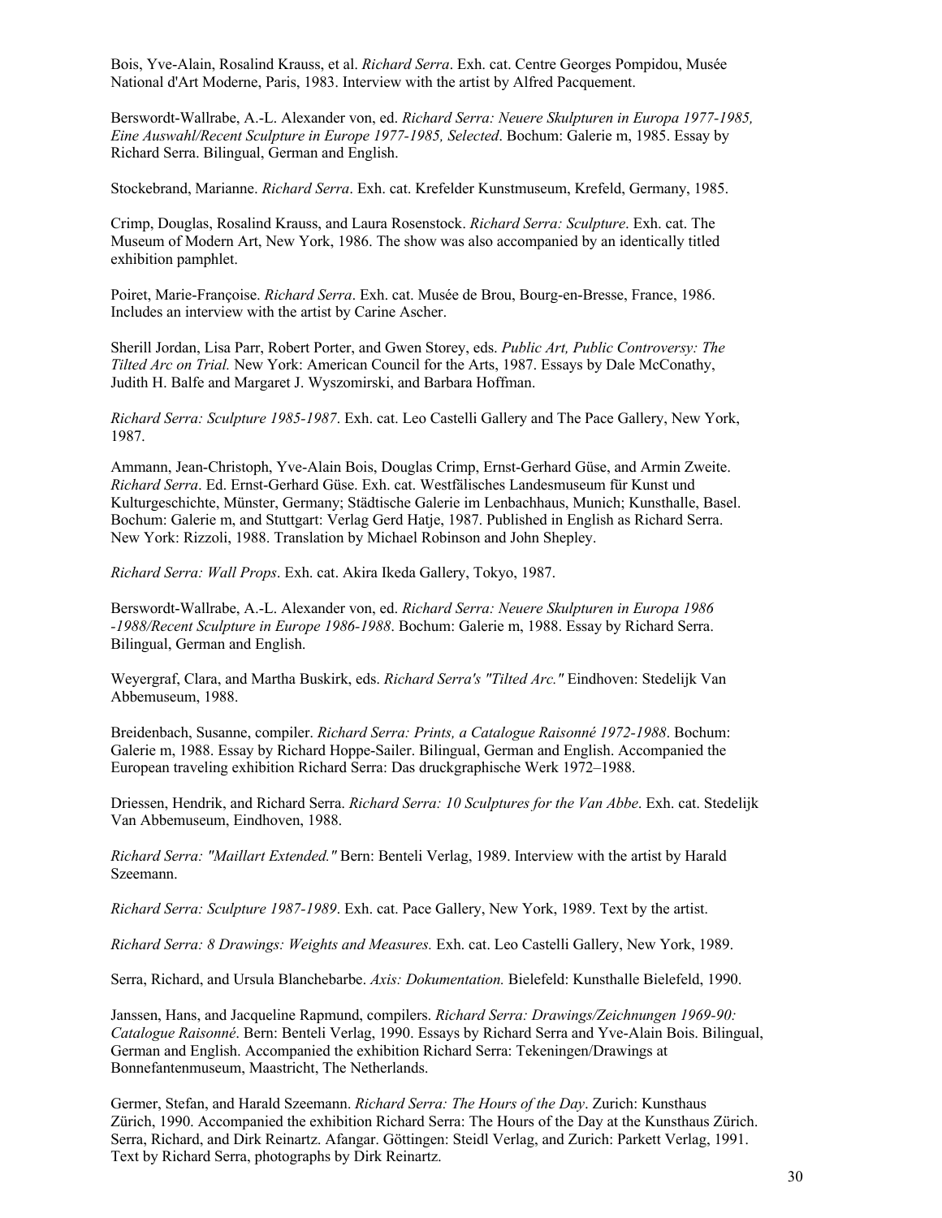Bois, Yve-Alain, Rosalind Krauss, et al. *Richard Serra*. Exh. cat. Centre Georges Pompidou, Musée National d'Art Moderne, Paris, 1983. Interview with the artist by Alfred Pacquement.

Berswordt-Wallrabe, A.-L. Alexander von, ed. *Richard Serra: Neuere Skulpturen in Europa 1977-1985, Eine Auswahl/Recent Sculpture in Europe 1977-1985, Selected*. Bochum: Galerie m, 1985. Essay by Richard Serra. Bilingual, German and English.

Stockebrand, Marianne. *Richard Serra*. Exh. cat. Krefelder Kunstmuseum, Krefeld, Germany, 1985.

Crimp, Douglas, Rosalind Krauss, and Laura Rosenstock. *Richard Serra: Sculpture*. Exh. cat. The Museum of Modern Art, New York, 1986. The show was also accompanied by an identically titled exhibition pamphlet.

Poiret, Marie-Françoise. *Richard Serra*. Exh. cat. Musée de Brou, Bourg-en-Bresse, France, 1986. Includes an interview with the artist by Carine Ascher.

Sherill Jordan, Lisa Parr, Robert Porter, and Gwen Storey, eds. *Public Art, Public Controversy: The Tilted Arc on Trial.* New York: American Council for the Arts, 1987. Essays by Dale McConathy, Judith H. Balfe and Margaret J. Wyszomirski, and Barbara Hoffman.

*Richard Serra: Sculpture 1985-1987*. Exh. cat. Leo Castelli Gallery and The Pace Gallery, New York, 1987.

Ammann, Jean-Christoph, Yve-Alain Bois, Douglas Crimp, Ernst-Gerhard Güse, and Armin Zweite. *Richard Serra*. Ed. Ernst-Gerhard Güse. Exh. cat. Westfälisches Landesmuseum für Kunst und Kulturgeschichte, Münster, Germany; Städtische Galerie im Lenbachhaus, Munich; Kunsthalle, Basel. Bochum: Galerie m, and Stuttgart: Verlag Gerd Hatje, 1987. Published in English as Richard Serra. New York: Rizzoli, 1988. Translation by Michael Robinson and John Shepley.

*Richard Serra: Wall Props*. Exh. cat. Akira Ikeda Gallery, Tokyo, 1987.

Berswordt-Wallrabe, A.-L. Alexander von, ed. *Richard Serra: Neuere Skulpturen in Europa 1986 -1988/Recent Sculpture in Europe 1986-1988*. Bochum: Galerie m, 1988. Essay by Richard Serra. Bilingual, German and English.

Weyergraf, Clara, and Martha Buskirk, eds. *Richard Serra's "Tilted Arc."* Eindhoven: Stedelijk Van Abbemuseum, 1988.

Breidenbach, Susanne, compiler. *Richard Serra: Prints, a Catalogue Raisonné 1972-1988*. Bochum: Galerie m, 1988. Essay by Richard Hoppe-Sailer. Bilingual, German and English. Accompanied the European traveling exhibition Richard Serra: Das druckgraphische Werk 1972–1988.

Driessen, Hendrik, and Richard Serra. *Richard Serra: 10 Sculptures for the Van Abbe*. Exh. cat. Stedelijk Van Abbemuseum, Eindhoven, 1988.

*Richard Serra: "Maillart Extended."* Bern: Benteli Verlag, 1989. Interview with the artist by Harald Szeemann.

*Richard Serra: Sculpture 1987-1989*. Exh. cat. Pace Gallery, New York, 1989. Text by the artist.

*Richard Serra: 8 Drawings: Weights and Measures.* Exh. cat. Leo Castelli Gallery, New York, 1989.

Serra, Richard, and Ursula Blanchebarbe. *Axis: Dokumentation.* Bielefeld: Kunsthalle Bielefeld, 1990.

Janssen, Hans, and Jacqueline Rapmund, compilers. *Richard Serra: Drawings/Zeichnungen 1969-90: Catalogue Raisonné*. Bern: Benteli Verlag, 1990. Essays by Richard Serra and Yve-Alain Bois. Bilingual, German and English. Accompanied the exhibition Richard Serra: Tekeningen/Drawings at Bonnefantenmuseum, Maastricht, The Netherlands.

Germer, Stefan, and Harald Szeemann. *Richard Serra: The Hours of the Day*. Zurich: Kunsthaus Zürich, 1990. Accompanied the exhibition Richard Serra: The Hours of the Day at the Kunsthaus Zürich. Serra, Richard, and Dirk Reinartz. Afangar. Göttingen: Steidl Verlag, and Zurich: Parkett Verlag, 1991. Text by Richard Serra, photographs by Dirk Reinartz.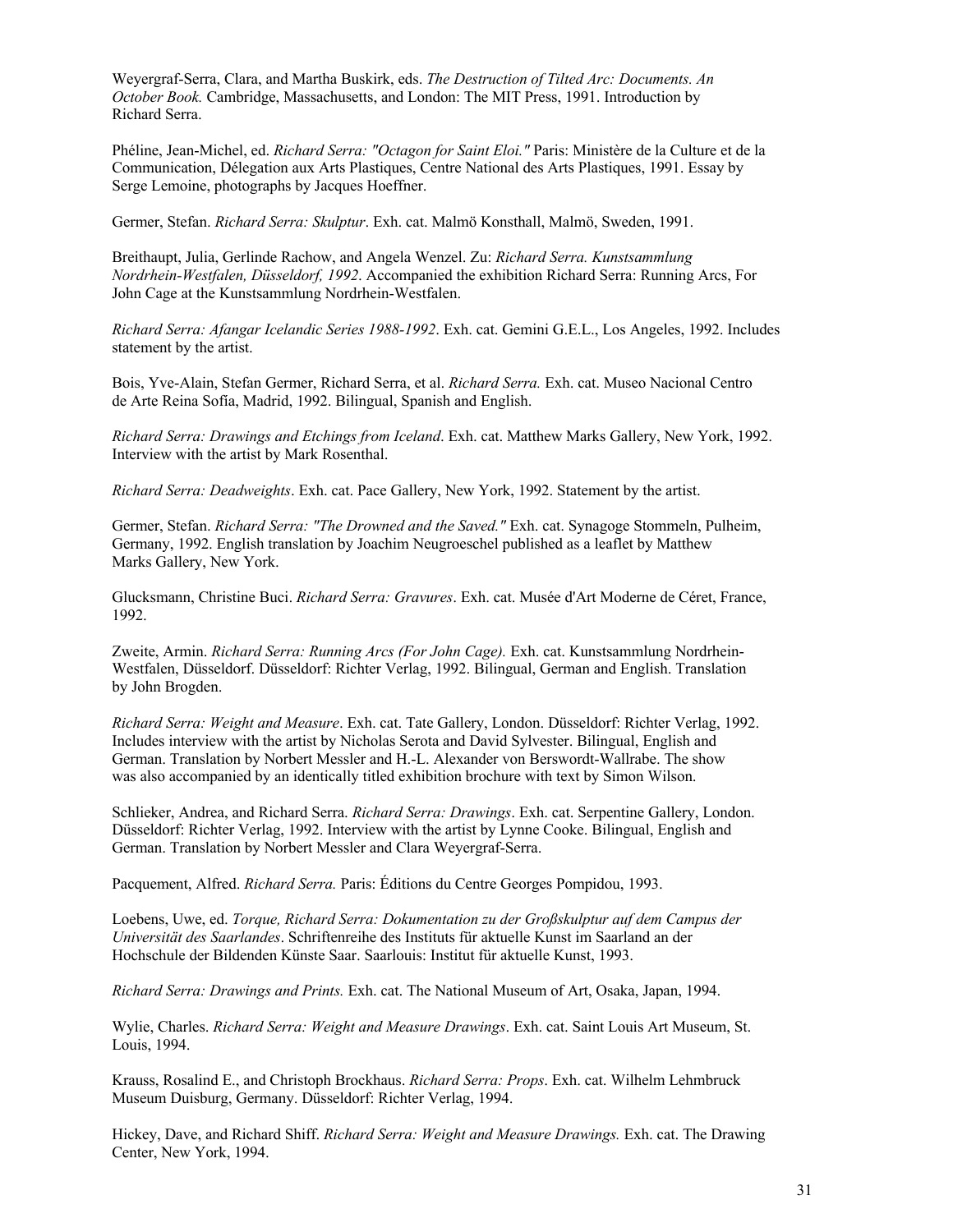Weyergraf-Serra, Clara, and Martha Buskirk, eds. *The Destruction of Tilted Arc: Documents. An October Book.* Cambridge, Massachusetts, and London: The MIT Press, 1991. Introduction by Richard Serra.

Phéline, Jean-Michel, ed. *Richard Serra: "Octagon for Saint Eloi."* Paris: Ministère de la Culture et de la Communication, Délegation aux Arts Plastiques, Centre National des Arts Plastiques, 1991. Essay by Serge Lemoine, photographs by Jacques Hoeffner.

Germer, Stefan. *Richard Serra: Skulptur*. Exh. cat. Malmö Konsthall, Malmö, Sweden, 1991.

Breithaupt, Julia, Gerlinde Rachow, and Angela Wenzel. Zu: *Richard Serra. Kunstsammlung Nordrhein-Westfalen, Düsseldorf, 1992*. Accompanied the exhibition Richard Serra: Running Arcs, For John Cage at the Kunstsammlung Nordrhein-Westfalen.

*Richard Serra: Afangar Icelandic Series 1988-1992*. Exh. cat. Gemini G.E.L., Los Angeles, 1992. Includes statement by the artist.

Bois, Yve-Alain, Stefan Germer, Richard Serra, et al. *Richard Serra.* Exh. cat. Museo Nacional Centro de Arte Reina Sofía, Madrid, 1992. Bilingual, Spanish and English.

*Richard Serra: Drawings and Etchings from Iceland*. Exh. cat. Matthew Marks Gallery, New York, 1992. Interview with the artist by Mark Rosenthal.

*Richard Serra: Deadweights*. Exh. cat. Pace Gallery, New York, 1992. Statement by the artist.

Germer, Stefan. *Richard Serra: "The Drowned and the Saved."* Exh. cat. Synagoge Stommeln, Pulheim, Germany, 1992. English translation by Joachim Neugroeschel published as a leaflet by Matthew Marks Gallery, New York.

Glucksmann, Christine Buci. *Richard Serra: Gravures*. Exh. cat. Musée d'Art Moderne de Céret, France, 1992.

Zweite, Armin. *Richard Serra: Running Arcs (For John Cage).* Exh. cat. Kunstsammlung Nordrhein-Westfalen, Düsseldorf. Düsseldorf: Richter Verlag, 1992. Bilingual, German and English. Translation by John Brogden.

*Richard Serra: Weight and Measure*. Exh. cat. Tate Gallery, London. Düsseldorf: Richter Verlag, 1992. Includes interview with the artist by Nicholas Serota and David Sylvester. Bilingual, English and German. Translation by Norbert Messler and H.-L. Alexander von Berswordt-Wallrabe. The show was also accompanied by an identically titled exhibition brochure with text by Simon Wilson.

Schlieker, Andrea, and Richard Serra. *Richard Serra: Drawings*. Exh. cat. Serpentine Gallery, London. Düsseldorf: Richter Verlag, 1992. Interview with the artist by Lynne Cooke. Bilingual, English and German. Translation by Norbert Messler and Clara Weyergraf-Serra.

Pacquement, Alfred. *Richard Serra.* Paris: Éditions du Centre Georges Pompidou, 1993.

Loebens, Uwe, ed. *Torque, Richard Serra: Dokumentation zu der Großskulptur auf dem Campus der Universität des Saarlandes*. Schriftenreihe des Instituts für aktuelle Kunst im Saarland an der Hochschule der Bildenden Künste Saar. Saarlouis: Institut für aktuelle Kunst, 1993.

*Richard Serra: Drawings and Prints.* Exh. cat. The National Museum of Art, Osaka, Japan, 1994.

Wylie, Charles. *Richard Serra: Weight and Measure Drawings*. Exh. cat. Saint Louis Art Museum, St. Louis, 1994.

Krauss, Rosalind E., and Christoph Brockhaus. *Richard Serra: Props*. Exh. cat. Wilhelm Lehmbruck Museum Duisburg, Germany. Düsseldorf: Richter Verlag, 1994.

Hickey, Dave, and Richard Shiff. *Richard Serra: Weight and Measure Drawings.* Exh. cat. The Drawing Center, New York, 1994.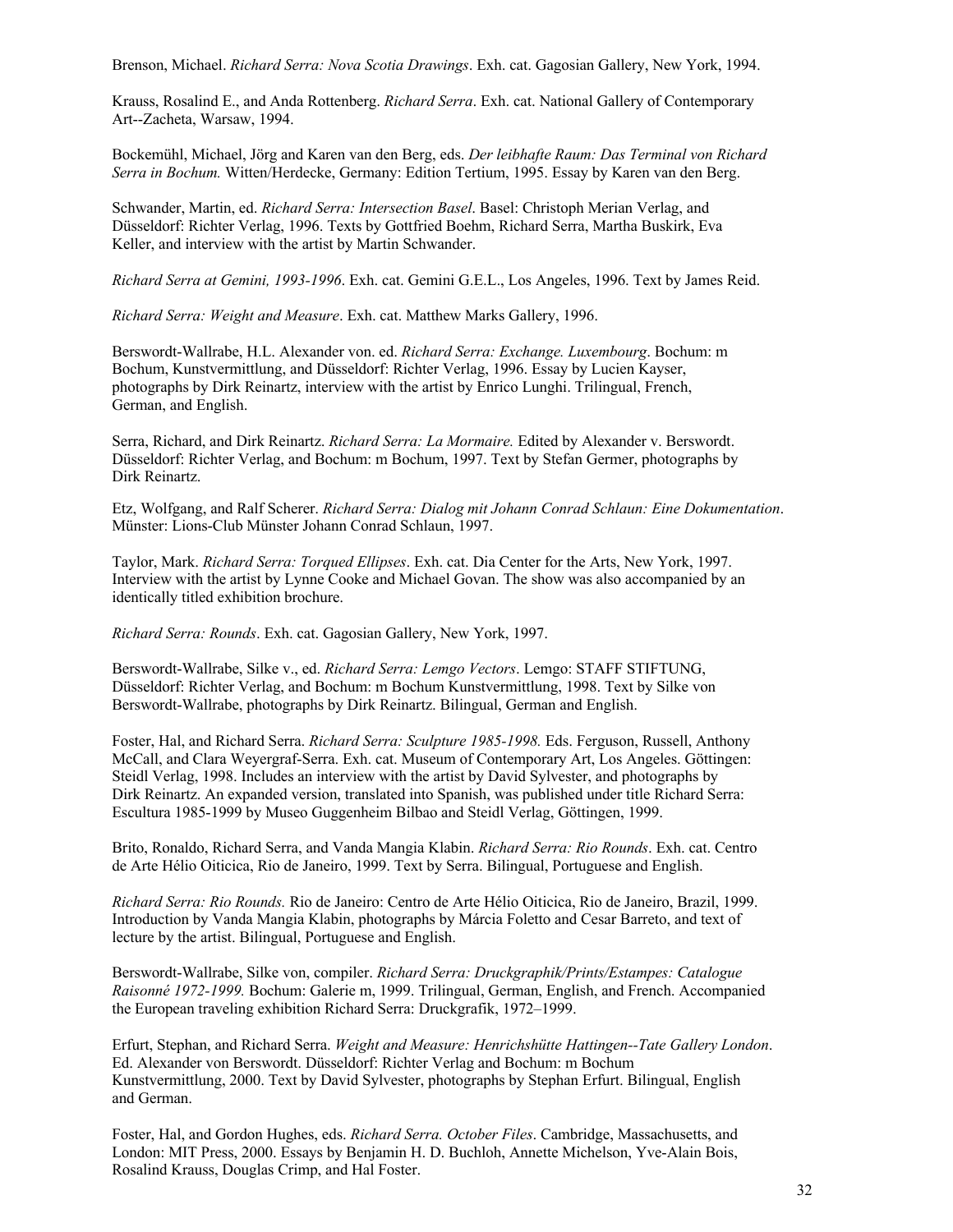Brenson, Michael. *Richard Serra: Nova Scotia Drawings*. Exh. cat. Gagosian Gallery, New York, 1994.

Krauss, Rosalind E., and Anda Rottenberg. *Richard Serra*. Exh. cat. National Gallery of Contemporary Art--Zacheta, Warsaw, 1994.

Bockemühl, Michael, Jörg and Karen van den Berg, eds. *Der leibhafte Raum: Das Terminal von Richard Serra in Bochum.* Witten/Herdecke, Germany: Edition Tertium, 1995. Essay by Karen van den Berg.

Schwander, Martin, ed. *Richard Serra: Intersection Basel*. Basel: Christoph Merian Verlag, and Düsseldorf: Richter Verlag, 1996. Texts by Gottfried Boehm, Richard Serra, Martha Buskirk, Eva Keller, and interview with the artist by Martin Schwander.

*Richard Serra at Gemini, 1993-1996*. Exh. cat. Gemini G.E.L., Los Angeles, 1996. Text by James Reid.

*Richard Serra: Weight and Measure*. Exh. cat. Matthew Marks Gallery, 1996.

Berswordt-Wallrabe, H.L. Alexander von. ed. *Richard Serra: Exchange. Luxembourg*. Bochum: m Bochum, Kunstvermittlung, and Düsseldorf: Richter Verlag, 1996. Essay by Lucien Kayser, photographs by Dirk Reinartz, interview with the artist by Enrico Lunghi. Trilingual, French, German, and English.

Serra, Richard, and Dirk Reinartz. *Richard Serra: La Mormaire.* Edited by Alexander v. Berswordt. Düsseldorf: Richter Verlag, and Bochum: m Bochum, 1997. Text by Stefan Germer, photographs by Dirk Reinartz.

Etz, Wolfgang, and Ralf Scherer. *Richard Serra: Dialog mit Johann Conrad Schlaun: Eine Dokumentation*. Münster: Lions-Club Münster Johann Conrad Schlaun, 1997.

Taylor, Mark. *Richard Serra: Torqued Ellipses*. Exh. cat. Dia Center for the Arts, New York, 1997. Interview with the artist by Lynne Cooke and Michael Govan. The show was also accompanied by an identically titled exhibition brochure.

*Richard Serra: Rounds*. Exh. cat. Gagosian Gallery, New York, 1997.

Berswordt-Wallrabe, Silke v., ed. *Richard Serra: Lemgo Vectors*. Lemgo: STAFF STIFTUNG, Düsseldorf: Richter Verlag, and Bochum: m Bochum Kunstvermittlung, 1998. Text by Silke von Berswordt-Wallrabe, photographs by Dirk Reinartz. Bilingual, German and English.

Foster, Hal, and Richard Serra. *Richard Serra: Sculpture 1985-1998.* Eds. Ferguson, Russell, Anthony McCall, and Clara Weyergraf-Serra. Exh. cat. Museum of Contemporary Art, Los Angeles. Göttingen: Steidl Verlag, 1998. Includes an interview with the artist by David Sylvester, and photographs by Dirk Reinartz. An expanded version, translated into Spanish, was published under title Richard Serra: Escultura 1985-1999 by Museo Guggenheim Bilbao and Steidl Verlag, Göttingen, 1999.

Brito, Ronaldo, Richard Serra, and Vanda Mangia Klabin. *Richard Serra: Rio Rounds*. Exh. cat. Centro de Arte Hélio Oiticica, Rio de Janeiro, 1999. Text by Serra. Bilingual, Portuguese and English.

*Richard Serra: Rio Rounds.* Rio de Janeiro: Centro de Arte Hélio Oiticica, Rio de Janeiro, Brazil, 1999. Introduction by Vanda Mangia Klabin, photographs by Márcia Foletto and Cesar Barreto, and text of lecture by the artist. Bilingual, Portuguese and English.

Berswordt-Wallrabe, Silke von, compiler. *Richard Serra: Druckgraphik/Prints/Estampes: Catalogue Raisonné 1972-1999.* Bochum: Galerie m, 1999. Trilingual, German, English, and French. Accompanied the European traveling exhibition Richard Serra: Druckgrafik, 1972–1999.

Erfurt, Stephan, and Richard Serra. *Weight and Measure: Henrichshütte Hattingen--Tate Gallery London*. Ed. Alexander von Berswordt. Düsseldorf: Richter Verlag and Bochum: m Bochum Kunstvermittlung, 2000. Text by David Sylvester, photographs by Stephan Erfurt. Bilingual, English and German.

Foster, Hal, and Gordon Hughes, eds. *Richard Serra. October Files*. Cambridge, Massachusetts, and London: MIT Press, 2000. Essays by Benjamin H. D. Buchloh, Annette Michelson, Yve-Alain Bois, Rosalind Krauss, Douglas Crimp, and Hal Foster.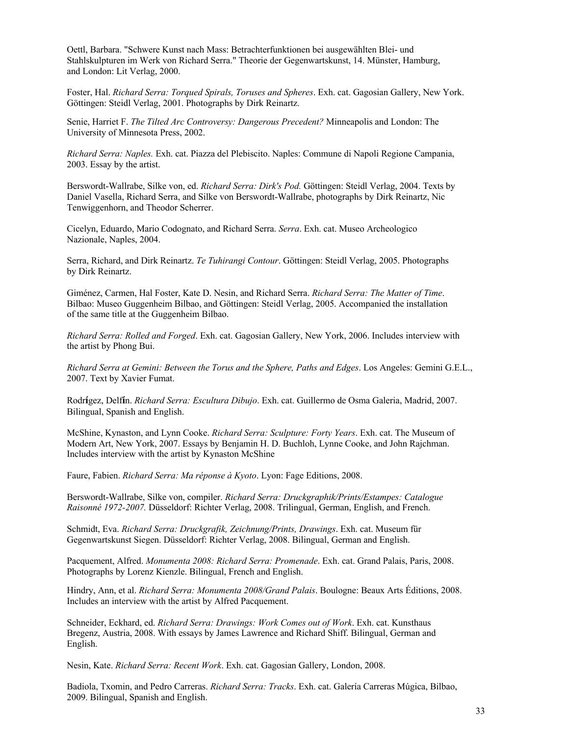Oettl, Barbara. "Schwere Kunst nach Mass: Betrachterfunktionen bei ausgewählten Blei- und Stahlskulpturen im Werk von Richard Serra." Theorie der Gegenwartskunst, 14. Münster, Hamburg, and London: Lit Verlag, 2000.

Foster, Hal. *Richard Serra: Torqued Spirals, Toruses and Spheres*. Exh. cat. Gagosian Gallery, New York. Göttingen: Steidl Verlag, 2001. Photographs by Dirk Reinartz.

Senie, Harriet F. *The Tilted Arc Controversy: Dangerous Precedent?* Minneapolis and London: The University of Minnesota Press, 2002.

*Richard Serra: Naples.* Exh. cat. Piazza del Plebiscito. Naples: Commune di Napoli Regione Campania, 2003. Essay by the artist.

Berswordt-Wallrabe, Silke von, ed. *Richard Serra: Dirk's Pod.* Göttingen: Steidl Verlag, 2004. Texts by Daniel Vasella, Richard Serra, and Silke von Berswordt-Wallrabe, photographs by Dirk Reinartz, Nic Tenwiggenhorn, and Theodor Scherrer.

Cicelyn, Eduardo, Mario Codognato, and Richard Serra. *Serra*. Exh. cat. Museo Archeologico Nazionale, Naples, 2004.

Serra, Richard, and Dirk Reinartz. *Te Tuhirangi Contour*. Göttingen: Steidl Verlag, 2005. Photographs by Dirk Reinartz.

Giménez, Carmen, Hal Foster, Kate D. Nesin, and Richard Serra. *Richard Serra: The Matter of Time*. Bilbao: Museo Guggenheim Bilbao, and Göttingen: Steidl Verlag, 2005. Accompanied the installation of the same title at the Guggenheim Bilbao.

*Richard Serra: Rolled and Forged*. Exh. cat. Gagosian Gallery, New York, 2006. Includes interview with the artist by Phong Bui.

*Richard Serra at Gemini: Between the Torus and the Sphere, Paths and Edges*. Los Angeles: Gemini G.E.L., 2007. Text by Xavier Fumat.

Rodríguez, Delfín. *Richard Serra: Escultura Dibujo*. Exh. cat. Guillermo de Osma Galeria, Madrid, 2007. Bilingual, Spanish and English.

McShine, Kynaston, and Lynn Cooke. *Richard Serra: Sculpture: Forty Years*. Exh. cat. The Museum of Modern Art, New York, 2007. Essays by Benjamin H. D. Buchloh, Lynne Cooke, and John Rajchman. Includes interview with the artist by Kynaston McShine

Faure, Fabien. *Richard Serra: Ma réponse à Kyoto*. Lyon: Fage Editions, 2008.

Berswordt-Wallrabe, Silke von, compiler. *Richard Serra: Druckgraphik/Prints/Estampes: Catalogue Raisonné 1972-2007.* Düsseldorf: Richter Verlag, 2008. Trilingual, German, English, and French.

Schmidt, Eva. *Richard Serra: Druckgrafik, Zeichnung/Prints, Drawings*. Exh. cat. Museum für Gegenwartskunst Siegen. Düsseldorf: Richter Verlag, 2008. Bilingual, German and English.

Pacquement, Alfred. *Monumenta 2008: Richard Serra: Promenade*. Exh. cat. Grand Palais, Paris, 2008. Photographs by Lorenz Kienzle. Bilingual, French and English.

Hindry, Ann, et al. *Richard Serra: Monumenta 2008/Grand Palais*. Boulogne: Beaux Arts Éditions, 2008. Includes an interview with the artist by Alfred Pacquement.

Schneider, Eckhard, ed. *Richard Serra: Drawings: Work Comes out of Work*. Exh. cat. Kunsthaus Bregenz, Austria, 2008. With essays by James Lawrence and Richard Shiff. Bilingual, German and English.

Nesin, Kate. *Richard Serra: Recent Work*. Exh. cat. Gagosian Gallery, London, 2008.

Badiola, Txomin, and Pedro Carreras. *Richard Serra: Tracks*. Exh. cat. Galería Carreras Múgica, Bilbao, 2009. Bilingual, Spanish and English.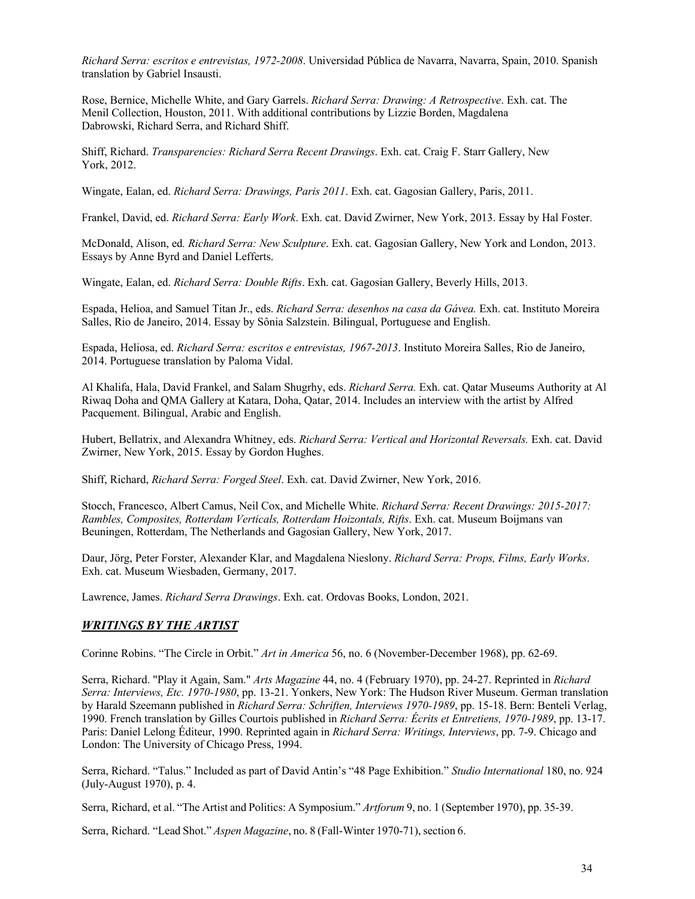*Richard Serra: escritos e entrevistas, 1972-2008*. Universidad Pública de Navarra, Navarra, Spain, 2010. Spanish translation by Gabriel Insausti.

Rose, Bernice, Michelle White, and Gary Garrels. *Richard Serra: Drawing: A Retrospective*. Exh. cat. The Menil Collection, Houston, 2011. With additional contributions by Lizzie Borden, Magdalena Dabrowski, Richard Serra, and Richard Shiff.

Shiff, Richard. *Transparencies: Richard Serra Recent Drawings*. Exh. cat. Craig F. Starr Gallery, New York, 2012.

Wingate, Ealan, ed. *Richard Serra: Drawings, Paris 2011*. Exh. cat. Gagosian Gallery, Paris, 2011.

Frankel, David, ed. *Richard Serra: Early Work*. Exh. cat. David Zwirner, New York, 2013. Essay by Hal Foster.

McDonald, Alison, ed. *Richard Serra: New Sculpture*. Exh. cat. Gagosian Gallery, New York and London, 2013. Essays by Anne Byrd and Daniel Lefferts.

Wingate, Ealan, ed. *Richard Serra: Double Rifts*. Exh. cat. Gagosian Gallery, Beverly Hills, 2013.

Espada, Helioa, and Samuel Titan Jr., eds. *Richard Serra: desenhos na casa da Gávea.* Exh. cat. Instituto Moreira Salles, Rio de Janeiro, 2014. Essay by Sônia Salzstein. Bilingual, Portuguese and English.

Espada, Heliosa, ed. *Richard Serra: escritos e entrevistas, 1967-2013*. Instituto Moreira Salles, Rio de Janeiro, 2014. Portuguese translation by Paloma Vidal.

Al Khalifa, Hala, David Frankel, and Salam Shugrhy, eds. *Richard Serra.* Exh. cat. Qatar Museums Authority at Al Riwaq Doha and QMA Gallery at Katara, Doha, Qatar, 2014. Includes interview with the artist by Alfred Pacquement. Bilingual, Arabic and English.

Hubert, Bellatrix, and Alexandra Whitney, eds. *Richard Serra: Vertical and Horizontal Reversals.* Exh. cat. David Zwirner, New York, 2015. Essay by Gordon Hughes.

Shiff, Richard, *Richard Serra: Forged Steel*. Exh. cat. David Zwirner, New York, 2016.

Stocch, Francesco, Albert Camus, Neil Cox, and Michelle White. *Richard Serra: Recent Drawings: 2015-2017: Rambles, Composites, Rotterdam Verticals, Rotterdam Hoizontals, Rifts*. Exh. cat. Museum Boijmans van Beuningen, Rotterdam, The Netherlands and Gagosian Gallery, New York, 2017.

Daur, Jörg, Peter Forster, Alexander Klar, and Magdalena Nieslony. *Richard Serra: Props, Films, Early Works*. Exh. cat. Museum Wiesbaden, Germany, 2017.

Lawrence, James. *Richard Serra Drawings*. Exh. cat. Ordovas Books, London, 2021.

## ***WRITINGS BY THE ARTIST***

Corinne Robins. "The Circle in Orbit." *Art in America* 56, no. 6 (November-December 1968), pp. 62-69.

Serra, Richard. "Play it Again, Sam." *Arts Magazine* 44, no. 4 (February 1970), pp. 24-27. Reprinted in *Richard Serra: Interviews, Etc. 1970-1980*, pp. 13-21. Yonkers, New York: The Hudson River Museum. German translation by Harald Szeemann published in *Richard Serra: Schriften, Interviews 1970-1989*, pp. 15-18. Bern: Benteli Verlag, 1990. French translation by Gilles Courtois published in *Richard Serra: Écrits et Entretiens, 1970-1989*, pp. 13-17. Paris: Daniel Lelong Éditeur, 1990. Reprinted again in *Richard Serra: Writings, Interviews*, pp. 7-9. Chicago and London: The University of Chicago Press, 1994.

Serra, Richard. "Talus." Included as part of David Antin's "48 Page Exhibition." *Studio International* 180, no. 924 (July-August 1970), p. 4.

Serra, Richard, et al. "The Artist and Politics: A Symposium." *Artforum* 9, no. 1 (September 1970), pp. 35-39.

Serra, Richard. "Lead Shot." *Aspen Magazine*, no. 8 (Fall-Winter 1970-71), section 6.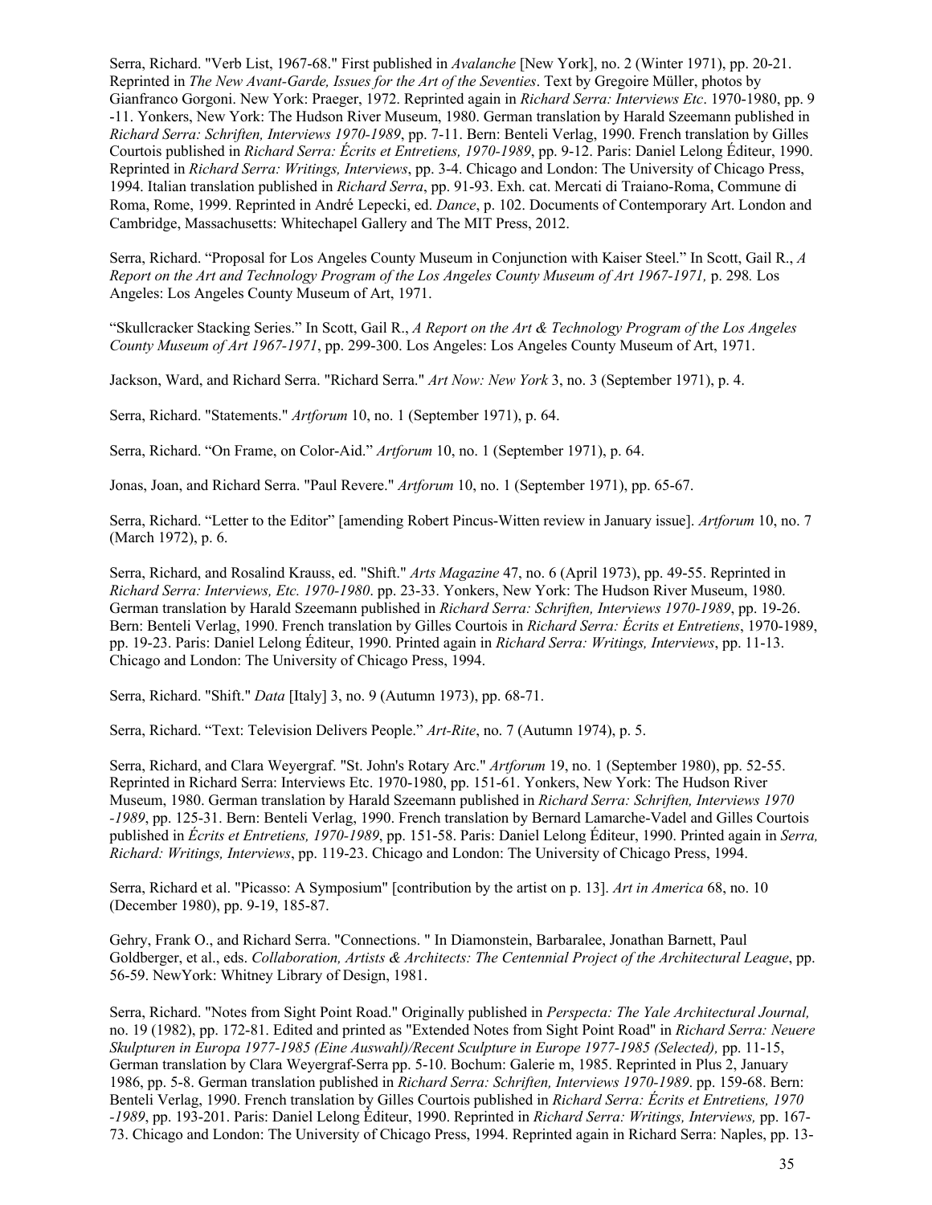Serra, Richard. "Verb List, 1967-68." First published in *Avalanche* [New York], no. 2 (Winter 1971), pp. 20-21. Reprinted in *The New Avant-Garde, Issues for the Art of the Seventies*. Text by Gregoire Müller, photos by Gianfranco Gorgoni. New York: Praeger, 1972. Reprinted again in *Richard Serra: Interviews Etc*. 1970-1980, pp. 9 -11. Yonkers, New York: The Hudson River Museum, 1980. German translation by Harald Szeemann published in *Richard Serra: Schriften, Interviews 1970-1989*, pp. 7-11. Bern: Benteli Verlag, 1990. French translation by Gilles Courtois published in *Richard Serra: Écrits et Entretiens, 1970-1989*, pp. 9-12. Paris: Daniel Lelong Éditeur, 1990. Reprinted in *Richard Serra: Writings, Interviews*, pp. 3-4. Chicago and London: The University of Chicago Press, 1994. Italian translation published in *Richard Serra*, pp. 91-93. Exh. cat. Mercati di Traiano-Roma, Commune di Roma, Rome, 1999. Reprinted in André Lepecki, ed. *Dance*, p. 102. Documents of Contemporary Art. London and Cambridge, Massachusetts: Whitechapel Gallery and The MIT Press, 2012.

Serra, Richard. "Proposal for Los Angeles County Museum in Conjunction with Kaiser Steel." In Scott, Gail R., *A Report on the Art and Technology Program of the Los Angeles County Museum of Art 1967-1971,* p. 298. Los Angeles: Los Angeles County Museum of Art, 1971.

"Skullcracker Stacking Series." In Scott, Gail R., *A Report on the Art & Technology Program of the Los Angeles County Museum of Art 1967-1971*, pp. 299-300. Los Angeles: Los Angeles County Museum of Art, 1971.

Jackson, Ward, and Richard Serra. "Richard Serra." *Art Now: New York* 3, no. 3 (September 1971), p. 4.

Serra, Richard. "Statements." *Artforum* 10, no. 1 (September 1971), p. 64.

Serra, Richard. "On Frame, on Color-Aid." *Artforum* 10, no. 1 (September 1971), p. 64.

Jonas, Joan, and Richard Serra. "Paul Revere." *Artforum* 10, no. 1 (September 1971), pp. 65-67.

Serra, Richard. "Letter to the Editor" [amending Robert Pincus-Witten review in January issue]. *Artforum* 10, no. 7 (March 1972), p. 6.

Serra, Richard, and Rosalind Krauss, ed. "Shift." *Arts Magazine* 47, no. 6 (April 1973), pp. 49-55. Reprinted in *Richard Serra: Interviews, Etc. 1970-1980*. pp. 23-33. Yonkers, New York: The Hudson River Museum, 1980. German translation by Harald Szeemann published in *Richard Serra: Schriften, Interviews 1970-1989*, pp. 19-26. Bern: Benteli Verlag, 1990. French translation by Gilles Courtois in *Richard Serra: Écrits et Entretiens*, 1970-1989, pp. 19-23. Paris: Daniel Lelong Éditeur, 1990. Printed again in *Richard Serra: Writings, Interviews*, pp. 11-13. Chicago and London: The University of Chicago Press, 1994.

Serra, Richard. "Shift." *Data* [Italy] 3, no. 9 (Autumn 1973), pp. 68-71.

Serra, Richard. "Text: Television Delivers People." *Art-Rite*, no. 7 (Autumn 1974), p. 5.

Serra, Richard, and Clara Weyergraf. "St. John's Rotary Arc." *Artforum* 19, no. 1 (September 1980), pp. 52-55. Reprinted in Richard Serra: Interviews Etc. 1970-1980, pp. 151-61. Yonkers, New York: The Hudson River Museum, 1980. German translation by Harald Szeemann published in *Richard Serra: Schriften, Interviews 1970 -1989*, pp. 125-31. Bern: Benteli Verlag, 1990. French translation by Bernard Lamarche-Vadel and Gilles Courtois published in *Écrits et Entretiens, 1970-1989*, pp. 151-58. Paris: Daniel Lelong Éditeur, 1990. Printed again in *Serra, Richard: Writings, Interviews*, pp. 119-23. Chicago and London: The University of Chicago Press, 1994.

Serra, Richard et al. "Picasso: A Symposium" [contribution by the artist on p. 13]. *Art in America* 68, no. 10 (December 1980), pp. 9-19, 185-87.

Gehry, Frank O., and Richard Serra. "Connections. " In Diamonstein, Barbaralee, Jonathan Barnett, Paul Goldberger, et al., eds. *Collaboration, Artists & Architects: The Centennial Project of the Architectural League*, pp. 56-59. NewYork: Whitney Library of Design, 1981.

Serra, Richard. "Notes from Sight Point Road." Originally published in *Perspecta: The Yale Architectural Journal,* no. 19 (1982), pp. 172-81. Edited and printed as "Extended Notes from Sight Point Road" in *Richard Serra: Neuere Skulpturen in Europa 1977-1985 (Eine Auswahl)/Recent Sculpture in Europe 1977-1985 (Selected),* pp. 11-15, German translation by Clara Weyergraf-Serra pp. 5-10. Bochum: Galerie m, 1985. Reprinted in Plus 2, January 1986, pp. 5-8. German translation published in *Richard Serra: Schriften, Interviews 1970-1989*. pp. 159-68. Bern: Benteli Verlag, 1990. French translation by Gilles Courtois published in *Richard Serra: Écrits et Entretiens, 1970 -1989*, pp. 193-201. Paris: Daniel Lelong Éditeur, 1990. Reprinted in *Richard Serra: Writings, Interviews,* pp. 167-73. Chicago and London: The University of Chicago Press, 1994. Reprinted again in Richard Serra: Naples, pp. 13-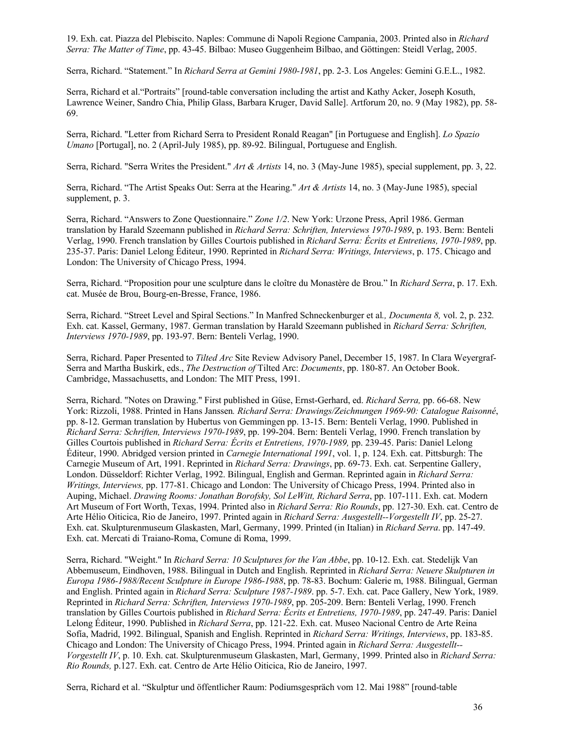19. Exh. cat. Piazza del Plebiscito. Naples: Commune di Napoli Regione Campania, 2003. Printed also in *Richard Serra: The Matter of Time*, pp. 43-45. Bilbao: Museo Guggenheim Bilbao, and Göttingen: Steidl Verlag, 2005.

Serra, Richard. "Statement." In *Richard Serra at Gemini 1980-1981*, pp. 2-3. Los Angeles: Gemini G.E.L., 1982.

Serra, Richard et al."Portraits" [round-table conversation including the artist and Kathy Acker, Joseph Kosuth, Lawrence Weiner, Sandro Chia, Philip Glass, Barbara Kruger, David Salle]. Artforum 20, no. 9 (May 1982), pp. 58-69.

Serra, Richard. "Letter from Richard Serra to President Ronald Reagan" [in Portuguese and English]. *Lo Spazio Umano* [Portugal], no. 2 (April-July 1985), pp. 89-92. Bilingual, Portuguese and English.

Serra, Richard. "Serra Writes the President." *Art & Artists* 14, no. 3 (May-June 1985), special supplement, pp. 3, 22.

Serra, Richard. "The Artist Speaks Out: Serra at the Hearing." *Art & Artists* 14, no. 3 (May-June 1985), special supplement, p. 3.

Serra, Richard. "Answers to Zone Questionnaire." *Zone 1/2*. New York: Urzone Press, April 1986. German translation by Harald Szeemann published in *Richard Serra: Schriften, Interviews 1970-1989*, p. 193. Bern: Benteli Verlag, 1990. French translation by Gilles Courtois published in *Richard Serra: Écrits et Entretiens, 1970-1989*, pp. 235-37. Paris: Daniel Lelong Éditeur, 1990. Reprinted in *Richard Serra: Writings, Interviews*, p. 175. Chicago and London: The University of Chicago Press, 1994.

Serra, Richard. "Proposition pour une sculpture dans le cloître du Monastère de Brou." In *Richard Serra*, p. 17. Exh. cat. Musée de Brou, Bourg-en-Bresse, France, 1986.

Serra, Richard. "Street Level and Spiral Sections." In Manfred Schneckenburger et al*., Documenta 8,* vol. 2, p. 232*.* Exh. cat. Kassel, Germany, 1987. German translation by Harald Szeemann published in *Richard Serra: Schriften, Interviews 1970-1989*, pp. 193-97. Bern: Benteli Verlag, 1990.

Serra, Richard. Paper Presented to *Tilted Arc* Site Review Advisory Panel, December 15, 1987. In Clara Weyergraf-Serra and Martha Buskirk, eds., *The Destruction of* Tilted Arc: *Documents*, pp. 180-87. An October Book. Cambridge, Massachusetts, and London: The MIT Press, 1991.

Serra, Richard. "Notes on Drawing." First published in Güse, Ernst-Gerhard, ed. *Richard Serra,* pp. 66-68. New York: Rizzoli, 1988. Printed in Hans Janssen*. Richard Serra: Drawings/Zeichnungen 1969-90: Catalogue Raisonné*, pp. 8-12. German translation by Hubertus von Gemmingen pp. 13-15. Bern: Benteli Verlag, 1990. Published in *Richard Serra: Schriften, Interviews 1970-1989*, pp. 199-204. Bern: Benteli Verlag, 1990. French translation by Gilles Courtois published in *Richard Serra: Écrits et Entretiens, 1970-1989,* pp. 239-45. Paris: Daniel Lelong Éditeur, 1990. Abridged version printed in *Carnegie International 1991*, vol. 1, p. 124. Exh. cat. Pittsburgh: The Carnegie Museum of Art, 1991. Reprinted in *Richard Serra: Drawings*, pp. 69-73. Exh. cat. Serpentine Gallery, London. Düsseldorf: Richter Verlag, 1992. Bilingual, English and German. Reprinted again in *Richard Serra: Writings, Interviews,* pp. 177-81. Chicago and London: The University of Chicago Press, 1994. Printed also in Auping, Michael. *Drawing Rooms: Jonathan Borofsky, Sol LeWitt, Richard Serra*, pp. 107-111. Exh. cat. Modern Art Museum of Fort Worth, Texas, 1994. Printed also in *Richard Serra: Rio Rounds*, pp. 127-30. Exh. cat. Centro de Arte Hélio Oiticica, Rio de Janeiro, 1997. Printed again in *Richard Serra: Ausgestellt--Vorgestellt IV*, pp. 25-27. Exh. cat. Skulpturenmuseum Glaskasten, Marl, Germany, 1999. Printed (in Italian) in *Richard Serra*. pp. 147-49. Exh. cat. Mercati di Traiano-Roma, Comune di Roma, 1999.

Serra, Richard. "Weight." In *Richard Serra: 10 Sculptures for the Van Abbe*, pp. 10-12. Exh. cat. Stedelijk Van Abbemuseum, Eindhoven, 1988. Bilingual in Dutch and English. Reprinted in *Richard Serra: Neuere Skulpturen in Europa 1986-1988/Recent Sculpture in Europe 1986-1988*, pp. 78-83. Bochum: Galerie m, 1988. Bilingual, German and English. Printed again in *Richard Serra: Sculpture 1987-1989*. pp. 5-7. Exh. cat. Pace Gallery, New York, 1989. Reprinted in *Richard Serra: Schriften, Interviews 1970-1989*, pp. 205-209. Bern: Benteli Verlag, 1990. French translation by Gilles Courtois published in *Richard Serra: Écrits et Entretiens, 1970-1989*, pp. 247-49. Paris: Daniel Lelong Éditeur, 1990. Published in *Richard Serra*, pp. 121-22. Exh. cat. Museo Nacional Centro de Arte Reina Sofía, Madrid, 1992. Bilingual, Spanish and English. Reprinted in *Richard Serra: Writings, Interviews*, pp. 183-85. Chicago and London: The University of Chicago Press, 1994. Printed again in *Richard Serra: Ausgestellt--Vorgestellt IV*, p. 10. Exh. cat. Skulpturenmuseum Glaskasten, Marl, Germany, 1999. Printed also in *Richard Serra: Rio Rounds,* p.127. Exh. cat. Centro de Arte Hélio Oiticica, Rio de Janeiro, 1997.

Serra, Richard et al. "Skulptur und öffentlicher Raum: Podiumsgespräch vom 12. Mai 1988" [round-table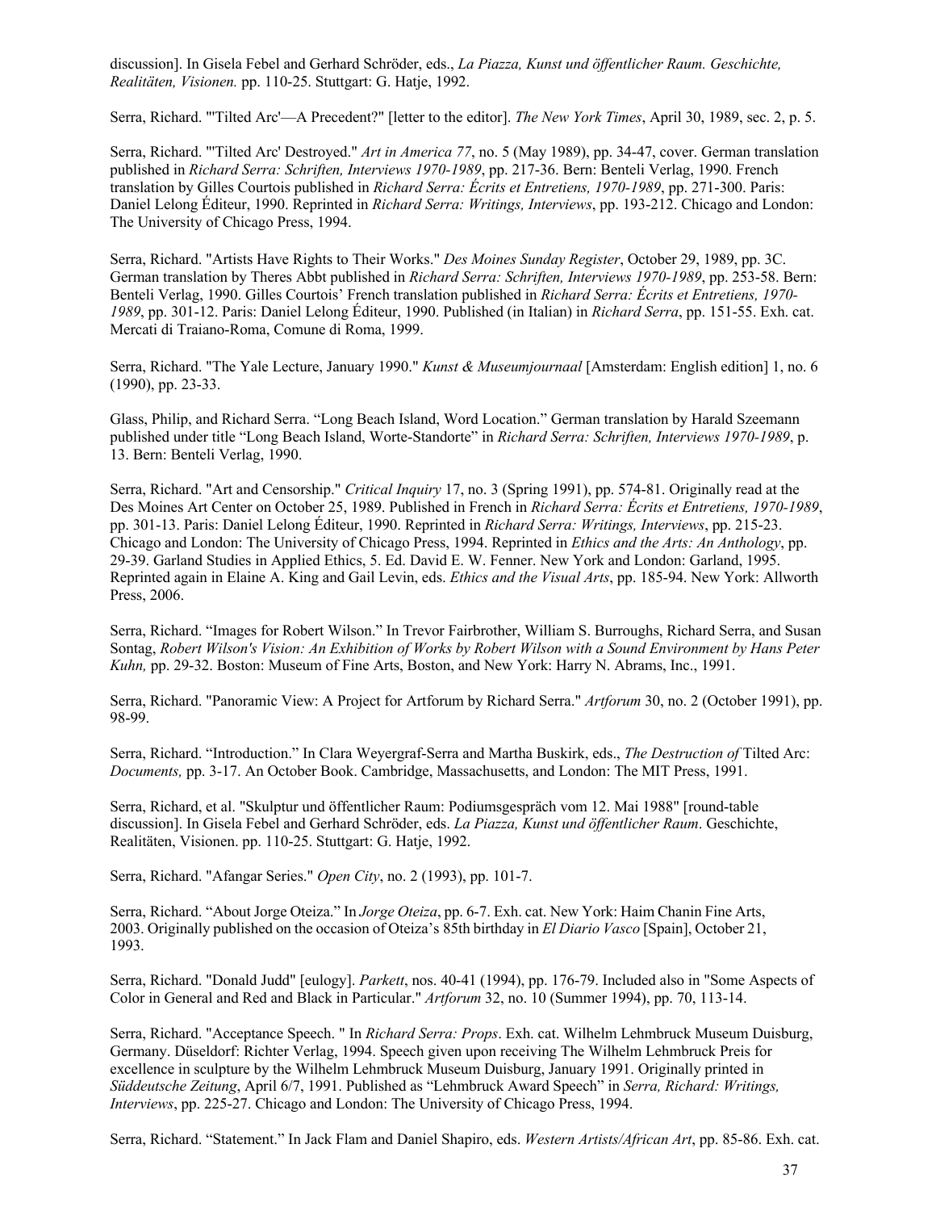discussion]. In Gisela Febel and Gerhard Schröder, eds., *La Piazza, Kunst und öffentlicher Raum. Geschichte, Realitäten, Visionen.* pp. 110-25. Stuttgart: G. Hatje, 1992.

Serra, Richard. "'Tilted Arc'—A Precedent?" [letter to the editor]. *The New York Times*, April 30, 1989, sec. 2, p. 5.

Serra, Richard. "'Tilted Arc' Destroyed." *Art in America 77*, no. 5 (May 1989), pp. 34-47, cover. German translation published in *Richard Serra: Schriften, Interviews 1970-1989*, pp. 217-36. Bern: Benteli Verlag, 1990. French translation by Gilles Courtois published in *Richard Serra: Écrits et Entretiens, 1970-1989*, pp. 271-300. Paris: Daniel Lelong Éditeur, 1990. Reprinted in *Richard Serra: Writings, Interviews*, pp. 193-212. Chicago and London: The University of Chicago Press, 1994.

Serra, Richard. "Artists Have Rights to Their Works." *Des Moines Sunday Register*, October 29, 1989, pp. 3C. German translation by Theres Abbt published in *Richard Serra: Schriften, Interviews 1970-1989*, pp. 253-58. Bern: Benteli Verlag, 1990. Gilles Courtois' French translation published in *Richard Serra: Écrits et Entretiens, 1970-1989*, pp. 301-12. Paris: Daniel Lelong Éditeur, 1990. Published (in Italian) in *Richard Serra*, pp. 151-55. Exh. cat. Mercati di Traiano-Roma, Comune di Roma, 1999.

Serra, Richard. "The Yale Lecture, January 1990." *Kunst & Museumjournaal* [Amsterdam: English edition] 1, no. 6 (1990), pp. 23-33.

Glass, Philip, and Richard Serra. "Long Beach Island, Word Location." German translation by Harald Szeemann published under title "Long Beach Island, Worte-Standorte" in *Richard Serra: Schriften, Interviews 1970-1989*, p. 13. Bern: Benteli Verlag, 1990.

Serra, Richard. "Art and Censorship." *Critical Inquiry* 17, no. 3 (Spring 1991), pp. 574-81. Originally read at the Des Moines Art Center on October 25, 1989. Published in French in *Richard Serra: Écrits et Entretiens, 1970-1989*, pp. 301-13. Paris: Daniel Lelong Éditeur, 1990. Reprinted in *Richard Serra: Writings, Interviews*, pp. 215-23. Chicago and London: The University of Chicago Press, 1994. Reprinted in *Ethics and the Arts: An Anthology*, pp. 29-39. Garland Studies in Applied Ethics, 5. Ed. David E. W. Fenner. New York and London: Garland, 1995. Reprinted again in Elaine A. King and Gail Levin, eds. *Ethics and the Visual Arts*, pp. 185-94. New York: Allworth Press, 2006.

Serra, Richard. "Images for Robert Wilson." In Trevor Fairbrother, William S. Burroughs, Richard Serra, and Susan Sontag, *Robert Wilson's Vision: An Exhibition of Works by Robert Wilson with a Sound Environment by Hans Peter Kuhn,* pp. 29-32. Boston: Museum of Fine Arts, Boston, and New York: Harry N. Abrams, Inc., 1991.

Serra, Richard. "Panoramic View: A Project for Artforum by Richard Serra." *Artforum* 30, no. 2 (October 1991), pp. 98-99.

Serra, Richard. "Introduction." In Clara Weyergraf-Serra and Martha Buskirk, eds., *The Destruction of* Tilted Arc: *Documents,* pp. 3-17. An October Book. Cambridge, Massachusetts, and London: The MIT Press, 1991.

Serra, Richard, et al. "Skulptur und öffentlicher Raum: Podiumsgespräch vom 12. Mai 1988" [round-table discussion]. In Gisela Febel and Gerhard Schröder, eds. *La Piazza, Kunst und öffentlicher Raum*. Geschichte, Realitäten, Visionen. pp. 110-25. Stuttgart: G. Hatje, 1992.

Serra, Richard. "Afangar Series." *Open City*, no. 2 (1993), pp. 101-7.

Serra, Richard. "About Jorge Oteiza." In *Jorge Oteiza*, pp. 6-7. Exh. cat. New York: Haim Chanin Fine Arts, 2003. Originally published on the occasion of Oteiza's 85th birthday in *El Diario Vasco* [Spain], October 21, 1993.

Serra, Richard. "Donald Judd" [eulogy]. *Parkett*, nos. 40-41 (1994), pp. 176-79. Included also in "Some Aspects of Color in General and Red and Black in Particular." *Artforum* 32, no. 10 (Summer 1994), pp. 70, 113-14.

Serra, Richard. "Acceptance Speech. " In *Richard Serra: Props*. Exh. cat. Wilhelm Lehmbruck Museum Duisburg, Germany. Düseldorf: Richter Verlag, 1994. Speech given upon receiving The Wilhelm Lehmbruck Preis for excellence in sculpture by the Wilhelm Lehmbruck Museum Duisburg, January 1991. Originally printed in *Süddeutsche Zeitung*, April 6/7, 1991. Published as "Lehmbruck Award Speech" in *Serra, Richard: Writings, Interviews*, pp. 225-27. Chicago and London: The University of Chicago Press, 1994.

Serra, Richard. "Statement." In Jack Flam and Daniel Shapiro, eds. *Western Artists/African Art*, pp. 85-86. Exh. cat.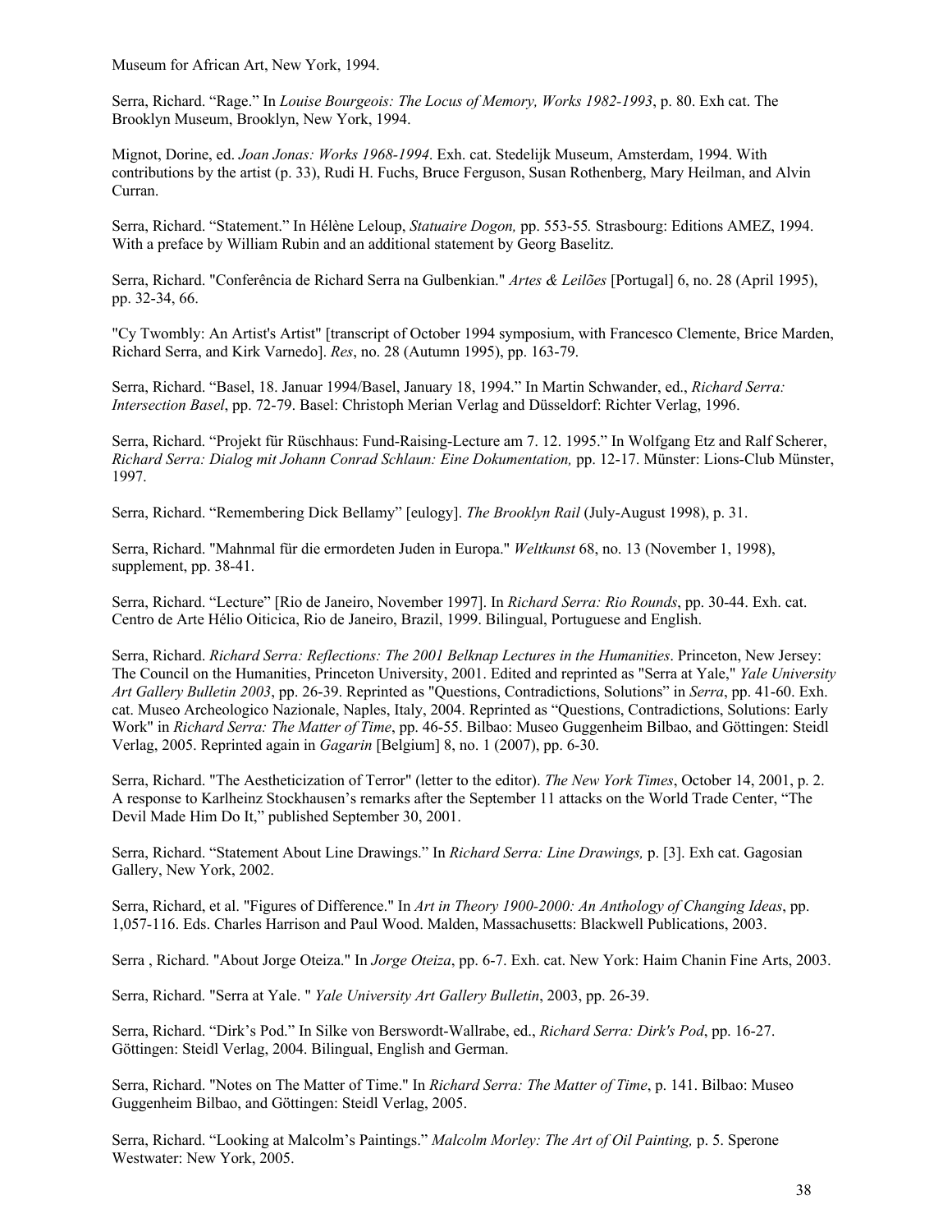Museum for African Art, New York, 1994.

Serra, Richard. “Rage.” In *Louise Bourgeois: The Locus of Memory, Works 1982-1993*, p. 80. Exh cat. The Brooklyn Museum, Brooklyn, New York, 1994.

Mignot, Dorine, ed. *Joan Jonas: Works 1968-1994*. Exh. cat. Stedelijk Museum, Amsterdam, 1994. With contributions by the artist (p. 33), Rudi H. Fuchs, Bruce Ferguson, Susan Rothenberg, Mary Heilman, and Alvin Curran.

Serra, Richard. “Statement.” In Hélène Leloup, *Statuaire Dogon,* pp. 553-55*.* Strasbourg: Editions AMEZ, 1994. With a preface by William Rubin and an additional statement by Georg Baselitz.

Serra, Richard. "Conferência de Richard Serra na Gulbenkian." *Artes & Leilões* [Portugal] 6, no. 28 (April 1995), pp. 32-34, 66.

"Cy Twombly: An Artist's Artist" [transcript of October 1994 symposium, with Francesco Clemente, Brice Marden, Richard Serra, and Kirk Varnedo]. *Res*, no. 28 (Autumn 1995), pp. 163-79.

Serra, Richard. “Basel, 18. Januar 1994/Basel, January 18, 1994.” In Martin Schwander, ed., *Richard Serra: Intersection Basel*, pp. 72-79. Basel: Christoph Merian Verlag and Düsseldorf: Richter Verlag, 1996.

Serra, Richard. “Projekt für Rüschhaus: Fund-Raising-Lecture am 7. 12. 1995.” In Wolfgang Etz and Ralf Scherer, *Richard Serra: Dialog mit Johann Conrad Schlaun: Eine Dokumentation,* pp. 12-17. Münster: Lions-Club Münster, 1997.

Serra, Richard. “Remembering Dick Bellamy” [eulogy]. *The Brooklyn Rail* (July-August 1998), p. 31.

Serra, Richard. "Mahnmal für die ermordeten Juden in Europa." *Weltkunst* 68, no. 13 (November 1, 1998), supplement, pp. 38-41.

Serra, Richard. “Lecture” [Rio de Janeiro, November 1997]. In *Richard Serra: Rio Rounds*, pp. 30-44. Exh. cat. Centro de Arte Hélio Oiticica, Rio de Janeiro, Brazil, 1999. Bilingual, Portuguese and English.

Serra, Richard. *Richard Serra: Reflections: The 2001 Belknap Lectures in the Humanities*. Princeton, New Jersey: The Council on the Humanities, Princeton University, 2001. Edited and reprinted as "Serra at Yale," *Yale University Art Gallery Bulletin 2003*, pp. 26-39. Reprinted as "Questions, Contradictions, Solutions" in *Serra*, pp. 41-60. Exh. cat. Museo Archeologico Nazionale, Naples, Italy, 2004. Reprinted as “Questions, Contradictions, Solutions: Early Work" in *Richard Serra: The Matter of Time*, pp. 46-55. Bilbao: Museo Guggenheim Bilbao, and Göttingen: Steidl Verlag, 2005. Reprinted again in *Gagarin* [Belgium] 8, no. 1 (2007), pp. 6-30.

Serra, Richard. "The Aestheticization of Terror" (letter to the editor). *The New York Times*, October 14, 2001, p. 2. A response to Karlheinz Stockhausen’s remarks after the September 11 attacks on the World Trade Center, “The Devil Made Him Do It,” published September 30, 2001.

Serra, Richard. “Statement About Line Drawings.” In *Richard Serra: Line Drawings,* p. [3]. Exh cat. Gagosian Gallery, New York, 2002.

Serra, Richard, et al. "Figures of Difference." In *Art in Theory 1900-2000: An Anthology of Changing Ideas*, pp. 1,057-116. Eds. Charles Harrison and Paul Wood. Malden, Massachusetts: Blackwell Publications, 2003.

Serra , Richard. "About Jorge Oteiza." In *Jorge Oteiza*, pp. 6-7. Exh. cat. New York: Haim Chanin Fine Arts, 2003.

Serra, Richard. "Serra at Yale. " *Yale University Art Gallery Bulletin*, 2003, pp. 26-39.

Serra, Richard. “Dirk’s Pod.” In Silke von Berswordt-Wallrabe, ed., *Richard Serra: Dirk's Pod*, pp. 16-27. Göttingen: Steidl Verlag, 2004. Bilingual, English and German.

Serra, Richard. "Notes on The Matter of Time." In *Richard Serra: The Matter of Time*, p. 141. Bilbao: Museo Guggenheim Bilbao, and Göttingen: Steidl Verlag, 2005.

Serra, Richard. “Looking at Malcolm’s Paintings.” *Malcolm Morley: The Art of Oil Painting,* p. 5. Sperone Westwater: New York, 2005.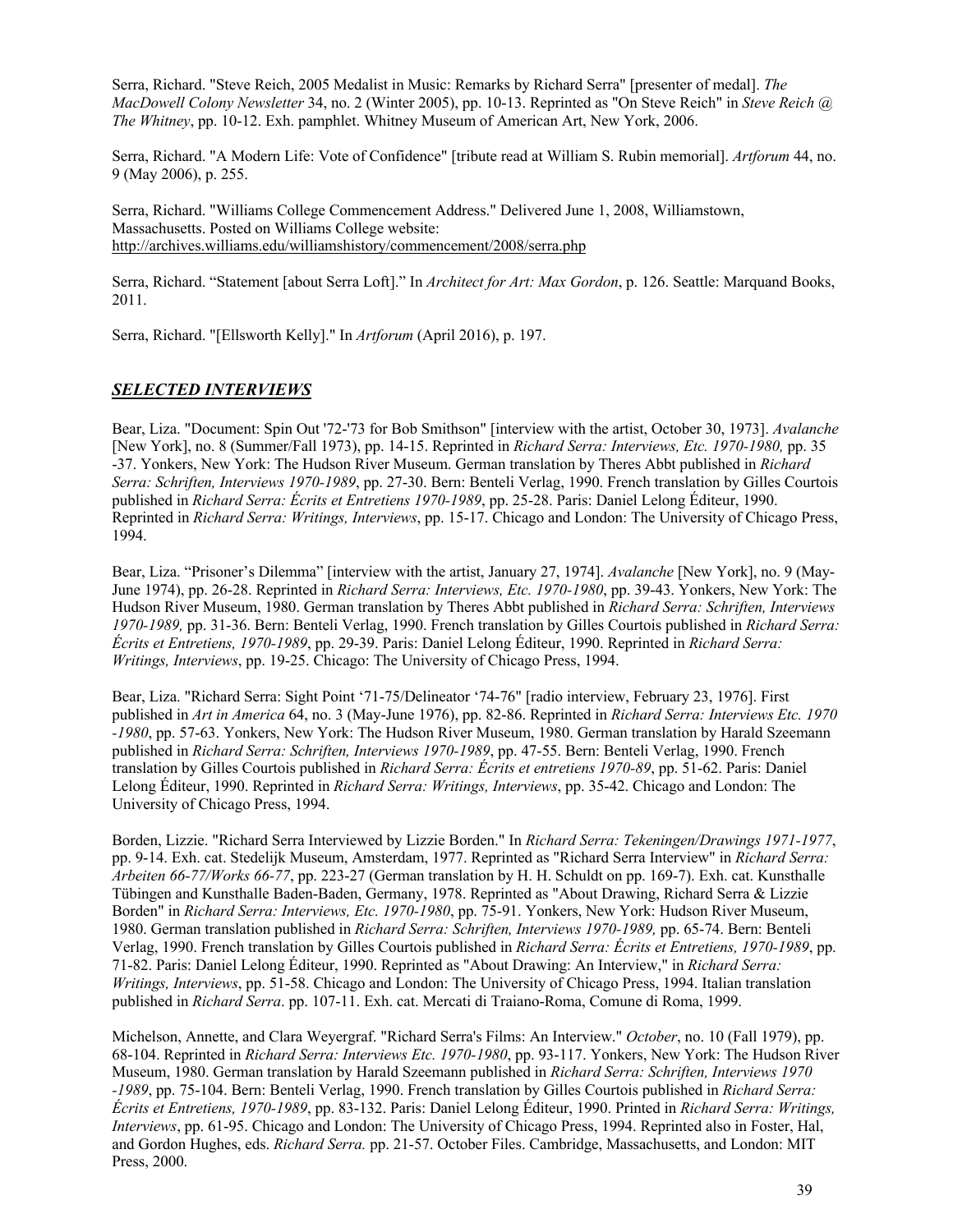Serra, Richard. "Steve Reich, 2005 Medalist in Music: Remarks by Richard Serra" [presenter of medal]. *The MacDowell Colony Newsletter* 34, no. 2 (Winter 2005), pp. 10-13. Reprinted as "On Steve Reich" in *Steve Reich @ The Whitney*, pp. 10-12. Exh. pamphlet. Whitney Museum of American Art, New York, 2006.

Serra, Richard. "A Modern Life: Vote of Confidence" [tribute read at William S. Rubin memorial]. *Artforum* 44, no. 9 (May 2006), p. 255.

Serra, Richard. "Williams College Commencement Address." Delivered June 1, 2008, Williamstown, Massachusetts. Posted on Williams College website: http://archives.williams.edu/williamshistory/commencement/2008/serra.php

Serra, Richard. "Statement [about Serra Loft]." In *Architect for Art: Max Gordon*, p. 126. Seattle: Marquand Books, 2011.

Serra, Richard. "[Ellsworth Kelly]." In *Artforum* (April 2016), p. 197.

## ***SELECTED INTERVIEWS***

Bear, Liza. "Document: Spin Out '72-'73 for Bob Smithson" [interview with the artist, October 30, 1973]. *Avalanche* [New York], no. 8 (Summer/Fall 1973), pp. 14-15. Reprinted in *Richard Serra: Interviews, Etc. 1970-1980,* pp. 35 -37. Yonkers, New York: The Hudson River Museum. German translation by Theres Abbt published in *Richard Serra: Schriften, Interviews 1970-1989*, pp. 27-30. Bern: Benteli Verlag, 1990. French translation by Gilles Courtois published in *Richard Serra: Écrits et Entretiens 1970-1989*, pp. 25-28. Paris: Daniel Lelong Éditeur, 1990. Reprinted in *Richard Serra: Writings, Interviews*, pp. 15-17. Chicago and London: The University of Chicago Press, 1994.

Bear, Liza. "Prisoner's Dilemma" [interview with the artist, January 27, 1974]. *Avalanche* [New York], no. 9 (May-June 1974), pp. 26-28. Reprinted in *Richard Serra: Interviews, Etc. 1970-1980*, pp. 39-43. Yonkers, New York: The Hudson River Museum, 1980. German translation by Theres Abbt published in *Richard Serra: Schriften, Interviews 1970-1989,* pp. 31-36. Bern: Benteli Verlag, 1990. French translation by Gilles Courtois published in *Richard Serra: Écrits et Entretiens, 1970-1989*, pp. 29-39. Paris: Daniel Lelong Éditeur, 1990. Reprinted in *Richard Serra: Writings, Interviews*, pp. 19-25. Chicago: The University of Chicago Press, 1994.

Bear, Liza. "Richard Serra: Sight Point '71-75/Delineator '74-76" [radio interview, February 23, 1976]. First published in *Art in America* 64, no. 3 (May-June 1976), pp. 82-86. Reprinted in *Richard Serra: Interviews Etc. 1970 -1980*, pp. 57-63. Yonkers, New York: The Hudson River Museum, 1980. German translation by Harald Szeemann published in *Richard Serra: Schriften, Interviews 1970-1989*, pp. 47-55. Bern: Benteli Verlag, 1990. French translation by Gilles Courtois published in *Richard Serra: Écrits et entretiens 1970-89*, pp. 51-62. Paris: Daniel Lelong Éditeur, 1990. Reprinted in *Richard Serra: Writings, Interviews*, pp. 35-42. Chicago and London: The University of Chicago Press, 1994.

Borden, Lizzie. "Richard Serra Interviewed by Lizzie Borden." In *Richard Serra: Tekeningen/Drawings 1971-1977*, pp. 9-14. Exh. cat. Stedelijk Museum, Amsterdam, 1977. Reprinted as "Richard Serra Interview" in *Richard Serra: Arbeiten 66-77/Works 66-77*, pp. 223-27 (German translation by H. H. Schuldt on pp. 169-7). Exh. cat. Kunsthalle Tübingen and Kunsthalle Baden-Baden, Germany, 1978. Reprinted as "About Drawing, Richard Serra & Lizzie Borden" in *Richard Serra: Interviews, Etc. 1970-1980*, pp. 75-91. Yonkers, New York: Hudson River Museum, 1980. German translation published in *Richard Serra: Schriften, Interviews 1970-1989,* pp. 65-74. Bern: Benteli Verlag, 1990. French translation by Gilles Courtois published in *Richard Serra: Écrits et Entretiens, 1970-1989*, pp. 71-82. Paris: Daniel Lelong Éditeur, 1990. Reprinted as "About Drawing: An Interview," in *Richard Serra: Writings, Interviews*, pp. 51-58. Chicago and London: The University of Chicago Press, 1994. Italian translation published in *Richard Serra*. pp. 107-11. Exh. cat. Mercati di Traiano-Roma, Comune di Roma, 1999.

Michelson, Annette, and Clara Weyergraf. "Richard Serra's Films: An Interview." *October*, no. 10 (Fall 1979), pp. 68-104. Reprinted in *Richard Serra: Interviews Etc. 1970-1980*, pp. 93-117. Yonkers, New York: The Hudson River Museum, 1980. German translation by Harald Szeemann published in *Richard Serra: Schriften, Interviews 1970 -1989*, pp. 75-104. Bern: Benteli Verlag, 1990. French translation by Gilles Courtois published in *Richard Serra: Écrits et Entretiens, 1970-1989*, pp. 83-132. Paris: Daniel Lelong Éditeur, 1990. Printed in *Richard Serra: Writings, Interviews*, pp. 61-95. Chicago and London: The University of Chicago Press, 1994. Reprinted also in Foster, Hal, and Gordon Hughes, eds. *Richard Serra.* pp. 21-57. October Files. Cambridge, Massachusetts, and London: MIT Press, 2000.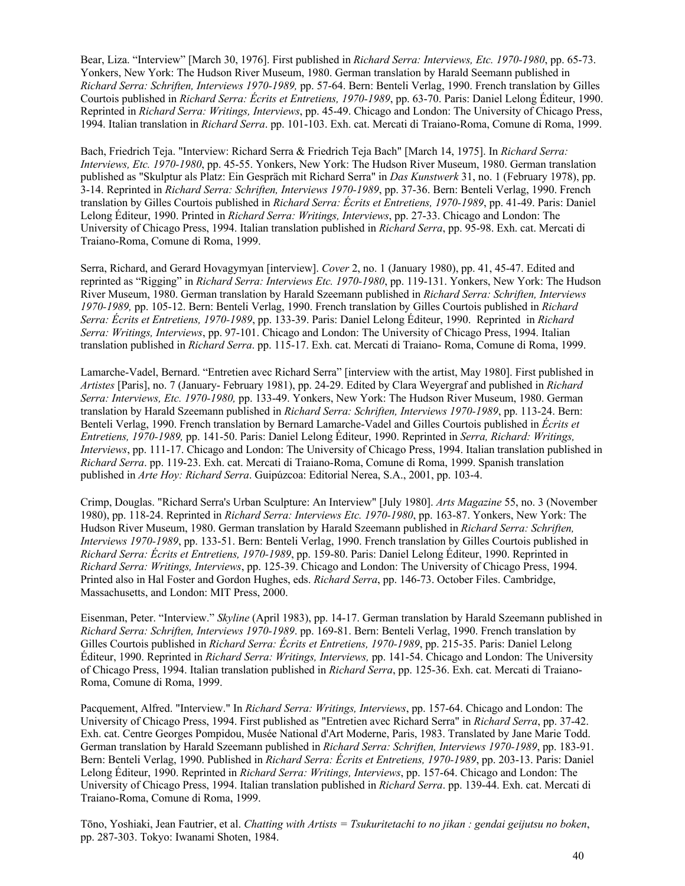Bear, Liza. "Interview" [March 30, 1976]. First published in *Richard Serra: Interviews, Etc. 1970-1980*, pp. 65-73. Yonkers, New York: The Hudson River Museum, 1980. German translation by Harald Seemann published in *Richard Serra: Schriften, Interviews 1970-1989,* pp. 57-64. Bern: Benteli Verlag, 1990. French translation by Gilles Courtois published in *Richard Serra: Écrits et Entretiens, 1970-1989*, pp. 63-70. Paris: Daniel Lelong Éditeur, 1990. Reprinted in *Richard Serra: Writings, Interviews*, pp. 45-49. Chicago and London: The University of Chicago Press, 1994. Italian translation in *Richard Serra*. pp. 101-103. Exh. cat. Mercati di Traiano-Roma, Comune di Roma, 1999.

Bach, Friedrich Teja. "Interview: Richard Serra & Friedrich Teja Bach" [March 14, 1975]. In *Richard Serra: Interviews, Etc. 1970-1980*, pp. 45-55. Yonkers, New York: The Hudson River Museum, 1980. German translation published as "Skulptur als Platz: Ein Gespräch mit Richard Serra" in *Das Kunstwerk* 31, no. 1 (February 1978), pp. 3-14. Reprinted in *Richard Serra: Schriften, Interviews 1970-1989*, pp. 37-36. Bern: Benteli Verlag, 1990. French translation by Gilles Courtois published in *Richard Serra: Écrits et Entretiens, 1970-1989*, pp. 41-49. Paris: Daniel Lelong Éditeur, 1990. Printed in *Richard Serra: Writings, Interviews*, pp. 27-33. Chicago and London: The University of Chicago Press, 1994. Italian translation published in *Richard Serra*, pp. 95-98. Exh. cat. Mercati di Traiano-Roma, Comune di Roma, 1999.

Serra, Richard, and Gerard Hovagymyan [interview]. *Cover* 2, no. 1 (January 1980), pp. 41, 45-47. Edited and reprinted as "Rigging" in *Richard Serra: Interviews Etc. 1970-1980*, pp. 119-131. Yonkers, New York: The Hudson River Museum, 1980. German translation by Harald Szeemann published in *Richard Serra: Schriften, Interviews 1970-1989,* pp. 105-12. Bern: Benteli Verlag, 1990. French translation by Gilles Courtois published in *Richard Serra: Écrits et Entretiens, 1970-1989*, pp. 133-39. Paris: Daniel Lelong Éditeur, 1990. Reprinted in *Richard Serra: Writings, Interviews*, pp. 97-101. Chicago and London: The University of Chicago Press, 1994. Italian translation published in *Richard Serra*. pp. 115-17. Exh. cat. Mercati di Traiano- Roma, Comune di Roma, 1999.

Lamarche-Vadel, Bernard. "Entretien avec Richard Serra" [interview with the artist, May 1980]. First published in *Artistes* [Paris], no. 7 (January- February 1981), pp. 24-29. Edited by Clara Weyergraf and published in *Richard Serra: Interviews, Etc. 1970-1980,* pp. 133-49. Yonkers, New York: The Hudson River Museum, 1980. German translation by Harald Szeemann published in *Richard Serra: Schriften, Interviews 1970-1989*, pp. 113-24. Bern: Benteli Verlag, 1990. French translation by Bernard Lamarche-Vadel and Gilles Courtois published in *Écrits et Entretiens, 1970-1989,* pp. 141-50. Paris: Daniel Lelong Éditeur, 1990. Reprinted in *Serra, Richard: Writings, Interviews*, pp. 111-17. Chicago and London: The University of Chicago Press, 1994. Italian translation published in *Richard Serra*. pp. 119-23. Exh. cat. Mercati di Traiano-Roma, Comune di Roma, 1999. Spanish translation published in *Arte Hoy: Richard Serra*. Guipúzcoa: Editorial Nerea, S.A., 2001, pp. 103-4.

Crimp, Douglas. "Richard Serra's Urban Sculpture: An Interview" [July 1980]. *Arts Magazine* 55, no. 3 (November 1980), pp. 118-24. Reprinted in *Richard Serra: Interviews Etc. 1970-1980*, pp. 163-87. Yonkers, New York: The Hudson River Museum, 1980. German translation by Harald Szeemann published in *Richard Serra: Schriften, Interviews 1970-1989*, pp. 133-51. Bern: Benteli Verlag, 1990. French translation by Gilles Courtois published in *Richard Serra: Écrits et Entretiens, 1970-1989*, pp. 159-80. Paris: Daniel Lelong Éditeur, 1990. Reprinted in *Richard Serra: Writings, Interviews*, pp. 125-39. Chicago and London: The University of Chicago Press, 1994. Printed also in Hal Foster and Gordon Hughes, eds. *Richard Serra*, pp. 146-73. October Files. Cambridge, Massachusetts, and London: MIT Press, 2000.

Eisenman, Peter. "Interview." *Skyline* (April 1983), pp. 14-17. German translation by Harald Szeemann published in *Richard Serra: Schriften, Interviews 1970-1989*. pp. 169-81. Bern: Benteli Verlag, 1990. French translation by Gilles Courtois published in *Richard Serra: Écrits et Entretiens, 1970-1989*, pp. 215-35. Paris: Daniel Lelong Éditeur, 1990. Reprinted in *Richard Serra: Writings, Interviews,* pp. 141-54. Chicago and London: The University of Chicago Press, 1994. Italian translation published in *Richard Serra*, pp. 125-36. Exh. cat. Mercati di Traiano-Roma, Comune di Roma, 1999.

Pacquement, Alfred. "Interview." In *Richard Serra: Writings, Interviews*, pp. 157-64. Chicago and London: The University of Chicago Press, 1994. First published as "Entretien avec Richard Serra" in *Richard Serra*, pp. 37-42. Exh. cat. Centre Georges Pompidou, Musée National d'Art Moderne, Paris, 1983. Translated by Jane Marie Todd. German translation by Harald Szeemann published in *Richard Serra: Schriften, Interviews 1970-1989*, pp. 183-91. Bern: Benteli Verlag, 1990. Published in *Richard Serra: Écrits et Entretiens, 1970-1989*, pp. 203-13. Paris: Daniel Lelong Éditeur, 1990. Reprinted in *Richard Serra: Writings, Interviews*, pp. 157-64. Chicago and London: The University of Chicago Press, 1994. Italian translation published in *Richard Serra*. pp. 139-44. Exh. cat. Mercati di Traiano-Roma, Comune di Roma, 1999.

Tōno, Yoshiaki, Jean Fautrier, et al. *Chatting with Artists = Tsukuritetachi to no jikan : gendai geijutsu no boken*, pp. 287-303. Tokyo: Iwanami Shoten, 1984.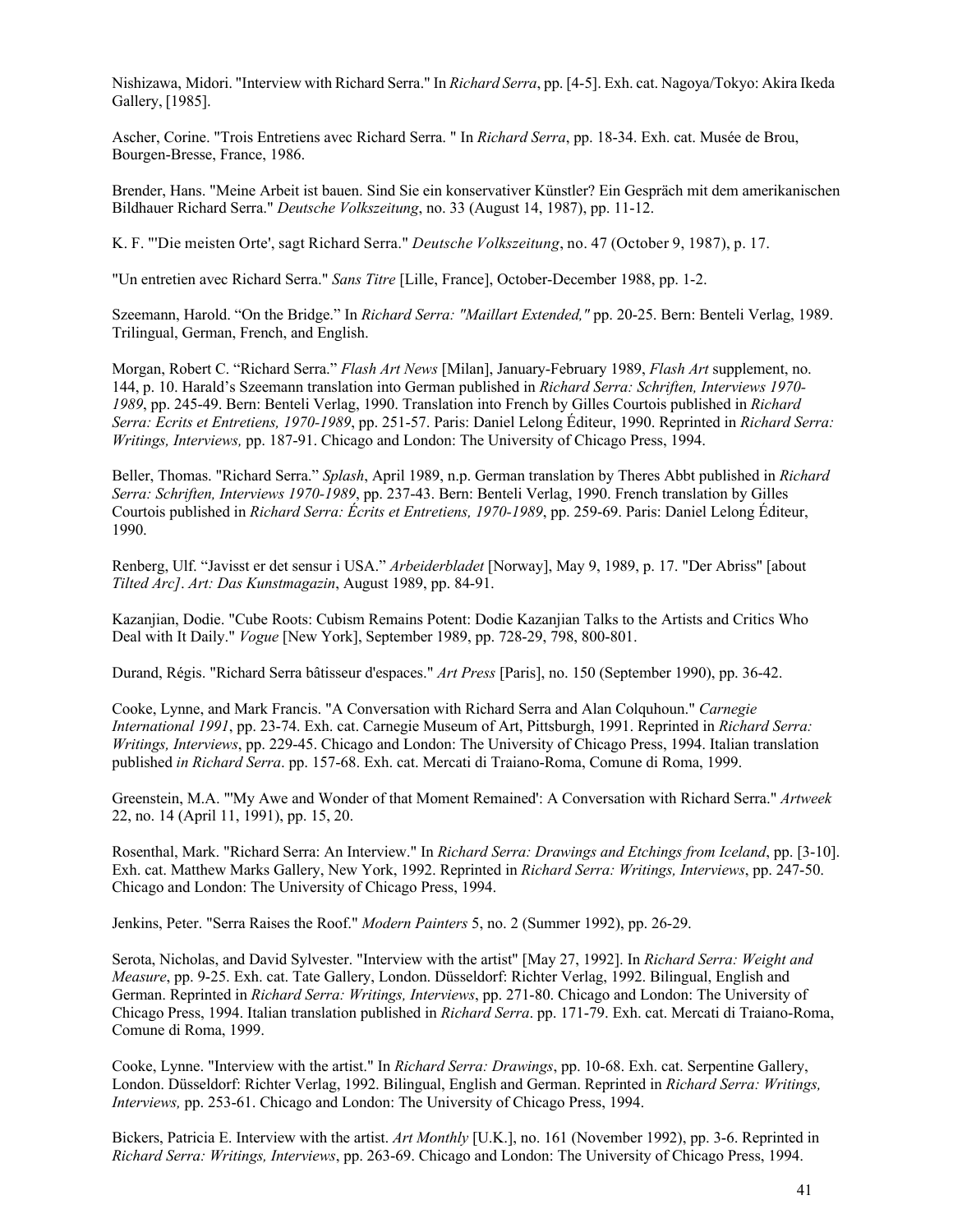Nishizawa, Midori. "Interview with Richard Serra." In *Richard Serra*, pp. [4-5]. Exh. cat. Nagoya/Tokyo: Akira Ikeda Gallery, [1985].

Ascher, Corine. "Trois Entretiens avec Richard Serra. " In *Richard Serra*, pp. 18-34. Exh. cat. Musée de Brou, Bourgen-Bresse, France, 1986.

Brender, Hans. "Meine Arbeit ist bauen. Sind Sie ein konservativer Künstler? Ein Gespräch mit dem amerikanischen Bildhauer Richard Serra." *Deutsche Volkszeitung*, no. 33 (August 14, 1987), pp. 11-12.

K. F. "'Die meisten Orte', sagt Richard Serra." *Deutsche Volkszeitung*, no. 47 (October 9, 1987), p. 17.

"Un entretien avec Richard Serra." *Sans Titre* [Lille, France], October-December 1988, pp. 1-2.

Szeemann, Harold. "On the Bridge." In *Richard Serra: "Maillart Extended,"* pp. 20-25. Bern: Benteli Verlag, 1989. Trilingual, German, French, and English.

Morgan, Robert C. "Richard Serra." *Flash Art News* [Milan], January-February 1989, *Flash Art* supplement, no. 144, p. 10. Harald's Szeemann translation into German published in *Richard Serra: Schriften, Interviews 1970-1989*, pp. 245-49. Bern: Benteli Verlag, 1990. Translation into French by Gilles Courtois published in *Richard Serra: Ecrits et Entretiens, 1970-1989*, pp. 251-57. Paris: Daniel Lelong Éditeur, 1990. Reprinted in *Richard Serra: Writings, Interviews,* pp. 187-91. Chicago and London: The University of Chicago Press, 1994.

Beller, Thomas. "Richard Serra." *Splash*, April 1989, n.p. German translation by Theres Abbt published in *Richard Serra: Schriften, Interviews 1970-1989*, pp. 237-43. Bern: Benteli Verlag, 1990. French translation by Gilles Courtois published in *Richard Serra: Écrits et Entretiens, 1970-1989*, pp. 259-69. Paris: Daniel Lelong Éditeur, 1990.

Renberg, Ulf. "Javisst er det sensur i USA." *Arbeiderbladet* [Norway], May 9, 1989, p. 17. "Der Abriss" [about *Tilted Arc]*. *Art: Das Kunstmagazin*, August 1989, pp. 84-91.

Kazanjian, Dodie. "Cube Roots: Cubism Remains Potent: Dodie Kazanjian Talks to the Artists and Critics Who Deal with It Daily." *Vogue* [New York], September 1989, pp. 728-29, 798, 800-801.

Durand, Régis. "Richard Serra bâtisseur d'espaces." *Art Press* [Paris], no. 150 (September 1990), pp. 36-42.

Cooke, Lynne, and Mark Francis. "A Conversation with Richard Serra and Alan Colquhoun." *Carnegie International 1991*, pp. 23-74. Exh. cat. Carnegie Museum of Art, Pittsburgh, 1991. Reprinted in *Richard Serra: Writings, Interviews*, pp. 229-45. Chicago and London: The University of Chicago Press, 1994. Italian translation published *in Richard Serra*. pp. 157-68. Exh. cat. Mercati di Traiano-Roma, Comune di Roma, 1999.

Greenstein, M.A. "'My Awe and Wonder of that Moment Remained': A Conversation with Richard Serra." *Artweek* 22, no. 14 (April 11, 1991), pp. 15, 20.

Rosenthal, Mark. "Richard Serra: An Interview." In *Richard Serra: Drawings and Etchings from Iceland*, pp. [3-10]. Exh. cat. Matthew Marks Gallery, New York, 1992. Reprinted in *Richard Serra: Writings, Interviews*, pp. 247-50. Chicago and London: The University of Chicago Press, 1994.

Jenkins, Peter. "Serra Raises the Roof." *Modern Painters* 5, no. 2 (Summer 1992), pp. 26-29.

Serota, Nicholas, and David Sylvester. "Interview with the artist" [May 27, 1992]. In *Richard Serra: Weight and Measure*, pp. 9-25. Exh. cat. Tate Gallery, London. Düsseldorf: Richter Verlag, 1992. Bilingual, English and German. Reprinted in *Richard Serra: Writings, Interviews*, pp. 271-80. Chicago and London: The University of Chicago Press, 1994. Italian translation published in *Richard Serra*. pp. 171-79. Exh. cat. Mercati di Traiano-Roma, Comune di Roma, 1999.

Cooke, Lynne. "Interview with the artist." In *Richard Serra: Drawings*, pp. 10-68. Exh. cat. Serpentine Gallery, London. Düsseldorf: Richter Verlag, 1992. Bilingual, English and German. Reprinted in *Richard Serra: Writings, Interviews,* pp. 253-61. Chicago and London: The University of Chicago Press, 1994.

Bickers, Patricia E. Interview with the artist. *Art Monthly* [U.K.], no. 161 (November 1992), pp. 3-6. Reprinted in *Richard Serra: Writings, Interviews*, pp. 263-69. Chicago and London: The University of Chicago Press, 1994.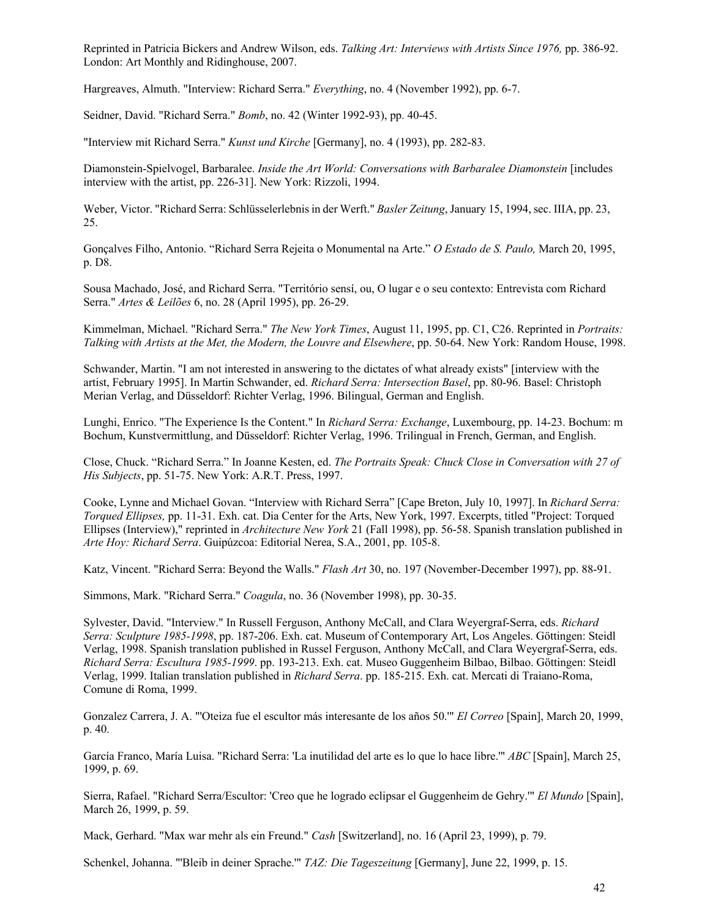Reprinted in Patricia Bickers and Andrew Wilson, eds. *Talking Art: Interviews with Artists Since 1976,* pp. 386-92. London: Art Monthly and Ridinghouse, 2007.

Hargreaves, Almuth. "Interview: Richard Serra." *Everything*, no. 4 (November 1992), pp. 6-7.

Seidner, David. "Richard Serra." *Bomb*, no. 42 (Winter 1992-93), pp. 40-45.

"Interview mit Richard Serra." *Kunst und Kirche* [Germany], no. 4 (1993), pp. 282-83.

Diamonstein-Spielvogel, Barbaralee. *Inside the Art World: Conversations with Barbaralee Diamonstein* [includes interview with the artist, pp. 226-31]. New York: Rizzoli, 1994.

Weber, Victor. "Richard Serra: Schlüsselerlebnis in der Werft." *Basler Zeitung*, January 15, 1994, sec. IIIA, pp. 23, 25.

Gonçalves Filho, Antonio. "Richard Serra Rejeita o Monumental na Arte." *O Estado de S. Paulo,* March 20, 1995, p. D8.

Sousa Machado, José, and Richard Serra. "Território sensí, ou, O lugar e o seu contexto: Entrevista com Richard Serra." *Artes & Leilões* 6, no. 28 (April 1995), pp. 26-29.

Kimmelman, Michael. "Richard Serra." *The New York Times*, August 11, 1995, pp. C1, C26. Reprinted in *Portraits: Talking with Artists at the Met, the Modern, the Louvre and Elsewhere*, pp. 50-64. New York: Random House, 1998.

Schwander, Martin. "I am not interested in answering to the dictates of what already exists" [interview with the artist, February 1995]. In Martin Schwander, ed. *Richard Serra: Intersection Basel*, pp. 80-96. Basel: Christoph Merian Verlag, and Düsseldorf: Richter Verlag, 1996. Bilingual, German and English.

Lunghi, Enrico. "The Experience Is the Content." In *Richard Serra: Exchange*, Luxembourg, pp. 14-23. Bochum: m Bochum, Kunstvermittlung, and Düsseldorf: Richter Verlag, 1996. Trilingual in French, German, and English.

Close, Chuck. "Richard Serra." In Joanne Kesten, ed. *The Portraits Speak: Chuck Close in Conversation with 27 of His Subjects*, pp. 51-75. New York: A.R.T. Press, 1997.

Cooke, Lynne and Michael Govan. "Interview with Richard Serra" [Cape Breton, July 10, 1997]. In *Richard Serra: Torqued Ellipses,* pp. 11-31. Exh. cat. Dia Center for the Arts, New York, 1997. Excerpts, titled "Project: Torqued Ellipses (Interview)," reprinted in *Architecture New York* 21 (Fall 1998), pp. 56-58. Spanish translation published in *Arte Hoy: Richard Serra*. Guipúzcoa: Editorial Nerea, S.A., 2001, pp. 105-8.

Katz, Vincent. "Richard Serra: Beyond the Walls." *Flash Art* 30, no. 197 (November-December 1997), pp. 88-91.

Simmons, Mark. "Richard Serra." *Coagula*, no. 36 (November 1998), pp. 30-35.

Sylvester, David. "Interview." In Russell Ferguson, Anthony McCall, and Clara Weyergraf-Serra, eds. *Richard Serra: Sculpture 1985-1998*, pp. 187-206. Exh. cat. Museum of Contemporary Art, Los Angeles. Göttingen: Steidl Verlag, 1998. Spanish translation published in Russel Ferguson, Anthony McCall, and Clara Weyergraf-Serra, eds. *Richard Serra: Escultura 1985-1999*. pp. 193-213. Exh. cat. Museo Guggenheim Bilbao, Bilbao. Göttingen: Steidl Verlag, 1999. Italian translation published in *Richard Serra*. pp. 185-215. Exh. cat. Mercati di Traiano-Roma, Comune di Roma, 1999.

Gonzalez Carrera, J. A. "'Oteiza fue el escultor más interesante de los años 50.'" *El Correo* [Spain], March 20, 1999, p. 40.

García Franco, María Luisa. "Richard Serra: 'La inutilidad del arte es lo que lo hace libre.'" *ABC* [Spain], March 25, 1999, p. 69.

Sierra, Rafael. "Richard Serra/Escultor: 'Creo que he logrado eclipsar el Guggenheim de Gehry.'" *El Mundo* [Spain], March 26, 1999, p. 59.

Mack, Gerhard. "Max war mehr als ein Freund." *Cash* [Switzerland], no. 16 (April 23, 1999), p. 79.

Schenkel, Johanna. "'Bleib in deiner Sprache.'" *TAZ: Die Tageszeitung* [Germany], June 22, 1999, p. 15.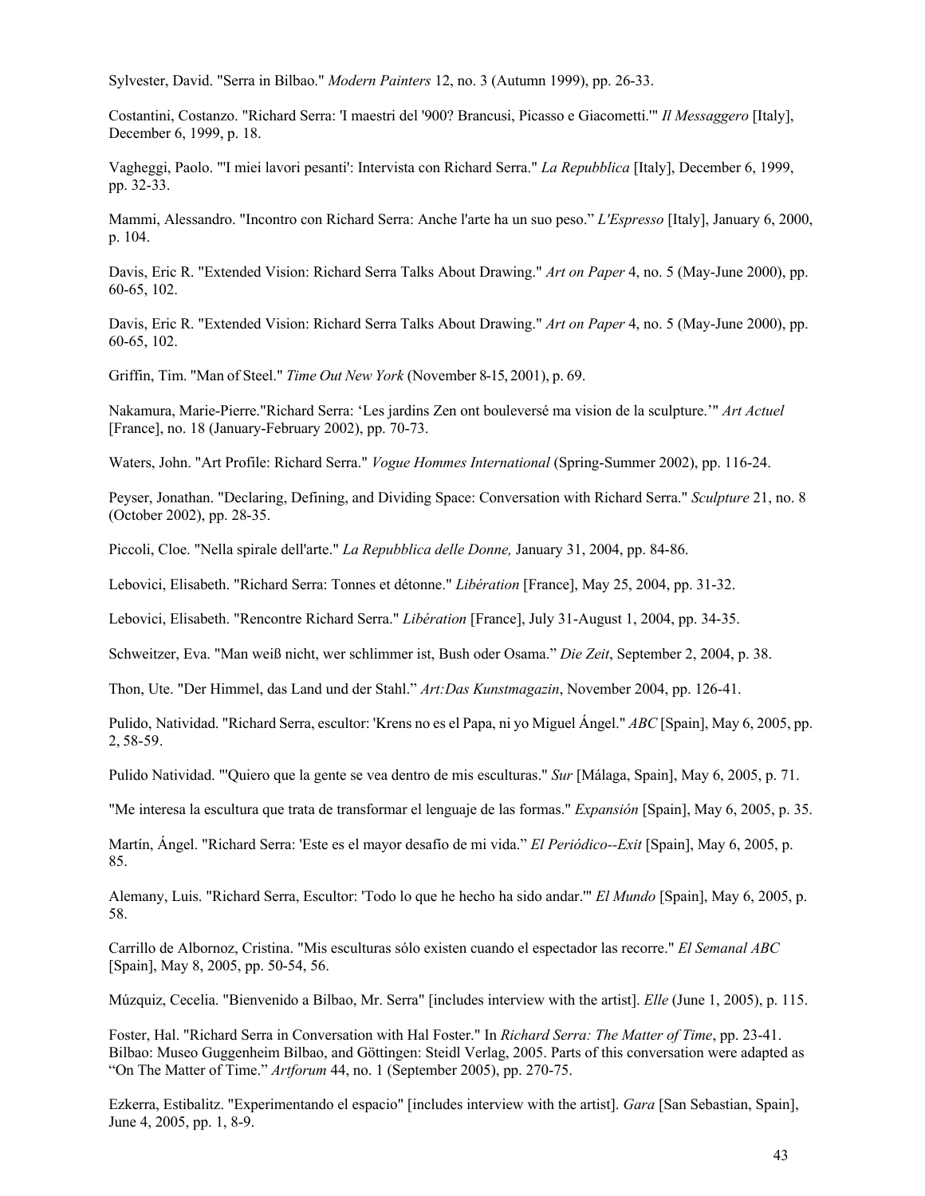Sylvester, David. "Serra in Bilbao." *Modern Painters* 12, no. 3 (Autumn 1999), pp. 26-33.

Costantini, Costanzo. "Richard Serra: 'I maestri del '900? Brancusi, Picasso e Giacometti.'" *Il Messaggero* [Italy], December 6, 1999, p. 18.

Vagheggi, Paolo. "'I miei lavori pesanti': Intervista con Richard Serra." *La Repubblica* [Italy], December 6, 1999, pp. 32-33.

Mammi, Alessandro. "Incontro con Richard Serra: Anche l'arte ha un suo peso." *L'Espresso* [Italy], January 6, 2000, p. 104.

Davis, Eric R. "Extended Vision: Richard Serra Talks About Drawing." *Art on Paper* 4, no. 5 (May-June 2000), pp. 60-65, 102.

Davis, Eric R. "Extended Vision: Richard Serra Talks About Drawing." *Art on Paper* 4, no. 5 (May-June 2000), pp. 60-65, 102.

Griffin, Tim. "Man of Steel." *Time Out New York* (November 8-15, 2001), p. 69.

Nakamura, Marie-Pierre."Richard Serra: 'Les jardins Zen ont bouleversé ma vision de la sculpture.'" *Art Actuel* [France], no. 18 (January-February 2002), pp. 70-73.

Waters, John. "Art Profile: Richard Serra." *Vogue Hommes International* (Spring-Summer 2002), pp. 116-24.

Peyser, Jonathan. "Declaring, Defining, and Dividing Space: Conversation with Richard Serra." *Sculpture* 21, no. 8 (October 2002), pp. 28-35.

Piccoli, Cloe. "Nella spirale dell'arte." *La Repubblica delle Donne,* January 31, 2004, pp. 84-86.

Lebovici, Elisabeth. "Richard Serra: Tonnes et détonne." *Libération* [France], May 25, 2004, pp. 31-32.

Lebovici, Elisabeth. "Rencontre Richard Serra." *Libération* [France], July 31-August 1, 2004, pp. 34-35.

Schweitzer, Eva. "Man weiß nicht, wer schlimmer ist, Bush oder Osama." *Die Zeit*, September 2, 2004, p. 38.

Thon, Ute. "Der Himmel, das Land und der Stahl." *Art:Das Kunstmagazin*, November 2004, pp. 126-41.

Pulido, Natividad. "Richard Serra, escultor: 'Krens no es el Papa, ni yo Miguel Ángel." *ABC* [Spain], May 6, 2005, pp. 2, 58-59.

Pulido Natividad. "'Quiero que la gente se vea dentro de mis esculturas." *Sur* [Málaga, Spain], May 6, 2005, p. 71.

"Me interesa la escultura que trata de transformar el lenguaje de las formas." *Expansión* [Spain], May 6, 2005, p. 35.

Martín, Ángel. "Richard Serra: 'Este es el mayor desafío de mi vida." *El Periódico--Exit* [Spain], May 6, 2005, p. 85.

Alemany, Luis. "Richard Serra, Escultor: 'Todo lo que he hecho ha sido andar.'" *El Mundo* [Spain], May 6, 2005, p. 58.

Carrillo de Albornoz, Cristina. "Mis esculturas sólo existen cuando el espectador las recorre." *El Semanal ABC* [Spain], May 8, 2005, pp. 50-54, 56.

Múzquiz, Cecelia. "Bienvenido a Bilbao, Mr. Serra" [includes interview with the artist]. *Elle* (June 1, 2005), p. 115.

Foster, Hal. "Richard Serra in Conversation with Hal Foster." In *Richard Serra: The Matter of Time*, pp. 23-41. Bilbao: Museo Guggenheim Bilbao, and Göttingen: Steidl Verlag, 2005. Parts of this conversation were adapted as "On The Matter of Time." *Artforum* 44, no. 1 (September 2005), pp. 270-75.

Ezkerra, Estibalitz. "Experimentando el espacio" [includes interview with the artist]. *Gara* [San Sebastian, Spain], June 4, 2005, pp. 1, 8-9.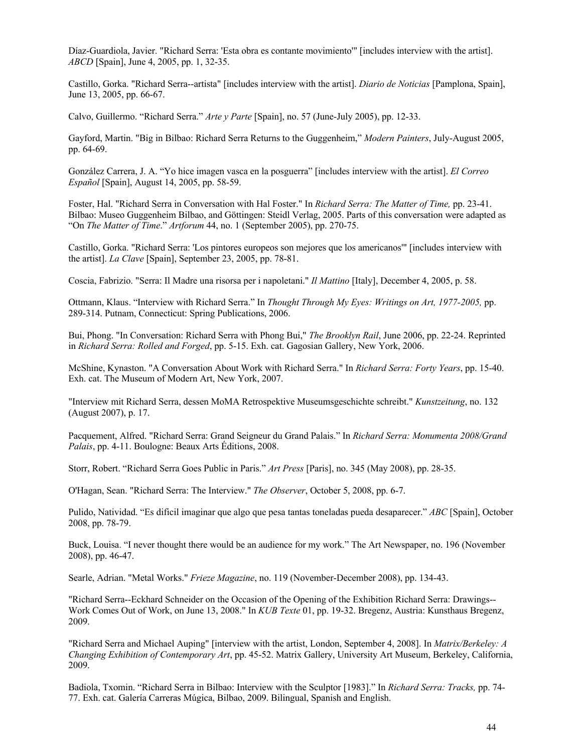Díaz-Guardiola, Javier. "Richard Serra: 'Esta obra es contante movimiento'" [includes interview with the artist]. *ABCD* [Spain], June 4, 2005, pp. 1, 32-35.

Castillo, Gorka. "Richard Serra--artista" [includes interview with the artist]. *Diario de Noticias* [Pamplona, Spain], June 13, 2005, pp. 66-67.

Calvo, Guillermo. "Richard Serra." *Arte y Parte* [Spain], no. 57 (June-July 2005), pp. 12-33.

Gayford, Martin. "Big in Bilbao: Richard Serra Returns to the Guggenheim," *Modern Painters*, July-August 2005, pp. 64-69.

González Carrera, J. A. "Yo hice imagen vasca en la posguerra" [includes interview with the artist]. *El Correo Español* [Spain], August 14, 2005, pp. 58-59.

Foster, Hal. "Richard Serra in Conversation with Hal Foster." In *Richard Serra: The Matter of Time,* pp. 23-41. Bilbao: Museo Guggenheim Bilbao, and Göttingen: Steidl Verlag, 2005. Parts of this conversation were adapted as "On *The Matter of Time*." *Artforum* 44, no. 1 (September 2005), pp. 270-75.

Castillo, Gorka. "Richard Serra: 'Los pintores europeos son mejores que los americanos'" [includes interview with the artist]. *La Clave* [Spain], September 23, 2005, pp. 78-81.

Coscia, Fabrizio. "Serra: Il Madre una risorsa per i napoletani." *Il Mattino* [Italy], December 4, 2005, p. 58.

Ottmann, Klaus. "Interview with Richard Serra." In *Thought Through My Eyes: Writings on Art, 1977-2005,* pp. 289-314. Putnam, Connecticut: Spring Publications, 2006.

Bui, Phong. "In Conversation: Richard Serra with Phong Bui," *The Brooklyn Rail*, June 2006, pp. 22-24. Reprinted in *Richard Serra: Rolled and Forged*, pp. 5-15. Exh. cat. Gagosian Gallery, New York, 2006.

McShine, Kynaston. "A Conversation About Work with Richard Serra." In *Richard Serra: Forty Years*, pp. 15-40. Exh. cat. The Museum of Modern Art, New York, 2007.

"Interview mit Richard Serra, dessen MoMA Retrospektive Museumsgeschichte schreibt." *Kunstzeitung*, no. 132 (August 2007), p. 17.

Pacquement, Alfred. "Richard Serra: Grand Seigneur du Grand Palais." In *Richard Serra: Monumenta 2008/Grand Palais*, pp. 4-11. Boulogne: Beaux Arts Éditions, 2008.

Storr, Robert. "Richard Serra Goes Public in Paris." *Art Press* [Paris], no. 345 (May 2008), pp. 28-35.

O'Hagan, Sean. "Richard Serra: The Interview." *The Observer*, October 5, 2008, pp. 6-7.

Pulido, Natividad. "Es dificil imaginar que algo que pesa tantas toneladas pueda desaparecer." *ABC* [Spain], October 2008, pp. 78-79.

Buck, Louisa. "I never thought there would be an audience for my work." The Art Newspaper, no. 196 (November 2008), pp. 46-47.

Searle, Adrian. "Metal Works." *Frieze Magazine*, no. 119 (November-December 2008), pp. 134-43.

"Richard Serra--Eckhard Schneider on the Occasion of the Opening of the Exhibition Richard Serra: Drawings--Work Comes Out of Work, on June 13, 2008." In *KUB Texte* 01, pp. 19-32. Bregenz, Austria: Kunsthaus Bregenz, 2009.

"Richard Serra and Michael Auping" [interview with the artist, London, September 4, 2008]. In *Matrix/Berkeley: A Changing Exhibition of Contemporary Art*, pp. 45-52. Matrix Gallery, University Art Museum, Berkeley, California, 2009.

Badiola, Txomin. "Richard Serra in Bilbao: Interview with the Sculptor [1983]." In *Richard Serra: Tracks,* pp. 74-77. Exh. cat. Galería Carreras Múgica, Bilbao, 2009. Bilingual, Spanish and English.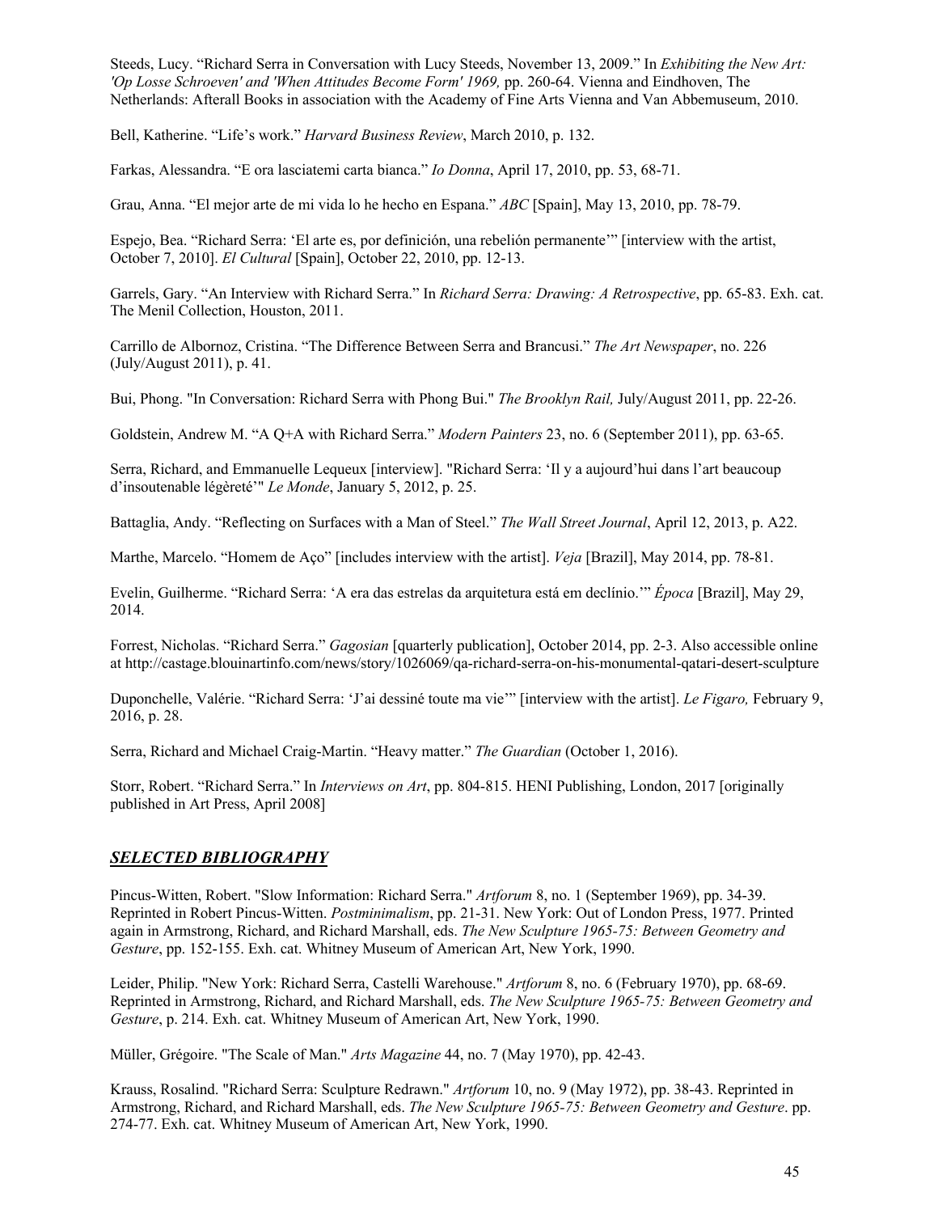Steeds, Lucy. "Richard Serra in Conversation with Lucy Steeds, November 13, 2009." In *Exhibiting the New Art: 'Op Losse Schroeven' and 'When Attitudes Become Form' 1969,* pp. 260-64. Vienna and Eindhoven, The Netherlands: Afterall Books in association with the Academy of Fine Arts Vienna and Van Abbemuseum, 2010.

Bell, Katherine. "Life's work." *Harvard Business Review*, March 2010, p. 132.

Farkas, Alessandra. "E ora lasciatemi carta bianca." *Io Donna*, April 17, 2010, pp. 53, 68-71.

Grau, Anna. "El mejor arte de mi vida lo he hecho en Espana." *ABC* [Spain], May 13, 2010, pp. 78-79.

Espejo, Bea. "Richard Serra: 'El arte es, por definición, una rebelión permanente'" [interview with the artist, October 7, 2010]. *El Cultural* [Spain], October 22, 2010, pp. 12-13.

Garrels, Gary. "An Interview with Richard Serra." In *Richard Serra: Drawing: A Retrospective*, pp. 65-83. Exh. cat. The Menil Collection, Houston, 2011.

Carrillo de Albornoz, Cristina. "The Difference Between Serra and Brancusi." *The Art Newspaper*, no. 226 (July/August 2011), p. 41.

Bui, Phong. "In Conversation: Richard Serra with Phong Bui." *The Brooklyn Rail,* July/August 2011, pp. 22-26.

Goldstein, Andrew M. "A Q+A with Richard Serra." *Modern Painters* 23, no. 6 (September 2011), pp. 63-65.

Serra, Richard, and Emmanuelle Lequeux [interview]. "Richard Serra: 'Il y a aujourd'hui dans l'art beaucoup d'insoutenable légèreté'" *Le Monde*, January 5, 2012, p. 25.

Battaglia, Andy. "Reflecting on Surfaces with a Man of Steel." *The Wall Street Journal*, April 12, 2013, p. A22.

Marthe, Marcelo. "Homem de Aço" [includes interview with the artist]. *Veja* [Brazil], May 2014, pp. 78-81.

Evelin, Guilherme. "Richard Serra: 'A era das estrelas da arquitetura está em declínio.'" *Época* [Brazil], May 29, 2014.

Forrest, Nicholas. "Richard Serra." *Gagosian* [quarterly publication], October 2014, pp. 2-3. Also accessible online at http://castage.blouinartinfo.com/news/story/1026069/qa-richard-serra-on-his-monumental-qatari-desert-sculpture

Duponchelle, Valérie. "Richard Serra: 'J'ai dessiné toute ma vie'" [interview with the artist]. *Le Figaro,* February 9, 2016, p. 28.

Serra, Richard and Michael Craig-Martin. "Heavy matter." *The Guardian* (October 1, 2016).

Storr, Robert. "Richard Serra." In *Interviews on Art*, pp. 804-815. HENI Publishing, London, 2017 [originally published in Art Press, April 2008]

## ***SELECTED BIBLIOGRAPHY***

Pincus-Witten, Robert. "Slow Information: Richard Serra." *Artforum* 8, no. 1 (September 1969), pp. 34-39. Reprinted in Robert Pincus-Witten. *Postminimalism*, pp. 21-31. New York: Out of London Press, 1977. Printed again in Armstrong, Richard, and Richard Marshall, eds. *The New Sculpture 1965-75: Between Geometry and Gesture*, pp. 152-155. Exh. cat. Whitney Museum of American Art, New York, 1990.

Leider, Philip. "New York: Richard Serra, Castelli Warehouse." *Artforum* 8, no. 6 (February 1970), pp. 68-69. Reprinted in Armstrong, Richard, and Richard Marshall, eds. *The New Sculpture 1965-75: Between Geometry and Gesture*, p. 214. Exh. cat. Whitney Museum of American Art, New York, 1990.

Müller, Grégoire. "The Scale of Man." *Arts Magazine* 44, no. 7 (May 1970), pp. 42-43.

Krauss, Rosalind. "Richard Serra: Sculpture Redrawn." *Artforum* 10, no. 9 (May 1972), pp. 38-43. Reprinted in Armstrong, Richard, and Richard Marshall, eds. *The New Sculpture 1965-75: Between Geometry and Gesture*. pp. 274-77. Exh. cat. Whitney Museum of American Art, New York, 1990.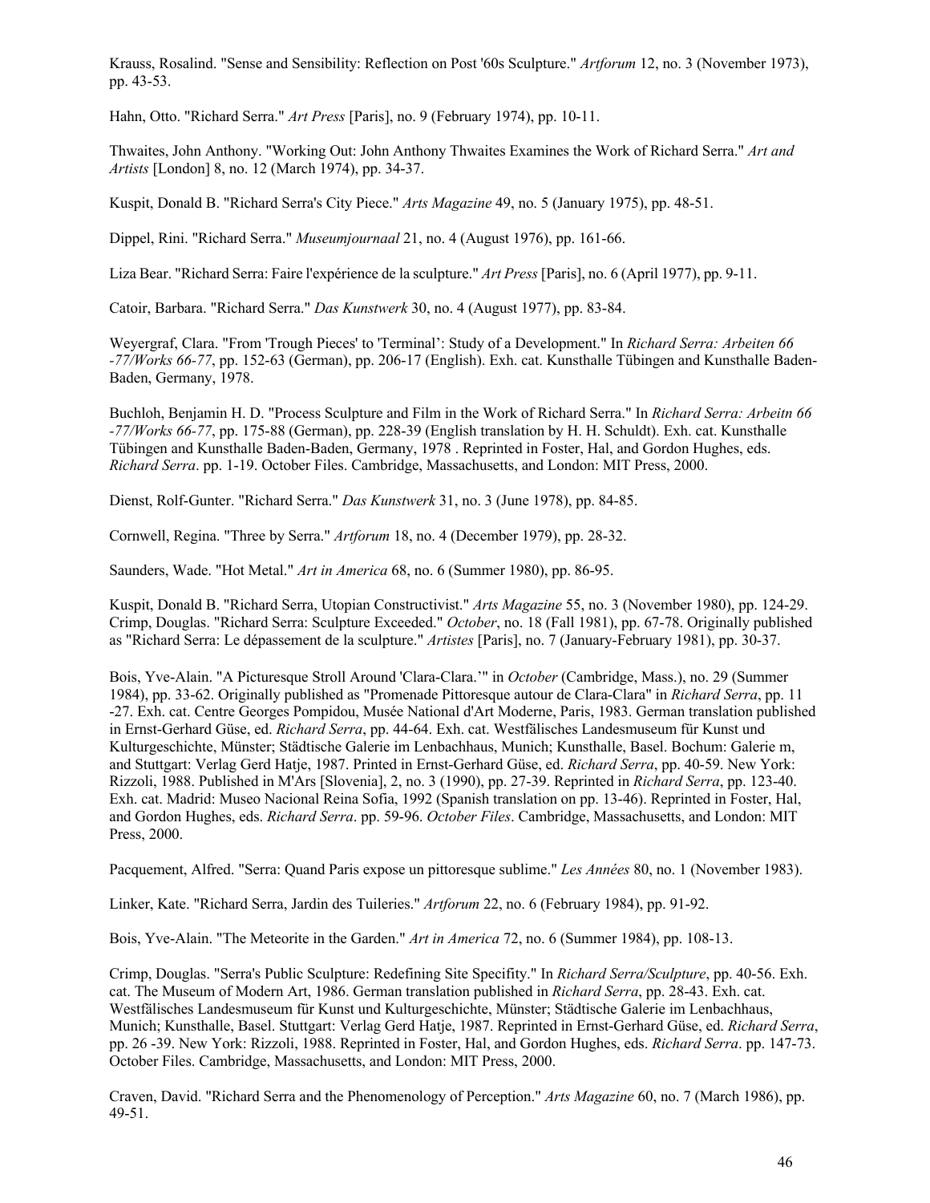Krauss, Rosalind. "Sense and Sensibility: Reflection on Post '60s Sculpture." *Artforum* 12, no. 3 (November 1973), pp. 43-53.

Hahn, Otto. "Richard Serra." *Art Press* [Paris], no. 9 (February 1974), pp. 10-11.

Thwaites, John Anthony. "Working Out: John Anthony Thwaites Examines the Work of Richard Serra." *Art and Artists* [London] 8, no. 12 (March 1974), pp. 34-37.

Kuspit, Donald B. "Richard Serra's City Piece." *Arts Magazine* 49, no. 5 (January 1975), pp. 48-51.

Dippel, Rini. "Richard Serra." *Museumjournaal* 21, no. 4 (August 1976), pp. 161-66.

Liza Bear. "Richard Serra: Faire l'expérience de la sculpture." *Art Press* [Paris], no. 6 (April 1977), pp. 9-11.

Catoir, Barbara. "Richard Serra." *Das Kunstwerk* 30, no. 4 (August 1977), pp. 83-84.

Weyergraf, Clara. "From 'Trough Pieces' to 'Terminal': Study of a Development." In *Richard Serra: Arbeiten 66 -77/Works 66-77*, pp. 152-63 (German), pp. 206-17 (English). Exh. cat. Kunsthalle Tübingen and Kunsthalle Baden-Baden, Germany, 1978.

Buchloh, Benjamin H. D. "Process Sculpture and Film in the Work of Richard Serra." In *Richard Serra: Arbeitn 66 -77/Works 66-77*, pp. 175-88 (German), pp. 228-39 (English translation by H. H. Schuldt). Exh. cat. Kunsthalle Tübingen and Kunsthalle Baden-Baden, Germany, 1978 . Reprinted in Foster, Hal, and Gordon Hughes, eds. *Richard Serra*. pp. 1-19. October Files. Cambridge, Massachusetts, and London: MIT Press, 2000.

Dienst, Rolf-Gunter. "Richard Serra." *Das Kunstwerk* 31, no. 3 (June 1978), pp. 84-85.

Cornwell, Regina. "Three by Serra." *Artforum* 18, no. 4 (December 1979), pp. 28-32.

Saunders, Wade. "Hot Metal." *Art in America* 68, no. 6 (Summer 1980), pp. 86-95.

Kuspit, Donald B. "Richard Serra, Utopian Constructivist." *Arts Magazine* 55, no. 3 (November 1980), pp. 124-29.
Crimp, Douglas. "Richard Serra: Sculpture Exceeded." *October*, no. 18 (Fall 1981), pp. 67-78. Originally published as "Richard Serra: Le dépassement de la sculpture." *Artistes* [Paris], no. 7 (January-February 1981), pp. 30-37.

Bois, Yve-Alain. "A Picturesque Stroll Around 'Clara-Clara.'" in *October* (Cambridge, Mass.), no. 29 (Summer 1984), pp. 33-62. Originally published as "Promenade Pittoresque autour de Clara-Clara" in *Richard Serra*, pp. 11 -27. Exh. cat. Centre Georges Pompidou, Musée National d'Art Moderne, Paris, 1983. German translation published in Ernst-Gerhard Güse, ed. *Richard Serra*, pp. 44-64. Exh. cat. Westfälisches Landesmuseum für Kunst und Kulturgeschichte, Münster; Städtische Galerie im Lenbachhaus, Munich; Kunsthalle, Basel. Bochum: Galerie m, and Stuttgart: Verlag Gerd Hatje, 1987. Printed in Ernst-Gerhard Güse, ed. *Richard Serra*, pp. 40-59. New York: Rizzoli, 1988. Published in M'Ars [Slovenia], 2, no. 3 (1990), pp. 27-39. Reprinted in *Richard Serra*, pp. 123-40. Exh. cat. Madrid: Museo Nacional Reina Sofia, 1992 (Spanish translation on pp. 13-46). Reprinted in Foster, Hal, and Gordon Hughes, eds. *Richard Serra*. pp. 59-96. *October Files*. Cambridge, Massachusetts, and London: MIT Press, 2000.

Pacquement, Alfred. "Serra: Quand Paris expose un pittoresque sublime." *Les Années* 80, no. 1 (November 1983).

Linker, Kate. "Richard Serra, Jardin des Tuileries." *Artforum* 22, no. 6 (February 1984), pp. 91-92.

Bois, Yve-Alain. "The Meteorite in the Garden." *Art in America* 72, no. 6 (Summer 1984), pp. 108-13.

Crimp, Douglas. "Serra's Public Sculpture: Redefining Site Specifity." In *Richard Serra/Sculpture*, pp. 40-56. Exh. cat. The Museum of Modern Art, 1986. German translation published in *Richard Serra*, pp. 28-43. Exh. cat. Westfälisches Landesmuseum für Kunst und Kulturgeschichte, Münster; Städtische Galerie im Lenbachhaus, Munich; Kunsthalle, Basel. Stuttgart: Verlag Gerd Hatje, 1987. Reprinted in Ernst-Gerhard Güse, ed. *Richard Serra*, pp. 26 -39. New York: Rizzoli, 1988. Reprinted in Foster, Hal, and Gordon Hughes, eds. *Richard Serra*. pp. 147-73. October Files. Cambridge, Massachusetts, and London: MIT Press, 2000.

Craven, David. "Richard Serra and the Phenomenology of Perception." *Arts Magazine* 60, no. 7 (March 1986), pp. 49-51.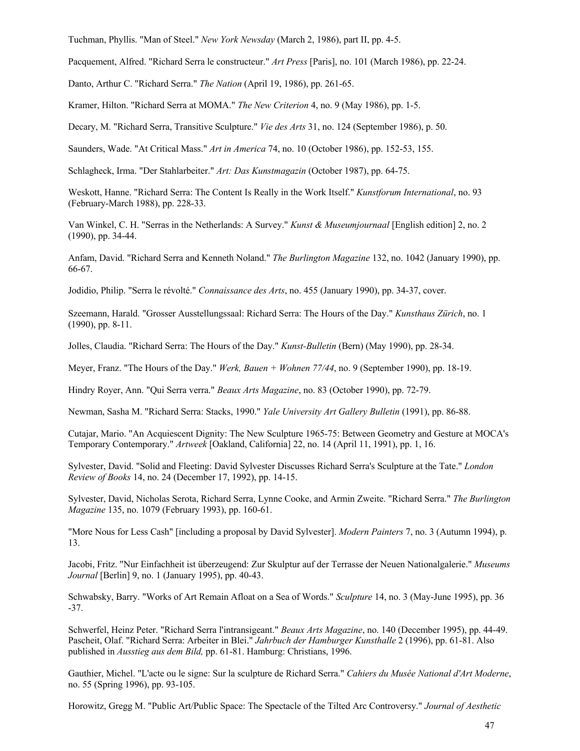Tuchman, Phyllis. "Man of Steel." *New York Newsday* (March 2, 1986), part II, pp. 4-5.

Pacquement, Alfred. "Richard Serra le constructeur." *Art Press* [Paris], no. 101 (March 1986), pp. 22-24.

Danto, Arthur C. "Richard Serra." *The Nation* (April 19, 1986), pp. 261-65.

Kramer, Hilton. "Richard Serra at MOMA." *The New Criterion* 4, no. 9 (May 1986), pp. 1-5.

Decary, M. "Richard Serra, Transitive Sculpture." *Vie des Arts* 31, no. 124 (September 1986), p. 50.

Saunders, Wade. "At Critical Mass." *Art in America* 74, no. 10 (October 1986), pp. 152-53, 155.

Schlagheck, Irma. "Der Stahlarbeiter." *Art: Das Kunstmagazin* (October 1987), pp. 64-75.

Weskott, Hanne. "Richard Serra: The Content Is Really in the Work Itself." *Kunstforum International*, no. 93 (February-March 1988), pp. 228-33.

Van Winkel, C. H. "Serras in the Netherlands: A Survey." *Kunst & Museumjournaal* [English edition] 2, no. 2 (1990), pp. 34-44.

Anfam, David. "Richard Serra and Kenneth Noland." *The Burlington Magazine* 132, no. 1042 (January 1990), pp. 66-67.

Jodidio, Philip. "Serra le révolté." *Connaissance des Arts*, no. 455 (January 1990), pp. 34-37, cover.

Szeemann, Harald. "Grosser Ausstellungssaal: Richard Serra: The Hours of the Day." *Kunsthaus Zürich*, no. 1 (1990), pp. 8-11.

Jolles, Claudia. "Richard Serra: The Hours of the Day." *Kunst-Bulletin* (Bern) (May 1990), pp. 28-34.

Meyer, Franz. "The Hours of the Day." *Werk, Bauen + Wohnen 77/44*, no. 9 (September 1990), pp. 18-19.

Hindry Royer, Ann. "Qui Serra verra." *Beaux Arts Magazine*, no. 83 (October 1990), pp. 72-79.

Newman, Sasha M. "Richard Serra: Stacks, 1990." *Yale University Art Gallery Bulletin* (1991), pp. 86-88.

Cutajar, Mario. "An Acquiescent Dignity: The New Sculpture 1965-75: Between Geometry and Gesture at MOCA's Temporary Contemporary." *Artweek* [Oakland, California] 22, no. 14 (April 11, 1991), pp. 1, 16.

Sylvester, David. "Solid and Fleeting: David Sylvester Discusses Richard Serra's Sculpture at the Tate." *London Review of Books* 14, no. 24 (December 17, 1992), pp. 14-15.

Sylvester, David, Nicholas Serota, Richard Serra, Lynne Cooke, and Armin Zweite. "Richard Serra." *The Burlington Magazine* 135, no. 1079 (February 1993), pp. 160-61.

"More Nous for Less Cash" [including a proposal by David Sylvester]. *Modern Painters* 7, no. 3 (Autumn 1994), p. 13.

Jacobi, Fritz. "Nur Einfachheit ist überzeugend: Zur Skulptur auf der Terrasse der Neuen Nationalgalerie." *Museums Journal* [Berlin] 9, no. 1 (January 1995), pp. 40-43.

Schwabsky, Barry. "Works of Art Remain Afloat on a Sea of Words." *Sculpture* 14, no. 3 (May-June 1995), pp. 36-37.

Schwerfel, Heinz Peter. "Richard Serra l'intransigeant." *Beaux Arts Magazine*, no. 140 (December 1995), pp. 44-49.

Pascheit, Olaf. "Richard Serra: Arbeiter in Blei." *Jahrbuch der Hamburger Kunsthalle* 2 (1996), pp. 61-81. Also published in *Ausstieg aus dem Bild,* pp. 61-81. Hamburg: Christians, 1996.

Gauthier, Michel. "L'acte ou le signe: Sur la sculpture de Richard Serra." *Cahiers du Musée National d'Art Moderne*, no. 55 (Spring 1996), pp. 93-105.

Horowitz, Gregg M. "Public Art/Public Space: The Spectacle of the Tilted Arc Controversy." *Journal of Aesthetic*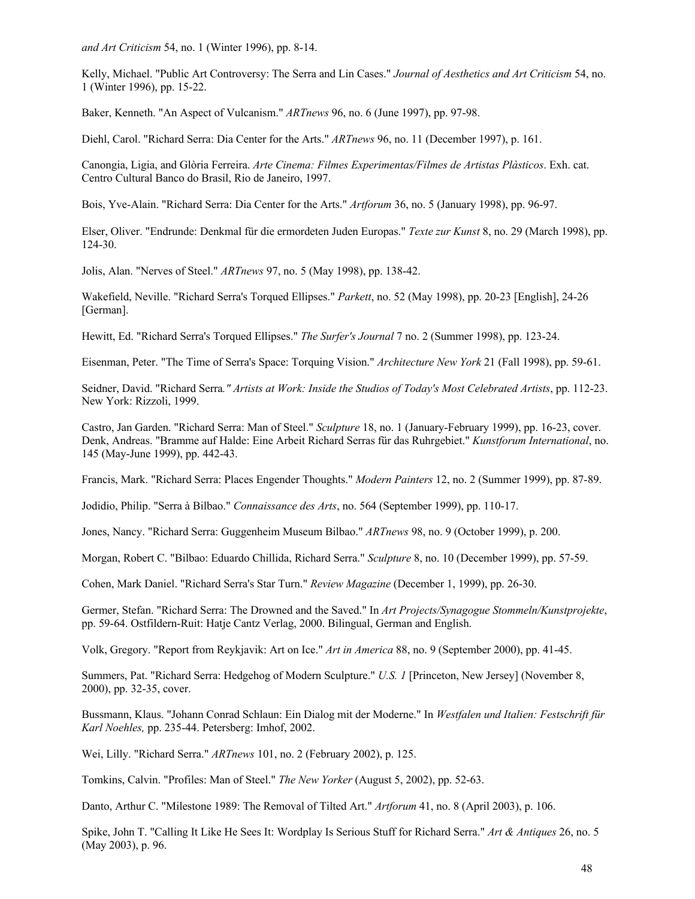*and Art Criticism* 54, no. 1 (Winter 1996), pp. 8-14.

Kelly, Michael. "Public Art Controversy: The Serra and Lin Cases." *Journal of Aesthetics and Art Criticism* 54, no. 1 (Winter 1996), pp. 15-22.

Baker, Kenneth. "An Aspect of Vulcanism." *ARTnews* 96, no. 6 (June 1997), pp. 97-98.

Diehl, Carol. "Richard Serra: Dia Center for the Arts." *ARTnews* 96, no. 11 (December 1997), p. 161.

Canongia, Ligia, and Glòria Ferreira. *Arte Cinema: Filmes Experimentas/Filmes de Artistas Plàsticos*. Exh. cat. Centro Cultural Banco do Brasil, Rio de Janeiro, 1997.

Bois, Yve-Alain. "Richard Serra: Dia Center for the Arts." *Artforum* 36, no. 5 (January 1998), pp. 96-97.

Elser, Oliver. "Endrunde: Denkmal für die ermordeten Juden Europas." *Texte zur Kunst* 8, no. 29 (March 1998), pp. 124-30.

Jolis, Alan. "Nerves of Steel." *ARTnews* 97, no. 5 (May 1998), pp. 138-42.

Wakefield, Neville. "Richard Serra's Torqued Ellipses." *Parkett*, no. 52 (May 1998), pp. 20-23 [English], 24-26 [German].

Hewitt, Ed. "Richard Serra's Torqued Ellipses." *The Surfer's Journal* 7 no. 2 (Summer 1998), pp. 123-24.

Eisenman, Peter. "The Time of Serra's Space: Torquing Vision." *Architecture New York* 21 (Fall 1998), pp. 59-61.

Seidner, David. "Richard Serra*." Artists at Work: Inside the Studios of Today's Most Celebrated Artists*, pp. 112-23. New York: Rizzoli, 1999.

Castro, Jan Garden. "Richard Serra: Man of Steel." *Sculpture* 18, no. 1 (January-February 1999), pp. 16-23, cover.
Denk, Andreas. "Bramme auf Halde: Eine Arbeit Richard Serras für das Ruhrgebiet." *Kunstforum International*, no. 145 (May-June 1999), pp. 442-43.

Francis, Mark. "Richard Serra: Places Engender Thoughts." *Modern Painters* 12, no. 2 (Summer 1999), pp. 87-89.

Jodidio, Philip. "Serra à Bilbao." *Connaissance des Arts*, no. 564 (September 1999), pp. 110-17.

Jones, Nancy. "Richard Serra: Guggenheim Museum Bilbao." *ARTnews* 98, no. 9 (October 1999), p. 200.

Morgan, Robert C. "Bilbao: Eduardo Chillida, Richard Serra." *Sculpture* 8, no. 10 (December 1999), pp. 57-59.

Cohen, Mark Daniel. "Richard Serra's Star Turn." *Review Magazine* (December 1, 1999), pp. 26-30.

Germer, Stefan. "Richard Serra: The Drowned and the Saved." In *Art Projects/Synagogue Stommeln/Kunstprojekte*, pp. 59-64. Ostfildern-Ruit: Hatje Cantz Verlag, 2000. Bilingual, German and English.

Volk, Gregory. "Report from Reykjavik: Art on Ice." *Art in America* 88, no. 9 (September 2000), pp. 41-45.

Summers, Pat. "Richard Serra: Hedgehog of Modern Sculpture." *U.S. 1* [Princeton, New Jersey] (November 8, 2000), pp. 32-35, cover.

Bussmann, Klaus. "Johann Conrad Schlaun: Ein Dialog mit der Moderne." In *Westfalen und Italien: Festschrift für Karl Noehles,* pp. 235-44. Petersberg: Imhof, 2002.

Wei, Lilly. "Richard Serra." *ARTnews* 101, no. 2 (February 2002), p. 125.

Tomkins, Calvin. "Profiles: Man of Steel." *The New Yorker* (August 5, 2002), pp. 52-63.

Danto, Arthur C. "Milestone 1989: The Removal of Tilted Art." *Artforum* 41, no. 8 (April 2003), p. 106.

Spike, John T. "Calling It Like He Sees It: Wordplay Is Serious Stuff for Richard Serra." *Art & Antiques* 26, no. 5 (May 2003), p. 96.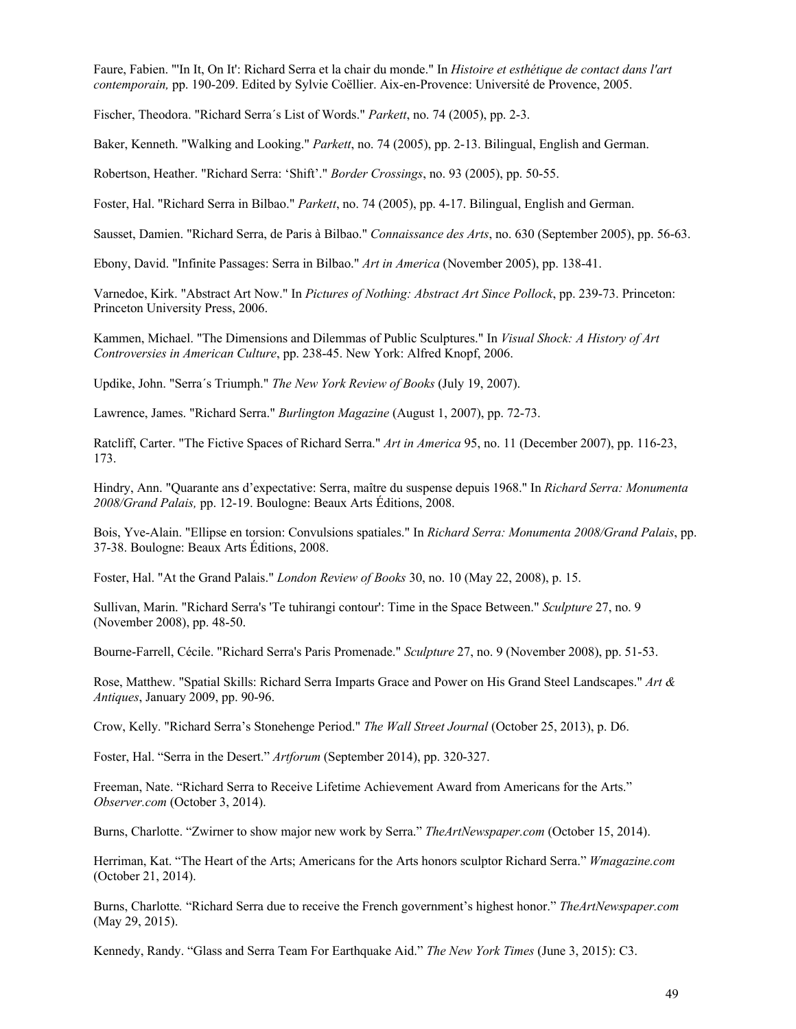Faure, Fabien. "'In It, On It': Richard Serra et la chair du monde." In *Histoire et esthétique de contact dans l'art contemporain,* pp. 190-209. Edited by Sylvie Coëllier. Aix-en-Provence: Université de Provence, 2005.

Fischer, Theodora. "Richard Serra´s List of Words." *Parkett*, no. 74 (2005), pp. 2-3.

Baker, Kenneth. "Walking and Looking." *Parkett*, no. 74 (2005), pp. 2-13. Bilingual, English and German.

Robertson, Heather. "Richard Serra: 'Shift'." *Border Crossings*, no. 93 (2005), pp. 50-55.

Foster, Hal. "Richard Serra in Bilbao." *Parkett*, no. 74 (2005), pp. 4-17. Bilingual, English and German.

Sausset, Damien. "Richard Serra, de Paris à Bilbao." *Connaissance des Arts*, no. 630 (September 2005), pp. 56-63.

Ebony, David. "Infinite Passages: Serra in Bilbao." *Art in America* (November 2005), pp. 138-41.

Varnedoe, Kirk. "Abstract Art Now." In *Pictures of Nothing: Abstract Art Since Pollock*, pp. 239-73. Princeton: Princeton University Press, 2006.

Kammen, Michael. "The Dimensions and Dilemmas of Public Sculptures." In *Visual Shock: A History of Art Controversies in American Culture*, pp. 238-45. New York: Alfred Knopf, 2006.

Updike, John. "Serra´s Triumph." *The New York Review of Books* (July 19, 2007).

Lawrence, James. "Richard Serra." *Burlington Magazine* (August 1, 2007), pp. 72-73.

Ratcliff, Carter. "The Fictive Spaces of Richard Serra." *Art in America* 95, no. 11 (December 2007), pp. 116-23, 173.

Hindry, Ann. "Quarante ans d'expectative: Serra, maître du suspense depuis 1968." In *Richard Serra: Monumenta 2008/Grand Palais,* pp. 12-19. Boulogne: Beaux Arts Éditions, 2008.

Bois, Yve-Alain. "Ellipse en torsion: Convulsions spatiales." In *Richard Serra: Monumenta 2008/Grand Palais*, pp. 37-38. Boulogne: Beaux Arts Éditions, 2008.

Foster, Hal. "At the Grand Palais." *London Review of Books* 30, no. 10 (May 22, 2008), p. 15.

Sullivan, Marin. "Richard Serra's 'Te tuhirangi contour': Time in the Space Between." *Sculpture* 27, no. 9 (November 2008), pp. 48-50.

Bourne-Farrell, Cécile. "Richard Serra's Paris Promenade." *Sculpture* 27, no. 9 (November 2008), pp. 51-53.

Rose, Matthew. "Spatial Skills: Richard Serra Imparts Grace and Power on His Grand Steel Landscapes." *Art & Antiques*, January 2009, pp. 90-96.

Crow, Kelly. "Richard Serra's Stonehenge Period." *The Wall Street Journal* (October 25, 2013), p. D6.

Foster, Hal. "Serra in the Desert." *Artforum* (September 2014), pp. 320-327.

Freeman, Nate. "Richard Serra to Receive Lifetime Achievement Award from Americans for the Arts." *Observer.com* (October 3, 2014).

Burns, Charlotte. "Zwirner to show major new work by Serra." *TheArtNewspaper.com* (October 15, 2014).

Herriman, Kat. "The Heart of the Arts; Americans for the Arts honors sculptor Richard Serra." *Wmagazine.com* (October 21, 2014).

Burns, Charlotte. "Richard Serra due to receive the French government's highest honor." *TheArtNewspaper.com* (May 29, 2015).

Kennedy, Randy. "Glass and Serra Team For Earthquake Aid." *The New York Times* (June 3, 2015): C3.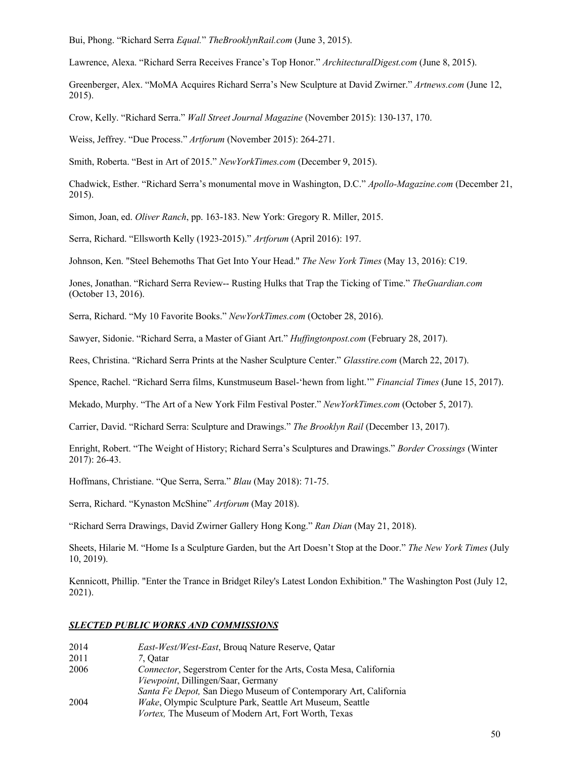Bui, Phong. “Richard Serra *Equal.*” *TheBrooklynRail.com* (June 3, 2015).

Lawrence, Alexa. “Richard Serra Receives France’s Top Honor.” *ArchitecturalDigest.com* (June 8, 2015).

Greenberger, Alex. “MoMA Acquires Richard Serra’s New Sculpture at David Zwirner.” *Artnews.com* (June 12, 2015).

Crow, Kelly. “Richard Serra.” *Wall Street Journal Magazine* (November 2015): 130-137, 170.

Weiss, Jeffrey. “Due Process.” *Artforum* (November 2015): 264-271.

Smith, Roberta. “Best in Art of 2015.” *NewYorkTimes.com* (December 9, 2015).

Chadwick, Esther. “Richard Serra’s monumental move in Washington, D.C.” *Apollo-Magazine.com* (December 21, 2015).

Simon, Joan, ed. *Oliver Ranch*, pp. 163-183. New York: Gregory R. Miller, 2015.

Serra, Richard. “Ellsworth Kelly (1923-2015).” *Artforum* (April 2016): 197.

Johnson, Ken. "Steel Behemoths That Get Into Your Head." *The New York Times* (May 13, 2016): C19.

Jones, Jonathan. “Richard Serra Review-- Rusting Hulks that Trap the Ticking of Time.” *TheGuardian.com* (October 13, 2016).

Serra, Richard. “My 10 Favorite Books.” *NewYorkTimes.com* (October 28, 2016).

Sawyer, Sidonie. “Richard Serra, a Master of Giant Art.” *Huffingtonpost.com* (February 28, 2017).

Rees, Christina. “Richard Serra Prints at the Nasher Sculpture Center.” *Glasstire.com* (March 22, 2017).

Spence, Rachel. “Richard Serra films, Kunstmuseum Basel-‘hewn from light.’” *Financial Times* (June 15, 2017).

Mekado, Murphy. “The Art of a New York Film Festival Poster.” *NewYorkTimes.com* (October 5, 2017).

Carrier, David. “Richard Serra: Sculpture and Drawings.” *The Brooklyn Rail* (December 13, 2017).

Enright, Robert. “The Weight of History; Richard Serra’s Sculptures and Drawings.” *Border Crossings* (Winter 2017): 26-43.

Hoffmans, Christiane. “Que Serra, Serra.” *Blau* (May 2018): 71-75.

Serra, Richard. “Kynaston McShine” *Artforum* (May 2018).

“Richard Serra Drawings, David Zwirner Gallery Hong Kong.” *Ran Dian* (May 21, 2018).

Sheets, Hilarie M. “Home Is a Sculpture Garden, but the Art Doesn’t Stop at the Door.” *The New York Times* (July 10, 2019).

Kennicott, Phillip. "Enter the Trance in Bridget Riley's Latest London Exhibition." The Washington Post (July 12, 2021).

## ***SLECTED PUBLIC WORKS AND COMMISSIONS***

| | |
|---|---|
| 2014 | *East-West/West-East*, Brouq Nature Reserve, Qatar |
| 2011 | *7*, Qatar |
| 2006 | *Connector*, Segerstrom Center for the Arts, Costa Mesa, California |
| | *Viewpoint*, Dillingen/Saar, Germany |
| | *Santa Fe Depot,* San Diego Museum of Contemporary Art, California |
| 2004 | *Wake*, Olympic Sculpture Park, Seattle Art Museum, Seattle |
| | *Vortex,* The Museum of Modern Art, Fort Worth, Texas |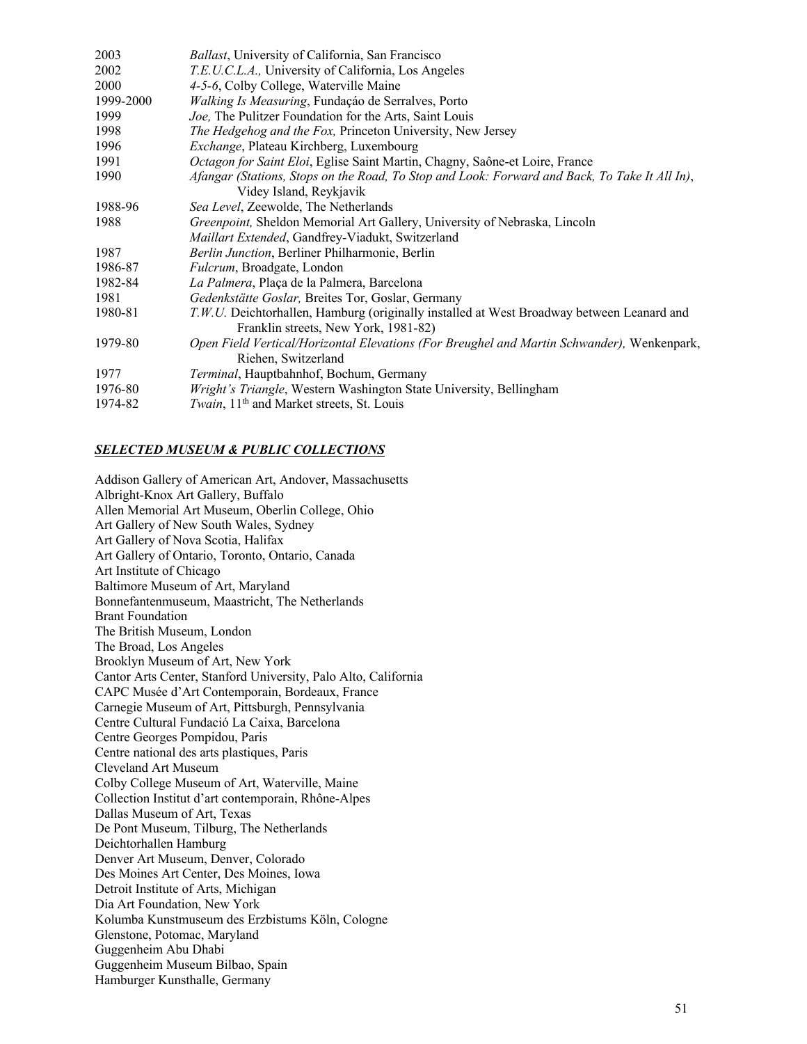| | |
|---|---|
| 2003 | *Ballast*, University of California, San Francisco |
| 2002 | *T.E.U.C.L.A.,* University of California, Los Angeles |
| 2000 | *4-5-6*, Colby College, Waterville Maine |
| 1999-2000 | *Walking Is Measuring*, Fundaçáo de Serralves, Porto |
| 1999 | *Joe,* The Pulitzer Foundation for the Arts, Saint Louis |
| 1998 | *The Hedgehog and the Fox,* Princeton University, New Jersey |
| 1996 | *Exchange*, Plateau Kirchberg, Luxembourg |
| 1991 | *Octagon for Saint Eloi*, Eglise Saint Martin, Chagny, Saône-et Loire, France |
| 1990 | *Afangar (Stations, Stops on the Road, To Stop and Look: Forward and Back, To Take It All In)*, Videy Island, Reykjavik |
| 1988-96 | *Sea Level*, Zeewolde, The Netherlands |
| 1988 | *Greenpoint,* Sheldon Memorial Art Gallery, University of Nebraska, Lincoln |
| | *Maillart Extended*, Gandfrey-Viadukt, Switzerland |
| 1987 | *Berlin Junction*, Berliner Philharmonie, Berlin |
| 1986-87 | *Fulcrum*, Broadgate, London |
| 1982-84 | *La Palmera*, Plaça de la Palmera, Barcelona |
| 1981 | *Gedenkstätte Goslar,* Breites Tor, Goslar, Germany |
| 1980-81 | *T.W.U.* Deichtorhallen, Hamburg (originally installed at West Broadway between Leanard and Franklin streets, New York, 1981-82) |
| 1979-80 | *Open Field Vertical/Horizontal Elevations (For Breughel and Martin Schwander),* Wenkenpark, Riehen, Switzerland |
| 1977 | *Terminal*, Hauptbahnhof, Bochum, Germany |
| 1976-80 | *Wright's Triangle*, Western Washington State University, Bellingham |
| 1974-82 | *Twain*, 11th and Market streets, St. Louis |

***SELECTED MUSEUM & PUBLIC COLLECTIONS***

Addison Gallery of American Art, Andover, Massachusetts
Albright-Knox Art Gallery, Buffalo
Allen Memorial Art Museum, Oberlin College, Ohio
Art Gallery of New South Wales, Sydney
Art Gallery of Nova Scotia, Halifax
Art Gallery of Ontario, Toronto, Ontario, Canada
Art Institute of Chicago
Baltimore Museum of Art, Maryland
Bonnefantenmuseum, Maastricht, The Netherlands
Brant Foundation
The British Museum, London
The Broad, Los Angeles
Brooklyn Museum of Art, New York
Cantor Arts Center, Stanford University, Palo Alto, California
CAPC Musée d'Art Contemporain, Bordeaux, France
Carnegie Museum of Art, Pittsburgh, Pennsylvania
Centre Cultural Fundació La Caixa, Barcelona
Centre Georges Pompidou, Paris
Centre national des arts plastiques, Paris
Cleveland Art Museum
Colby College Museum of Art, Waterville, Maine
Collection Institut d'art contemporain, Rhône-Alpes
Dallas Museum of Art, Texas
De Pont Museum, Tilburg, The Netherlands
Deichtorhallen Hamburg
Denver Art Museum, Denver, Colorado
Des Moines Art Center, Des Moines, Iowa
Detroit Institute of Arts, Michigan
Dia Art Foundation, New York
Kolumba Kunstmuseum des Erzbistums Köln, Cologne
Glenstone, Potomac, Maryland
Guggenheim Abu Dhabi
Guggenheim Museum Bilbao, Spain
Hamburger Kunsthalle, Germany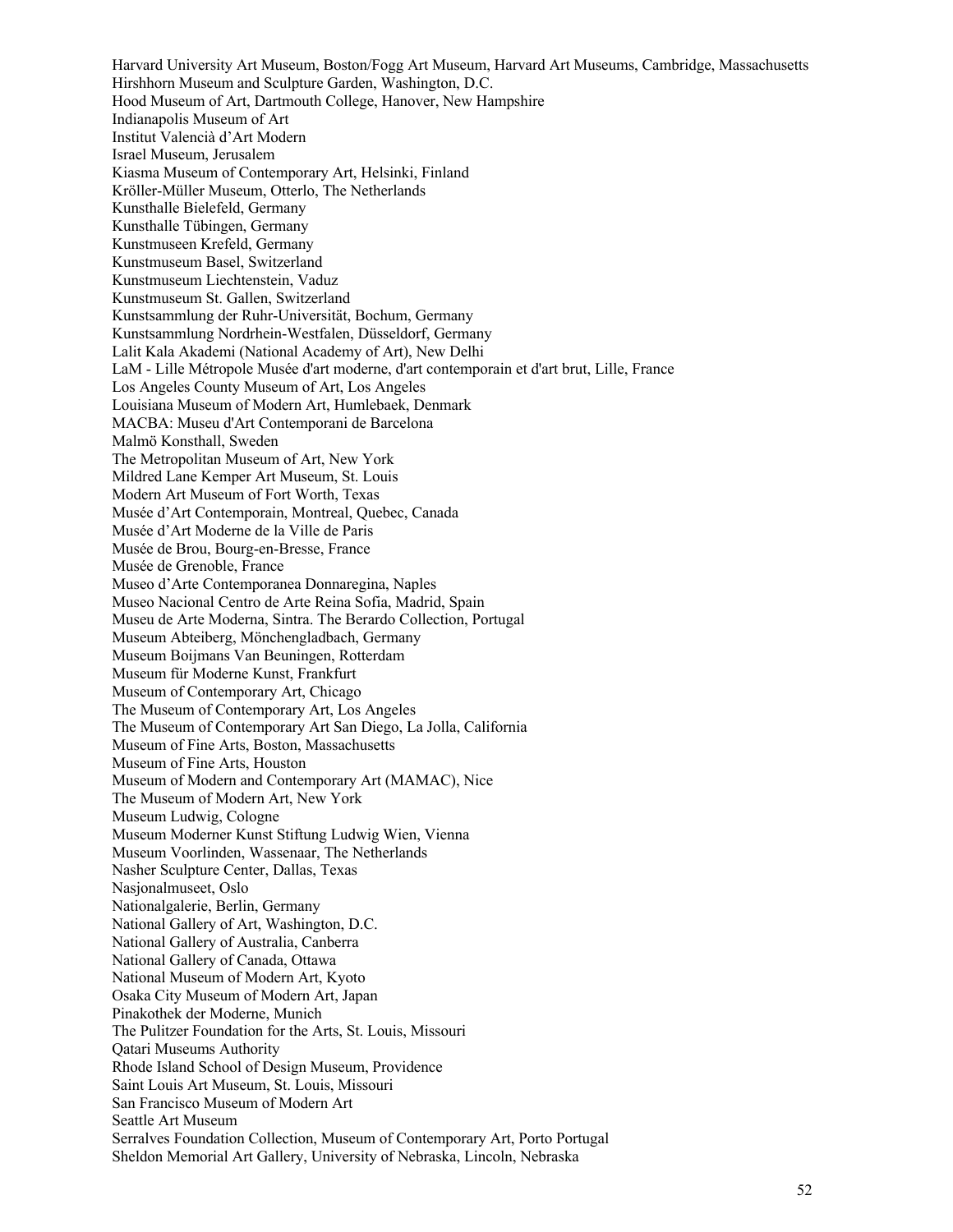Harvard University Art Museum, Boston/Fogg Art Museum, Harvard Art Museums, Cambridge, Massachusetts
Hirshhorn Museum and Sculpture Garden, Washington, D.C.
Hood Museum of Art, Dartmouth College, Hanover, New Hampshire
Indianapolis Museum of Art
Institut Valencià d'Art Modern
Israel Museum, Jerusalem
Kiasma Museum of Contemporary Art, Helsinki, Finland
Kröller-Müller Museum, Otterlo, The Netherlands
Kunsthalle Bielefeld, Germany
Kunsthalle Tübingen, Germany
Kunstmuseen Krefeld, Germany
Kunstmuseum Basel, Switzerland
Kunstmuseum Liechtenstein, Vaduz
Kunstmuseum St. Gallen, Switzerland
Kunstsammlung der Ruhr-Universität, Bochum, Germany
Kunstsammlung Nordrhein-Westfalen, Düsseldorf, Germany
Lalit Kala Akademi (National Academy of Art), New Delhi
LaM - Lille Métropole Musée d'art moderne, d'art contemporain et d'art brut, Lille, France
Los Angeles County Museum of Art, Los Angeles
Louisiana Museum of Modern Art, Humlebaek, Denmark
MACBA: Museu d'Art Contemporani de Barcelona
Malmö Konsthall, Sweden
The Metropolitan Museum of Art, New York
Mildred Lane Kemper Art Museum, St. Louis
Modern Art Museum of Fort Worth, Texas
Musée d'Art Contemporain, Montreal, Quebec, Canada
Musée d'Art Moderne de la Ville de Paris
Musée de Brou, Bourg-en-Bresse, France
Musée de Grenoble, France
Museo d'Arte Contemporanea Donnaregina, Naples
Museo Nacional Centro de Arte Reina Sofia, Madrid, Spain
Museu de Arte Moderna, Sintra. The Berardo Collection, Portugal
Museum Abteiberg, Mönchengladbach, Germany
Museum Boijmans Van Beuningen, Rotterdam
Museum für Moderne Kunst, Frankfurt
Museum of Contemporary Art, Chicago
The Museum of Contemporary Art, Los Angeles
The Museum of Contemporary Art San Diego, La Jolla, California
Museum of Fine Arts, Boston, Massachusetts
Museum of Fine Arts, Houston
Museum of Modern and Contemporary Art (MAMAC), Nice
The Museum of Modern Art, New York
Museum Ludwig, Cologne
Museum Moderner Kunst Stiftung Ludwig Wien, Vienna
Museum Voorlinden, Wassenaar, The Netherlands
Nasher Sculpture Center, Dallas, Texas
Nasjonalmuseet, Oslo
Nationalgalerie, Berlin, Germany
National Gallery of Art, Washington, D.C.
National Gallery of Australia, Canberra
National Gallery of Canada, Ottawa
National Museum of Modern Art, Kyoto
Osaka City Museum of Modern Art, Japan
Pinakothek der Moderne, Munich
The Pulitzer Foundation for the Arts, St. Louis, Missouri
Qatari Museums Authority
Rhode Island School of Design Museum, Providence
Saint Louis Art Museum, St. Louis, Missouri
San Francisco Museum of Modern Art
Seattle Art Museum
Serralves Foundation Collection, Museum of Contemporary Art, Porto Portugal
Sheldon Memorial Art Gallery, University of Nebraska, Lincoln, Nebraska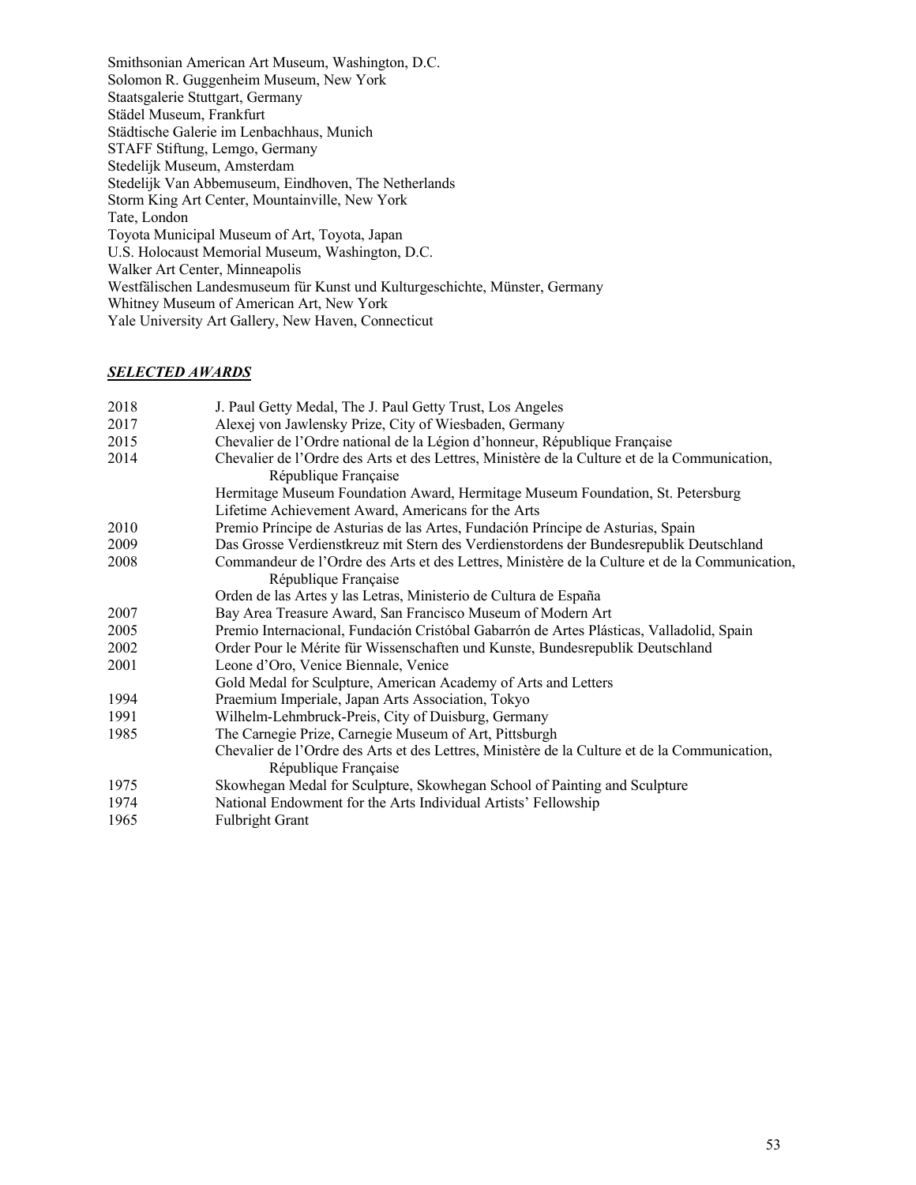Smithsonian American Art Museum, Washington, D.C.
Solomon R. Guggenheim Museum, New York
Staatsgalerie Stuttgart, Germany
Städel Museum, Frankfurt
Städtische Galerie im Lenbachhaus, Munich
STAFF Stiftung, Lemgo, Germany
Stedelijk Museum, Amsterdam
Stedelijk Van Abbemuseum, Eindhoven, The Netherlands
Storm King Art Center, Mountainville, New York
Tate, London
Toyota Municipal Museum of Art, Toyota, Japan
U.S. Holocaust Memorial Museum, Washington, D.C.
Walker Art Center, Minneapolis
Westfälischen Landesmuseum für Kunst und Kulturgeschichte, Münster, Germany
Whitney Museum of American Art, New York
Yale University Art Gallery, New Haven, Connecticut

## ***SELECTED AWARDS***

| | |
|---|---|
| 2018 | J. Paul Getty Medal, The J. Paul Getty Trust, Los Angeles |
| 2017 | Alexej von Jawlensky Prize, City of Wiesbaden, Germany |
| 2015 | Chevalier de l'Ordre national de la Légion d'honneur, République Française |
| 2014 | Chevalier de l'Ordre des Arts et des Lettres, Ministère de la Culture et de la Communication, République Française |
| | Hermitage Museum Foundation Award, Hermitage Museum Foundation, St. Petersburg |
| | Lifetime Achievement Award, Americans for the Arts |
| 2010 | Premio Príncipe de Asturias de las Artes, Fundación Príncipe de Asturias, Spain |
| 2009 | Das Grosse Verdienstkreuz mit Stern des Verdienstordens der Bundesrepublik Deutschland |
| 2008 | Commandeur de l'Ordre des Arts et des Lettres, Ministère de la Culture et de la Communication, République Française |
| | Orden de las Artes y las Letras, Ministerio de Cultura de España |
| 2007 | Bay Area Treasure Award, San Francisco Museum of Modern Art |
| 2005 | Premio Internacional, Fundación Cristóbal Gabarrón de Artes Plásticas, Valladolid, Spain |
| 2002 | Order Pour le Mérite für Wissenschaften und Kunste, Bundesrepublik Deutschland |
| 2001 | Leone d'Oro, Venice Biennale, Venice |
| | Gold Medal for Sculpture, American Academy of Arts and Letters |
| 1994 | Praemium Imperiale, Japan Arts Association, Tokyo |
| 1991 | Wilhelm-Lehmbruck-Preis, City of Duisburg, Germany |
| 1985 | The Carnegie Prize, Carnegie Museum of Art, Pittsburgh |
| | Chevalier de l'Ordre des Arts et des Lettres, Ministère de la Culture et de la Communication, République Française |
| 1975 | Skowhegan Medal for Sculpture, Skowhegan School of Painting and Sculpture |
| 1974 | National Endowment for the Arts Individual Artists' Fellowship |
| 1965 | Fulbright Grant |